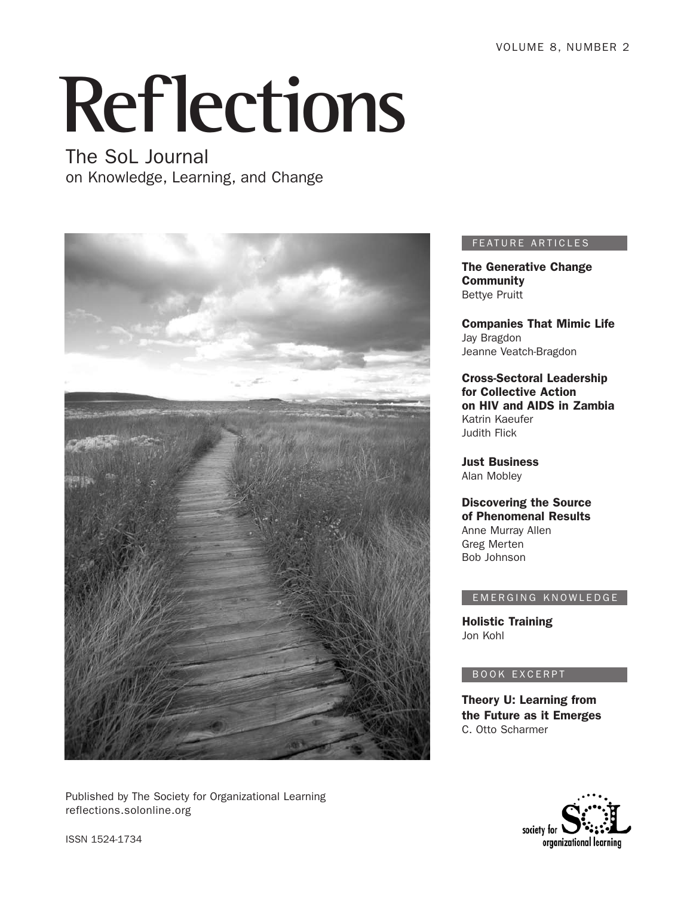VOLUME 8, NUMBER 2

# Reflections

## The SoL Journal
on Knowledge, Learning, and Change

FEATURE ARTICLES

**The Generative Change Community**
Bettye Pruitt

**Companies That Mimic Life**
Jay Bragdon
Jeanne Veatch-Bragdon

**Cross-Sectoral Leadership for Collective Action on HIV and AIDS in Zambia**
Katrin Kaeufer
Judith Flick

**Just Business**
Alan Mobley

**Discovering the Source of Phenomenal Results**
Anne Murray Allen
Greg Merten
Bob Johnson

EMERGING KNOWLEDGE

**Holistic Training**
Jon Kohl

BOOK EXCERPT

**Theory U: Learning from the Future as it Emerges**
C. Otto Scharmer

Published by The Society for Organizational Learning
reflections.solonline.org

ISSN 1524-1734

society for SoL organizational learning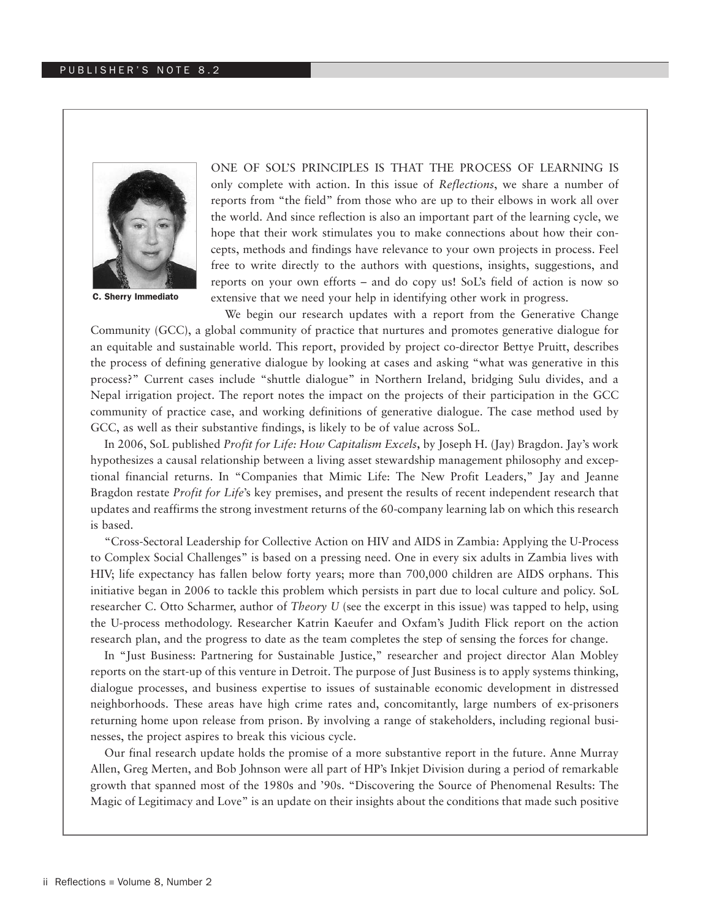C. Sherry Immediato

ONE OF SOL'S PRINCIPLES IS THAT THE PROCESS OF LEARNING IS only complete with action. In this issue of *Reflections*, we share a number of reports from "the field" from those who are up to their elbows in work all over the world. And since reflection is also an important part of the learning cycle, we hope that their work stimulates you to make connections about how their concepts, methods and findings have relevance to your own projects in process. Feel free to write directly to the authors with questions, insights, suggestions, and reports on your own efforts – and do copy us! SoL's field of action is now so extensive that we need your help in identifying other work in progress.

We begin our research updates with a report from the Generative Change Community (GCC), a global community of practice that nurtures and promotes generative dialogue for an equitable and sustainable world. This report, provided by project co-director Bettye Pruitt, describes the process of defining generative dialogue by looking at cases and asking "what was generative in this process?" Current cases include "shuttle dialogue" in Northern Ireland, bridging Sulu divides, and a Nepal irrigation project. The report notes the impact on the projects of their participation in the GCC community of practice case, and working definitions of generative dialogue. The case method used by GCC, as well as their substantive findings, is likely to be of value across SoL.

In 2006, SoL published *Profit for Life: How Capitalism Excels*, by Joseph H. (Jay) Bragdon. Jay's work hypothesizes a causal relationship between a living asset stewardship management philosophy and exceptional financial returns. In "Companies that Mimic Life: The New Profit Leaders," Jay and Jeanne Bragdon restate *Profit for Life*'s key premises, and present the results of recent independent research that updates and reaffirms the strong investment returns of the 60-company learning lab on which this research is based.

"Cross-Sectoral Leadership for Collective Action on HIV and AIDS in Zambia: Applying the U-Process to Complex Social Challenges" is based on a pressing need. One in every six adults in Zambia lives with HIV; life expectancy has fallen below forty years; more than 700,000 children are AIDS orphans. This initiative began in 2006 to tackle this problem which persists in part due to local culture and policy. SoL researcher C. Otto Scharmer, author of *Theory U* (see the excerpt in this issue) was tapped to help, using the U-process methodology. Researcher Katrin Kaeufer and Oxfam's Judith Flick report on the action research plan, and the progress to date as the team completes the step of sensing the forces for change.

In "Just Business: Partnering for Sustainable Justice," researcher and project director Alan Mobley reports on the start-up of this venture in Detroit. The purpose of Just Business is to apply systems thinking, dialogue processes, and business expertise to issues of sustainable economic development in distressed neighborhoods. These areas have high crime rates and, concomitantly, large numbers of ex-prisoners returning home upon release from prison. By involving a range of stakeholders, including regional businesses, the project aspires to break this vicious cycle.

Our final research update holds the promise of a more substantive report in the future. Anne Murray Allen, Greg Merten, and Bob Johnson were all part of HP's Inkjet Division during a period of remarkable growth that spanned most of the 1980s and '90s. "Discovering the Source of Phenomenal Results: The Magic of Legitimacy and Love" is an update on their insights about the conditions that made such positive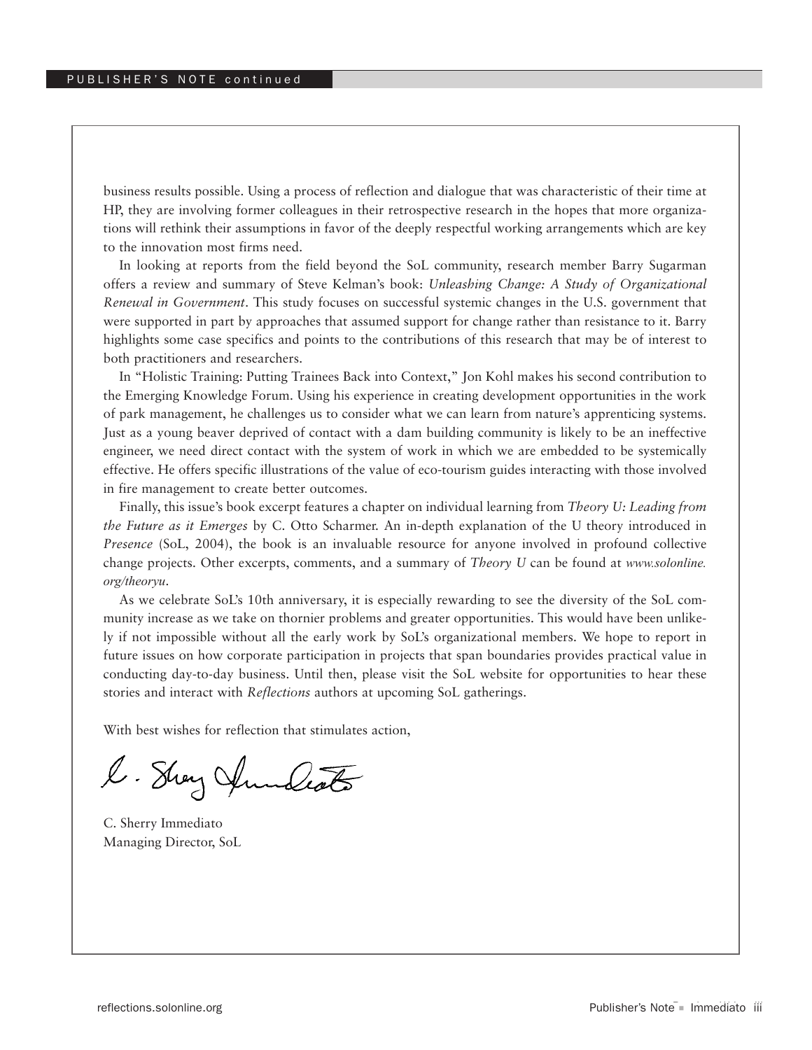business results possible. Using a process of reflection and dialogue that was characteristic of their time at HP, they are involving former colleagues in their retrospective research in the hopes that more organizations will rethink their assumptions in favor of the deeply respectful working arrangements which are key to the innovation most firms need.

In looking at reports from the field beyond the SoL community, research member Barry Sugarman offers a review and summary of Steve Kelman's book: *Unleashing Change: A Study of Organizational Renewal in Government*. This study focuses on successful systemic changes in the U.S. government that were supported in part by approaches that assumed support for change rather than resistance to it. Barry highlights some case specifics and points to the contributions of this research that may be of interest to both practitioners and researchers.

In "Holistic Training: Putting Trainees Back into Context," Jon Kohl makes his second contribution to the Emerging Knowledge Forum. Using his experience in creating development opportunities in the work of park management, he challenges us to consider what we can learn from nature's apprenticing systems. Just as a young beaver deprived of contact with a dam building community is likely to be an ineffective engineer, we need direct contact with the system of work in which we are embedded to be systemically effective. He offers specific illustrations of the value of eco-tourism guides interacting with those involved in fire management to create better outcomes.

Finally, this issue's book excerpt features a chapter on individual learning from *Theory U: Leading from the Future as it Emerges* by C. Otto Scharmer. An in-depth explanation of the U theory introduced in *Presence* (SoL, 2004), the book is an invaluable resource for anyone involved in profound collective change projects. Other excerpts, comments, and a summary of *Theory U* can be found at *www.solonline.org/theoryu*.

As we celebrate SoL's 10th anniversary, it is especially rewarding to see the diversity of the SoL community increase as we take on thornier problems and greater opportunities. This would have been unlikely if not impossible without all the early work by SoL's organizational members. We hope to report in future issues on how corporate participation in projects that span boundaries provides practical value in conducting day-to-day business. Until then, please visit the SoL website for opportunities to hear these stories and interact with *Reflections* authors at upcoming SoL gatherings.

With best wishes for reflection that stimulates action,

C. Sherry Immediato
Managing Director, SoL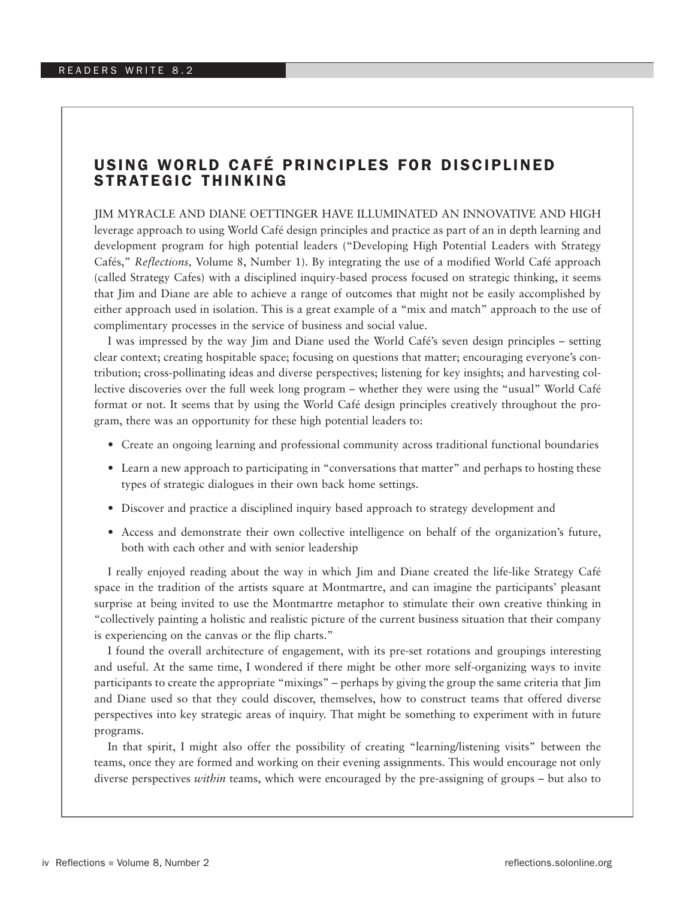## USING WORLD CAFÉ PRINCIPLES FOR DISCIPLINED STRATEGIC THINKING

JIM MYRACLE AND DIANE OETTINGER HAVE ILLUMINATED AN INNOVATIVE AND HIGH leverage approach to using World Café design principles and practice as part of an in depth learning and development program for high potential leaders ("Developing High Potential Leaders with Strategy Cafés," *Reflections,* Volume 8, Number 1). By integrating the use of a modified World Café approach (called Strategy Cafes) with a disciplined inquiry-based process focused on strategic thinking, it seems that Jim and Diane are able to achieve a range of outcomes that might not be easily accomplished by either approach used in isolation. This is a great example of a "mix and match" approach to the use of complimentary processes in the service of business and social value.

I was impressed by the way Jim and Diane used the World Café's seven design principles – setting clear context; creating hospitable space; focusing on questions that matter; encouraging everyone's contribution; cross-pollinating ideas and diverse perspectives; listening for key insights; and harvesting collective discoveries over the full week long program – whether they were using the "usual" World Café format or not. It seems that by using the World Café design principles creatively throughout the program, there was an opportunity for these high potential leaders to:

- Create an ongoing learning and professional community across traditional functional boundaries
- Learn a new approach to participating in "conversations that matter" and perhaps to hosting these types of strategic dialogues in their own back home settings.
- Discover and practice a disciplined inquiry based approach to strategy development and
- Access and demonstrate their own collective intelligence on behalf of the organization's future, both with each other and with senior leadership

I really enjoyed reading about the way in which Jim and Diane created the life-like Strategy Café space in the tradition of the artists square at Montmartre, and can imagine the participants' pleasant surprise at being invited to use the Montmartre metaphor to stimulate their own creative thinking in "collectively painting a holistic and realistic picture of the current business situation that their company is experiencing on the canvas or the flip charts."

I found the overall architecture of engagement, with its pre-set rotations and groupings interesting and useful. At the same time, I wondered if there might be other more self-organizing ways to invite participants to create the appropriate "mixings" – perhaps by giving the group the same criteria that Jim and Diane used so that they could discover, themselves, how to construct teams that offered diverse perspectives into key strategic areas of inquiry. That might be something to experiment with in future programs.

In that spirit, I might also offer the possibility of creating "learning/listening visits" between the teams, once they are formed and working on their evening assignments. This would encourage not only diverse perspectives *within* teams, which were encouraged by the pre-assigning of groups – but also to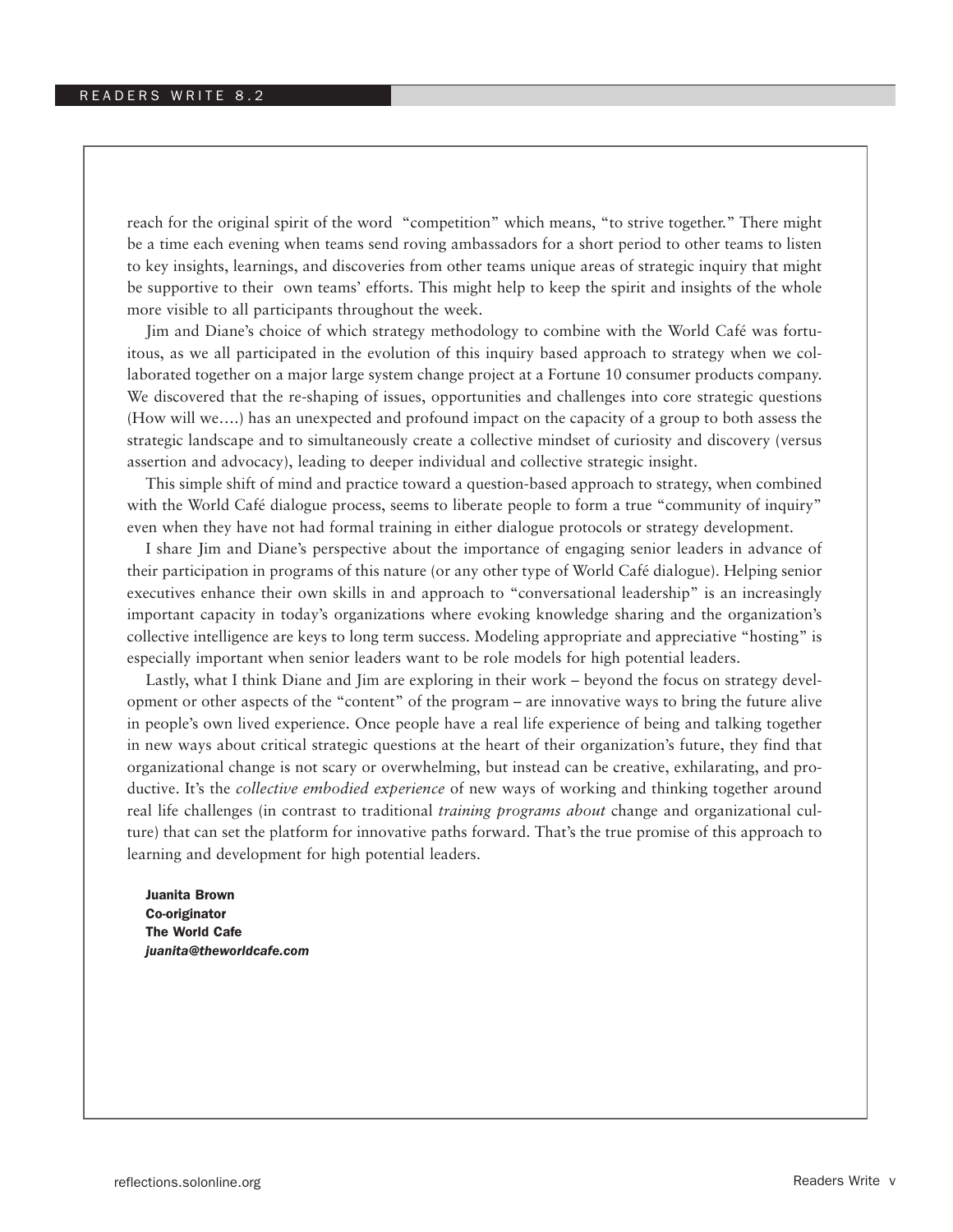reach for the original spirit of the word "competition" which means, "to strive together." There might be a time each evening when teams send roving ambassadors for a short period to other teams to listen to key insights, learnings, and discoveries from other teams unique areas of strategic inquiry that might be supportive to their own teams' efforts. This might help to keep the spirit and insights of the whole more visible to all participants throughout the week.

Jim and Diane's choice of which strategy methodology to combine with the World Café was fortuitous, as we all participated in the evolution of this inquiry based approach to strategy when we collaborated together on a major large system change project at a Fortune 10 consumer products company. We discovered that the re-shaping of issues, opportunities and challenges into core strategic questions (How will we….) has an unexpected and profound impact on the capacity of a group to both assess the strategic landscape and to simultaneously create a collective mindset of curiosity and discovery (versus assertion and advocacy), leading to deeper individual and collective strategic insight.

This simple shift of mind and practice toward a question-based approach to strategy, when combined with the World Café dialogue process, seems to liberate people to form a true "community of inquiry" even when they have not had formal training in either dialogue protocols or strategy development.

I share Jim and Diane's perspective about the importance of engaging senior leaders in advance of their participation in programs of this nature (or any other type of World Café dialogue). Helping senior executives enhance their own skills in and approach to "conversational leadership" is an increasingly important capacity in today's organizations where evoking knowledge sharing and the organization's collective intelligence are keys to long term success. Modeling appropriate and appreciative "hosting" is especially important when senior leaders want to be role models for high potential leaders.

Lastly, what I think Diane and Jim are exploring in their work – beyond the focus on strategy development or other aspects of the "content" of the program – are innovative ways to bring the future alive in people's own lived experience. Once people have a real life experience of being and talking together in new ways about critical strategic questions at the heart of their organization's future, they find that organizational change is not scary or overwhelming, but instead can be creative, exhilarating, and productive. It's the *collective embodied experience* of new ways of working and thinking together around real life challenges (in contrast to traditional *training programs about* change and organizational culture) that can set the platform for innovative paths forward. That's the true promise of this approach to learning and development for high potential leaders.

**Juanita Brown**
**Co-originator**
**The World Cafe**
***juanita@theworldcafe.com***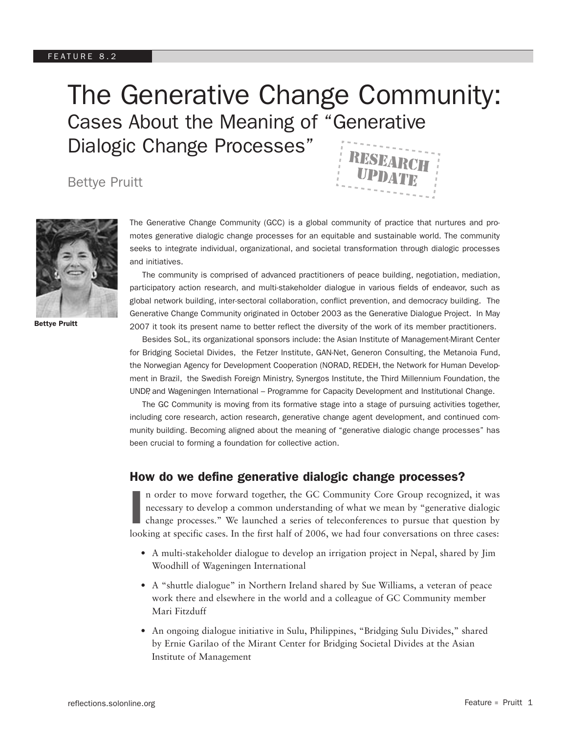FEATURE 8.2

# The Generative Change Community: Cases About the Meaning of "Generative Dialogic Change Processes"

RESEARCH UPDATE

Bettye Pruitt

Bettye Pruitt

The Generative Change Community (GCC) is a global community of practice that nurtures and promotes generative dialogic change processes for an equitable and sustainable world. The community seeks to integrate individual, organizational, and societal transformation through dialogic processes and initiatives.

The community is comprised of advanced practitioners of peace building, negotiation, mediation, participatory action research, and multi-stakeholder dialogue in various fields of endeavor, such as global network building, inter-sectoral collaboration, conflict prevention, and democracy building. The Generative Change Community originated in October 2003 as the Generative Dialogue Project. In May 2007 it took its present name to better reflect the diversity of the work of its member practitioners.

Besides SoL, its organizational sponsors include: the Asian Institute of Management-Mirant Center for Bridging Societal Divides, the Fetzer Institute, GAN-Net, Generon Consulting, the Metanoia Fund, the Norwegian Agency for Development Cooperation (NORAD, REDEH, the Network for Human Development in Brazil, the Swedish Foreign Ministry, Synergos Institute, the Third Millennium Foundation, the UNDP, and Wageningen International – Programme for Capacity Development and Institutional Change.

The GC Community is moving from its formative stage into a stage of pursuing activities together, including core research, action research, generative change agent development, and continued community building. Becoming aligned about the meaning of "generative dialogic change processes" has been crucial to forming a foundation for collective action.

## How do we define generative dialogic change processes?

In order to move forward together, the GC Community Core Group recognized, it was necessary to develop a common understanding of what we mean by "generative dialogic change processes." We launched a series of teleconferences to pursue that question by looking at specific cases. In the first half of 2006, we had four conversations on three cases:

- A multi-stakeholder dialogue to develop an irrigation project in Nepal, shared by Jim Woodhill of Wageningen International
- A "shuttle dialogue" in Northern Ireland shared by Sue Williams, a veteran of peace work there and elsewhere in the world and a colleague of GC Community member Mari Fitzduff
- An ongoing dialogue initiative in Sulu, Philippines, "Bridging Sulu Divides," shared by Ernie Garilao of the Mirant Center for Bridging Societal Divides at the Asian Institute of Management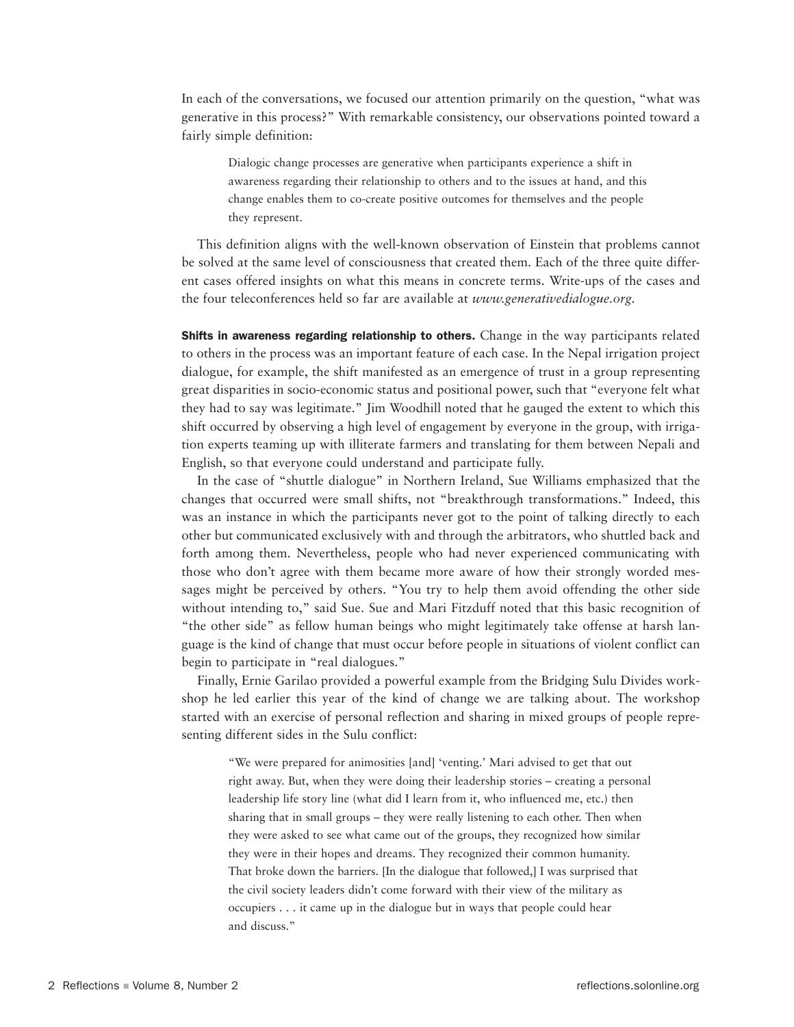In each of the conversations, we focused our attention primarily on the question, "what was generative in this process?" With remarkable consistency, our observations pointed toward a fairly simple definition:

> Dialogic change processes are generative when participants experience a shift in awareness regarding their relationship to others and to the issues at hand, and this change enables them to co-create positive outcomes for themselves and the people they represent.

This definition aligns with the well-known observation of Einstein that problems cannot be solved at the same level of consciousness that created them. Each of the three quite different cases offered insights on what this means in concrete terms. Write-ups of the cases and the four teleconferences held so far are available at *www.generativedialogue.org*.

**Shifts in awareness regarding relationship to others.** Change in the way participants related to others in the process was an important feature of each case. In the Nepal irrigation project dialogue, for example, the shift manifested as an emergence of trust in a group representing great disparities in socio-economic status and positional power, such that "everyone felt what they had to say was legitimate." Jim Woodhill noted that he gauged the extent to which this shift occurred by observing a high level of engagement by everyone in the group, with irrigation experts teaming up with illiterate farmers and translating for them between Nepali and English, so that everyone could understand and participate fully.

In the case of "shuttle dialogue" in Northern Ireland, Sue Williams emphasized that the changes that occurred were small shifts, not "breakthrough transformations." Indeed, this was an instance in which the participants never got to the point of talking directly to each other but communicated exclusively with and through the arbitrators, who shuttled back and forth among them. Nevertheless, people who had never experienced communicating with those who don't agree with them became more aware of how their strongly worded messages might be perceived by others. "You try to help them avoid offending the other side without intending to," said Sue. Sue and Mari Fitzduff noted that this basic recognition of "the other side" as fellow human beings who might legitimately take offense at harsh language is the kind of change that must occur before people in situations of violent conflict can begin to participate in "real dialogues."

Finally, Ernie Garilao provided a powerful example from the Bridging Sulu Divides workshop he led earlier this year of the kind of change we are talking about. The workshop started with an exercise of personal reflection and sharing in mixed groups of people representing different sides in the Sulu conflict:

> "We were prepared for animosities [and] 'venting.' Mari advised to get that out right away. But, when they were doing their leadership stories – creating a personal leadership life story line (what did I learn from it, who influenced me, etc.) then sharing that in small groups – they were really listening to each other. Then when they were asked to see what came out of the groups, they recognized how similar they were in their hopes and dreams. They recognized their common humanity. That broke down the barriers. [In the dialogue that followed,] I was surprised that the civil society leaders didn't come forward with their view of the military as occupiers . . . it came up in the dialogue but in ways that people could hear and discuss."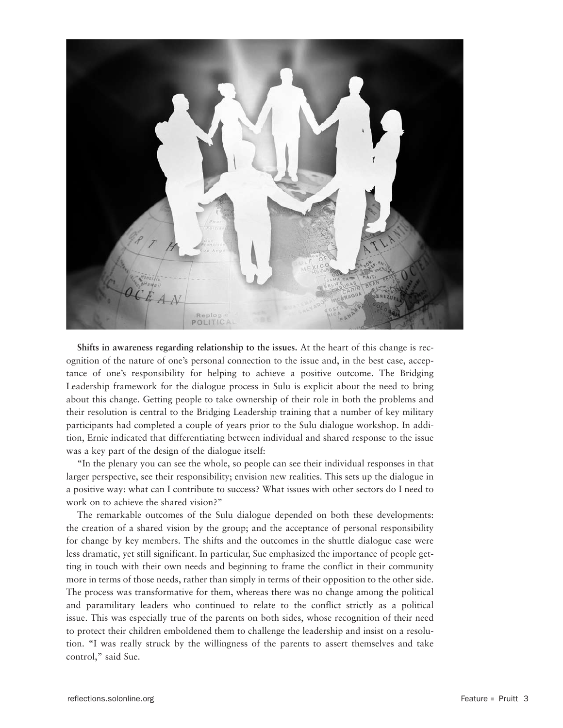**Shifts in awareness regarding relationship to the issues.** At the heart of this change is recognition of the nature of one's personal connection to the issue and, in the best case, acceptance of one's responsibility for helping to achieve a positive outcome. The Bridging Leadership framework for the dialogue process in Sulu is explicit about the need to bring about this change. Getting people to take ownership of their role in both the problems and their resolution is central to the Bridging Leadership training that a number of key military participants had completed a couple of years prior to the Sulu dialogue workshop. In addition, Ernie indicated that differentiating between individual and shared response to the issue was a key part of the design of the dialogue itself:

"In the plenary you can see the whole, so people can see their individual responses in that larger perspective, see their responsibility; envision new realities. This sets up the dialogue in a positive way: what can I contribute to success? What issues with other sectors do I need to work on to achieve the shared vision?"

The remarkable outcomes of the Sulu dialogue depended on both these developments: the creation of a shared vision by the group; and the acceptance of personal responsibility for change by key members. The shifts and the outcomes in the shuttle dialogue case were less dramatic, yet still significant. In particular, Sue emphasized the importance of people getting in touch with their own needs and beginning to frame the conflict in their community more in terms of those needs, rather than simply in terms of their opposition to the other side. The process was transformative for them, whereas there was no change among the political and paramilitary leaders who continued to relate to the conflict strictly as a political issue. This was especially true of the parents on both sides, whose recognition of their need to protect their children emboldened them to challenge the leadership and insist on a resolution. "I was really struck by the willingness of the parents to assert themselves and take control," said Sue.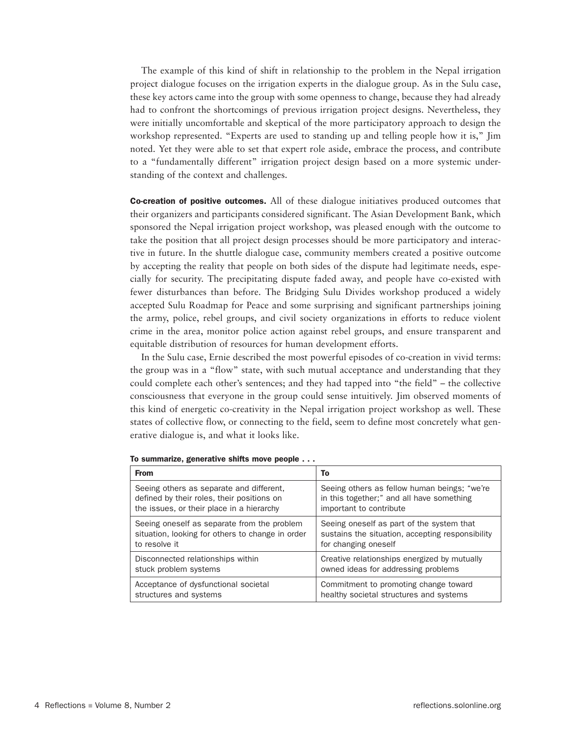The example of this kind of shift in relationship to the problem in the Nepal irrigation project dialogue focuses on the irrigation experts in the dialogue group. As in the Sulu case, these key actors came into the group with some openness to change, because they had already had to confront the shortcomings of previous irrigation project designs. Nevertheless, they were initially uncomfortable and skeptical of the more participatory approach to design the workshop represented. "Experts are used to standing up and telling people how it is," Jim noted. Yet they were able to set that expert role aside, embrace the process, and contribute to a "fundamentally different" irrigation project design based on a more systemic understanding of the context and challenges.

**Co-creation of positive outcomes.** All of these dialogue initiatives produced outcomes that their organizers and participants considered significant. The Asian Development Bank, which sponsored the Nepal irrigation project workshop, was pleased enough with the outcome to take the position that all project design processes should be more participatory and interactive in future. In the shuttle dialogue case, community members created a positive outcome by accepting the reality that people on both sides of the dispute had legitimate needs, especially for security. The precipitating dispute faded away, and people have co-existed with fewer disturbances than before. The Bridging Sulu Divides workshop produced a widely accepted Sulu Roadmap for Peace and some surprising and significant partnerships joining the army, police, rebel groups, and civil society organizations in efforts to reduce violent crime in the area, monitor police action against rebel groups, and ensure transparent and equitable distribution of resources for human development efforts.

In the Sulu case, Ernie described the most powerful episodes of co-creation in vivid terms: the group was in a "flow" state, with such mutual acceptance and understanding that they could complete each other's sentences; and they had tapped into "the field" – the collective consciousness that everyone in the group could sense intuitively. Jim observed moments of this kind of energetic co-creativity in the Nepal irrigation project workshop as well. These states of collective flow, or connecting to the field, seem to define most concretely what generative dialogue is, and what it looks like.

**To summarize, generative shifts move people . . .**

| From | To |
| --- | --- |
| Seeing others as separate and different, defined by their roles, their positions on the issues, or their place in a hierarchy | Seeing others as fellow human beings; "we're in this together;" and all have something important to contribute |
| Seeing oneself as separate from the problem situation, looking for others to change in order to resolve it | Seeing oneself as part of the system that sustains the situation, accepting responsibility for changing oneself |
| Disconnected relationships within stuck problem systems | Creative relationships energized by mutually owned ideas for addressing problems |
| Acceptance of dysfunctional societal structures and systems | Commitment to promoting change toward healthy societal structures and systems |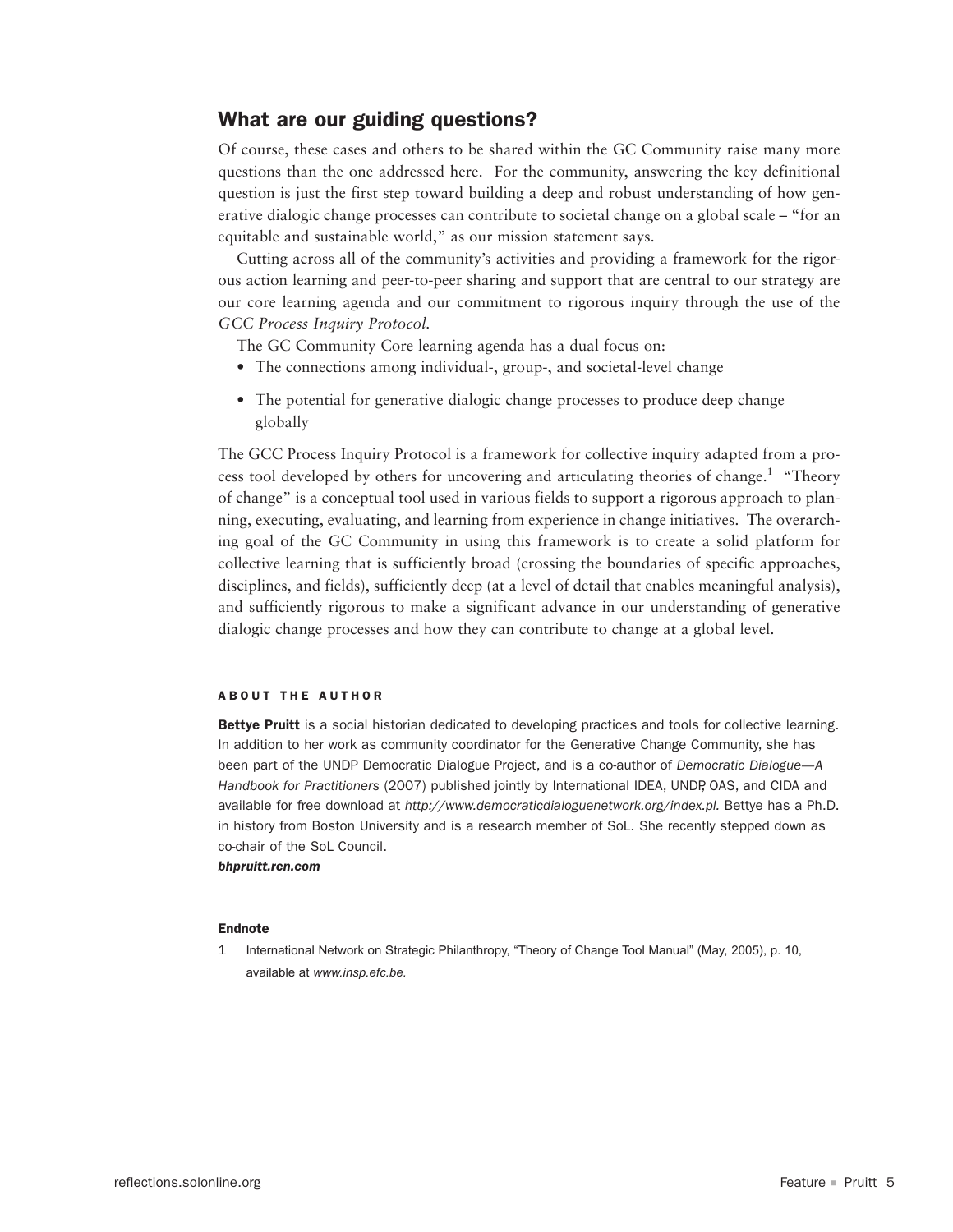## What are our guiding questions?

Of course, these cases and others to be shared within the GC Community raise many more questions than the one addressed here. For the community, answering the key definitional question is just the first step toward building a deep and robust understanding of how generative dialogic change processes can contribute to societal change on a global scale – "for an equitable and sustainable world," as our mission statement says.

Cutting across all of the community's activities and providing a framework for the rigorous action learning and peer-to-peer sharing and support that are central to our strategy are our core learning agenda and our commitment to rigorous inquiry through the use of the *GCC Process Inquiry Protocol.*

The GC Community Core learning agenda has a dual focus on:

- The connections among individual-, group-, and societal-level change
- The potential for generative dialogic change processes to produce deep change globally

The GCC Process Inquiry Protocol is a framework for collective inquiry adapted from a process tool developed by others for uncovering and articulating theories of change.[1] "Theory of change" is a conceptual tool used in various fields to support a rigorous approach to planning, executing, evaluating, and learning from experience in change initiatives. The overarching goal of the GC Community in using this framework is to create a solid platform for collective learning that is sufficiently broad (crossing the boundaries of specific approaches, disciplines, and fields), sufficiently deep (at a level of detail that enables meaningful analysis), and sufficiently rigorous to make a significant advance in our understanding of generative dialogic change processes and how they can contribute to change at a global level.

### ABOUT THE AUTHOR

**Bettye Pruitt** is a social historian dedicated to developing practices and tools for collective learning. In addition to her work as community coordinator for the Generative Change Community, she has been part of the UNDP Democratic Dialogue Project, and is a co-author of *Democratic Dialogue—A Handbook for Practitioners* (2007) published jointly by International IDEA, UNDP, OAS, and CIDA and available for free download at *http://www.democraticdialoguenetwork.org/index.pl.* Bettye has a Ph.D. in history from Boston University and is a research member of SoL. She recently stepped down as co-chair of the SoL Council.

***bhpruitt.rcn.com***

#### Endnote

1 International Network on Strategic Philanthropy, "Theory of Change Tool Manual" (May, 2005), p. 10, available at *www.insp.efc.be.*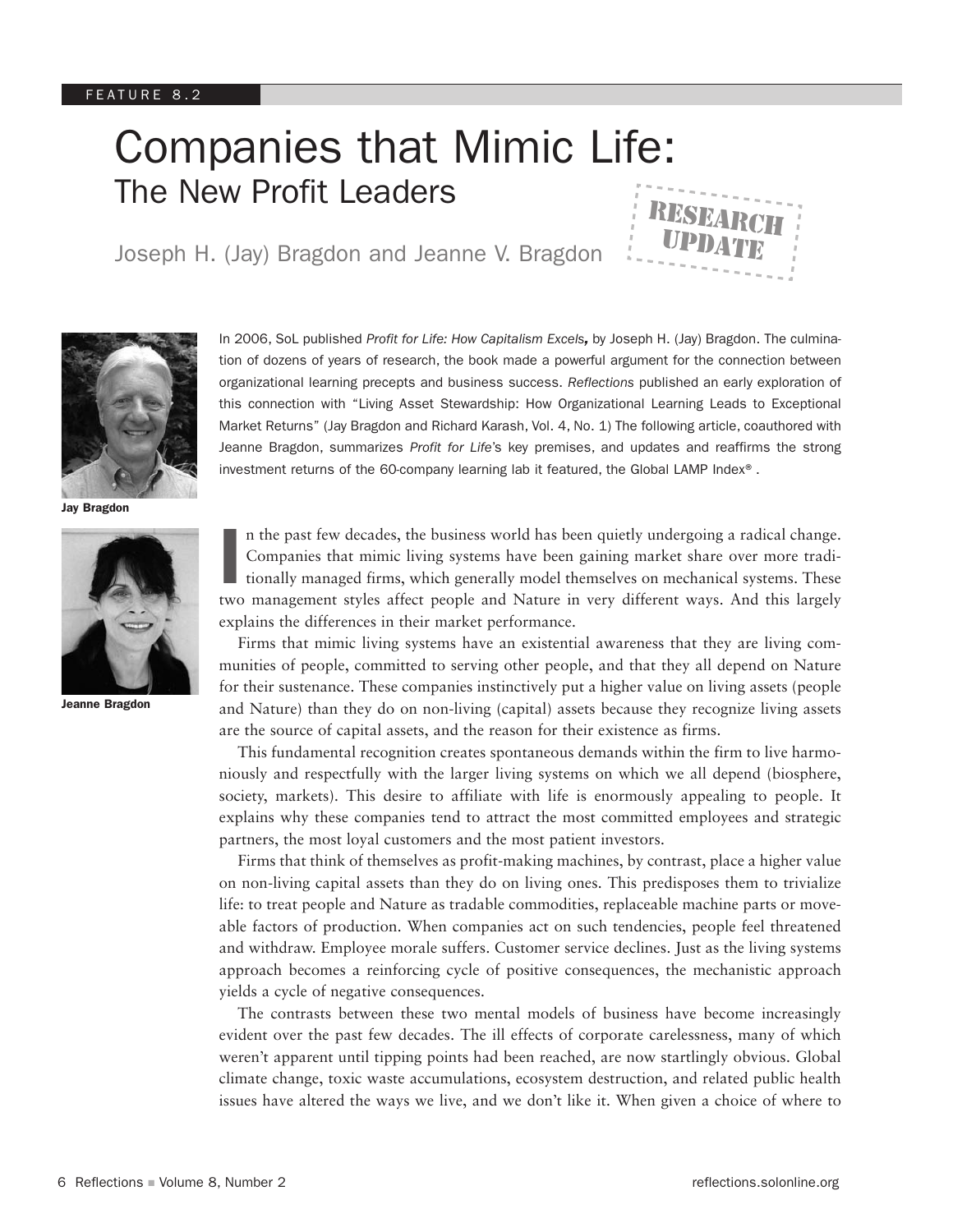FEATURE 8.2

# Companies that Mimic Life:
## The New Profit Leaders

RESEARCH UPDATE

Joseph H. (Jay) Bragdon and Jeanne V. Bragdon

Jay Bragdon

Jeanne Bragdon

In 2006, SoL published *Profit for Life: How Capitalism Excels,* by Joseph H. (Jay) Bragdon. The culmination of dozens of years of research, the book made a powerful argument for the connection between organizational learning precepts and business success. *Reflections* published an early exploration of this connection with "Living Asset Stewardship: How Organizational Learning Leads to Exceptional Market Returns" (Jay Bragdon and Richard Karash, Vol. 4, No. 1) The following article, coauthored with Jeanne Bragdon, summarizes *Profit for Life*'s key premises, and updates and reaffirms the strong investment returns of the 60-company learning lab it featured, the Global LAMP Index® .

In the past few decades, the business world has been quietly undergoing a radical change. Companies that mimic living systems have been gaining market share over more traditionally managed firms, which generally model themselves on mechanical systems. These two management styles affect people and Nature in very different ways. And this largely explains the differences in their market performance.

Firms that mimic living systems have an existential awareness that they are living communities of people, committed to serving other people, and that they all depend on Nature for their sustenance. These companies instinctively put a higher value on living assets (people and Nature) than they do on non-living (capital) assets because they recognize living assets are the source of capital assets, and the reason for their existence as firms.

This fundamental recognition creates spontaneous demands within the firm to live harmoniously and respectfully with the larger living systems on which we all depend (biosphere, society, markets). This desire to affiliate with life is enormously appealing to people. It explains why these companies tend to attract the most committed employees and strategic partners, the most loyal customers and the most patient investors.

Firms that think of themselves as profit-making machines, by contrast, place a higher value on non-living capital assets than they do on living ones. This predisposes them to trivialize life: to treat people and Nature as tradable commodities, replaceable machine parts or moveable factors of production. When companies act on such tendencies, people feel threatened and withdraw. Employee morale suffers. Customer service declines. Just as the living systems approach becomes a reinforcing cycle of positive consequences, the mechanistic approach yields a cycle of negative consequences.

The contrasts between these two mental models of business have become increasingly evident over the past few decades. The ill effects of corporate carelessness, many of which weren't apparent until tipping points had been reached, are now startlingly obvious. Global climate change, toxic waste accumulations, ecosystem destruction, and related public health issues have altered the ways we live, and we don't like it. When given a choice of where to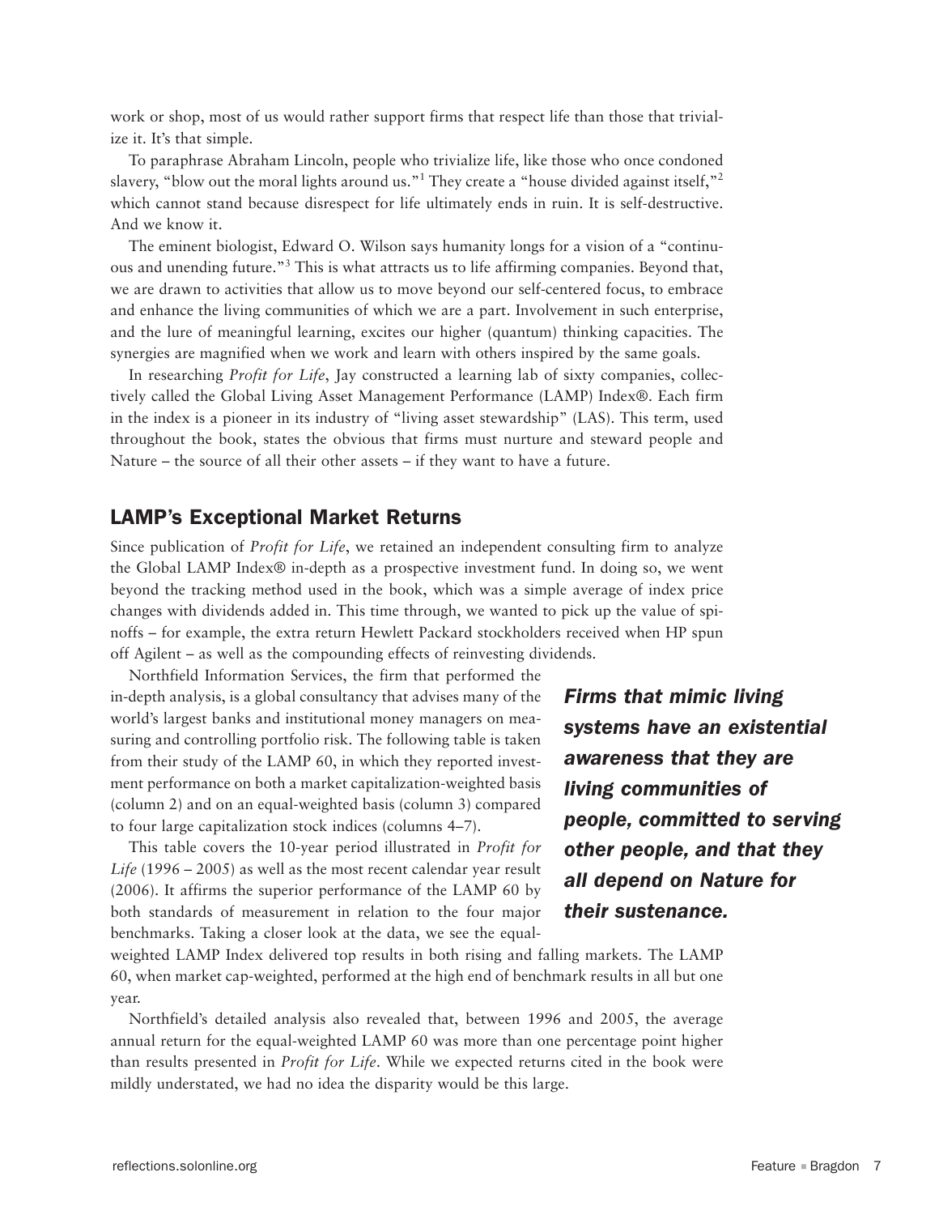work or shop, most of us would rather support firms that respect life than those that trivialize it. It's that simple.

To paraphrase Abraham Lincoln, people who trivialize life, like those who once condoned slavery, "blow out the moral lights around us."[1] They create a "house divided against itself,"[2] which cannot stand because disrespect for life ultimately ends in ruin. It is self-destructive. And we know it.

The eminent biologist, Edward O. Wilson says humanity longs for a vision of a "continuous and unending future."[3] This is what attracts us to life affirming companies. Beyond that, we are drawn to activities that allow us to move beyond our self-centered focus, to embrace and enhance the living communities of which we are a part. Involvement in such enterprise, and the lure of meaningful learning, excites our higher (quantum) thinking capacities. The synergies are magnified when we work and learn with others inspired by the same goals.

In researching *Profit for Life*, Jay constructed a learning lab of sixty companies, collectively called the Global Living Asset Management Performance (LAMP) Index®. Each firm in the index is a pioneer in its industry of "living asset stewardship" (LAS). This term, used throughout the book, states the obvious that firms must nurture and steward people and Nature – the source of all their other assets – if they want to have a future.

## LAMP's Exceptional Market Returns

Since publication of *Profit for Life*, we retained an independent consulting firm to analyze the Global LAMP Index® in-depth as a prospective investment fund. In doing so, we went beyond the tracking method used in the book, which was a simple average of index price changes with dividends added in. This time through, we wanted to pick up the value of spinoffs – for example, the extra return Hewlett Packard stockholders received when HP spun off Agilent – as well as the compounding effects of reinvesting dividends.

Northfield Information Services, the firm that performed the in-depth analysis, is a global consultancy that advises many of the world's largest banks and institutional money managers on measuring and controlling portfolio risk. The following table is taken from their study of the LAMP 60, in which they reported investment performance on both a market capitalization-weighted basis (column 2) and on an equal-weighted basis (column 3) compared to four large capitalization stock indices (columns 4–7).

***Firms that mimic living systems have an existential awareness that they are living communities of people, committed to serving other people, and that they all depend on Nature for their sustenance.***

This table covers the 10-year period illustrated in *Profit for Life* (1996 – 2005) as well as the most recent calendar year result (2006). It affirms the superior performance of the LAMP 60 by both standards of measurement in relation to the four major benchmarks. Taking a closer look at the data, we see the equal-weighted LAMP Index delivered top results in both rising and falling markets. The LAMP 60, when market cap-weighted, performed at the high end of benchmark results in all but one year.

Northfield's detailed analysis also revealed that, between 1996 and 2005, the average annual return for the equal-weighted LAMP 60 was more than one percentage point higher than results presented in *Profit for Life*. While we expected returns cited in the book were mildly understated, we had no idea the disparity would be this large.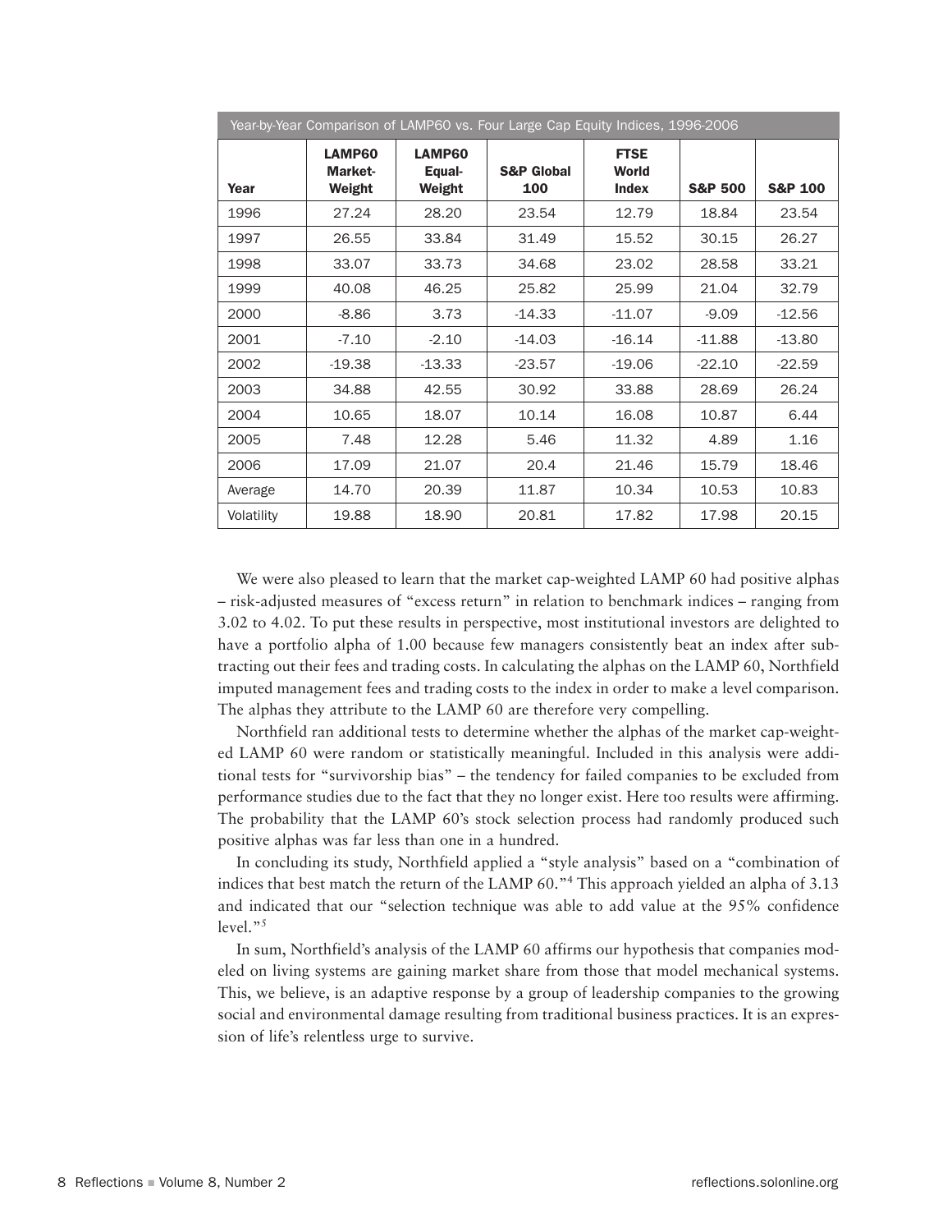| Year-by-Year Comparison of LAMP60 vs. Four Large Cap Equity Indices, 1996-2006 | | | | | | |
|---|---|---|---|---|---|---|
| **Year** | **LAMP60 Market-Weight** | **LAMP60 Equal-Weight** | **S&P Global 100** | **FTSE World Index** | **S&P 500** | **S&P 100** |
| 1996 | 27.24 | 28.20 | 23.54 | 12.79 | 18.84 | 23.54 |
| 1997 | 26.55 | 33.84 | 31.49 | 15.52 | 30.15 | 26.27 |
| 1998 | 33.07 | 33.73 | 34.68 | 23.02 | 28.58 | 33.21 |
| 1999 | 40.08 | 46.25 | 25.82 | 25.99 | 21.04 | 32.79 |
| 2000 | -8.86 | 3.73 | -14.33 | -11.07 | -9.09 | -12.56 |
| 2001 | -7.10 | -2.10 | -14.03 | -16.14 | -11.88 | -13.80 |
| 2002 | -19.38 | -13.33 | -23.57 | -19.06 | -22.10 | -22.59 |
| 2003 | 34.88 | 42.55 | 30.92 | 33.88 | 28.69 | 26.24 |
| 2004 | 10.65 | 18.07 | 10.14 | 16.08 | 10.87 | 6.44 |
| 2005 | 7.48 | 12.28 | 5.46 | 11.32 | 4.89 | 1.16 |
| 2006 | 17.09 | 21.07 | 20.4 | 21.46 | 15.79 | 18.46 |
| Average | 14.70 | 20.39 | 11.87 | 10.34 | 10.53 | 10.83 |
| Volatility | 19.88 | 18.90 | 20.81 | 17.82 | 17.98 | 20.15 |

We were also pleased to learn that the market cap-weighted LAMP 60 had positive alphas – risk-adjusted measures of "excess return" in relation to benchmark indices – ranging from 3.02 to 4.02. To put these results in perspective, most institutional investors are delighted to have a portfolio alpha of 1.00 because few managers consistently beat an index after subtracting out their fees and trading costs. In calculating the alphas on the LAMP 60, Northfield imputed management fees and trading costs to the index in order to make a level comparison. The alphas they attribute to the LAMP 60 are therefore very compelling.

Northfield ran additional tests to determine whether the alphas of the market cap-weighted LAMP 60 were random or statistically meaningful. Included in this analysis were additional tests for "survivorship bias" – the tendency for failed companies to be excluded from performance studies due to the fact that they no longer exist. Here too results were affirming. The probability that the LAMP 60's stock selection process had randomly produced such positive alphas was far less than one in a hundred.

In concluding its study, Northfield applied a "style analysis" based on a "combination of indices that best match the return of the LAMP 60."[4] This approach yielded an alpha of 3.13 and indicated that our "selection technique was able to add value at the 95% confidence level."[5]

In sum, Northfield's analysis of the LAMP 60 affirms our hypothesis that companies modeled on living systems are gaining market share from those that model mechanical systems. This, we believe, is an adaptive response by a group of leadership companies to the growing social and environmental damage resulting from traditional business practices. It is an expression of life's relentless urge to survive.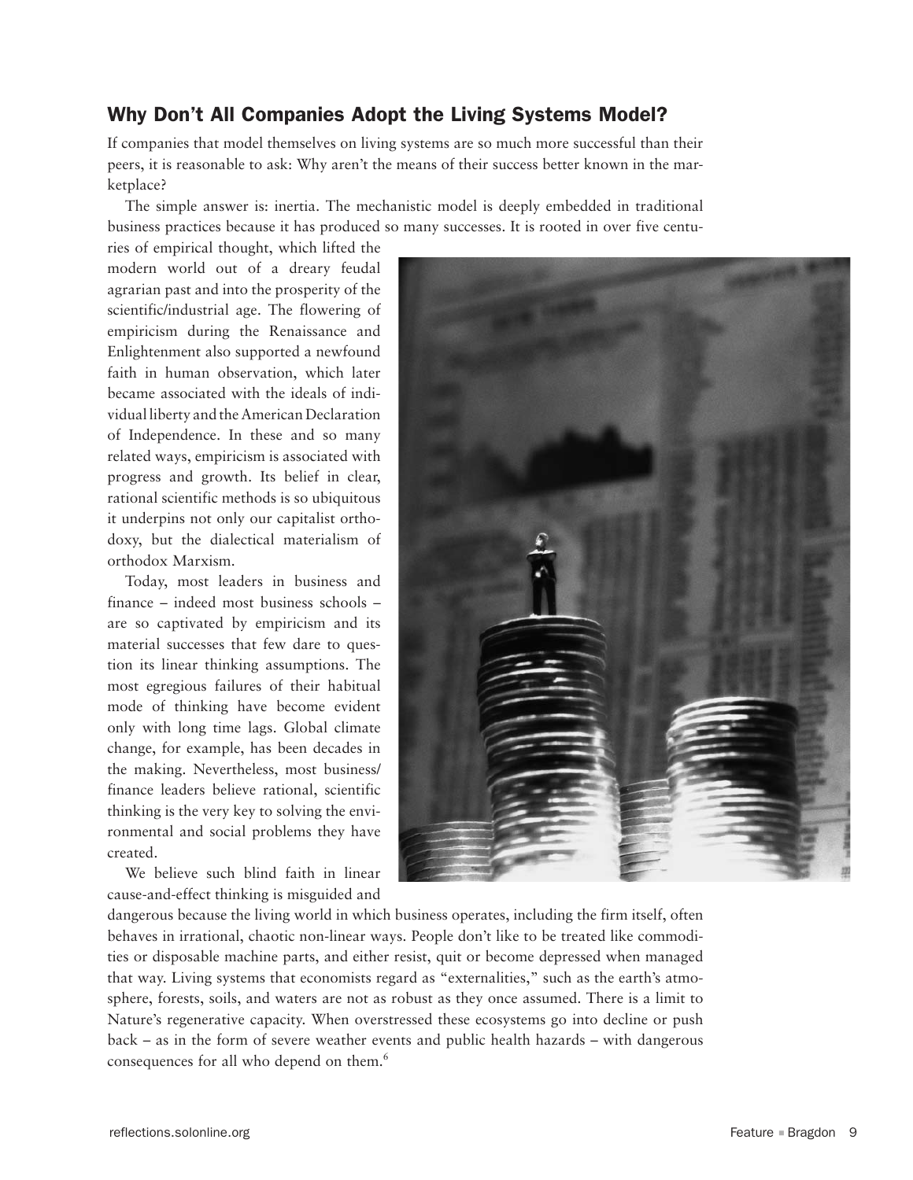## Why Don't All Companies Adopt the Living Systems Model?

If companies that model themselves on living systems are so much more successful than their peers, it is reasonable to ask: Why aren't the means of their success better known in the marketplace?

The simple answer is: inertia. The mechanistic model is deeply embedded in traditional business practices because it has produced so many successes. It is rooted in over five centuries of empirical thought, which lifted the modern world out of a dreary feudal agrarian past and into the prosperity of the scientific/industrial age. The flowering of empiricism during the Renaissance and Enlightenment also supported a newfound faith in human observation, which later became associated with the ideals of individual liberty and the American Declaration of Independence. In these and so many related ways, empiricism is associated with progress and growth. Its belief in clear, rational scientific methods is so ubiquitous it underpins not only our capitalist orthodoxy, but the dialectical materialism of orthodox Marxism.

Today, most leaders in business and finance – indeed most business schools – are so captivated by empiricism and its material successes that few dare to question its linear thinking assumptions. The most egregious failures of their habitual mode of thinking have become evident only with long time lags. Global climate change, for example, has been decades in the making. Nevertheless, most business/finance leaders believe rational, scientific thinking is the very key to solving the environmental and social problems they have created.

We believe such blind faith in linear cause-and-effect thinking is misguided and dangerous because the living world in which business operates, including the firm itself, often behaves in irrational, chaotic non-linear ways. People don't like to be treated like commodities or disposable machine parts, and either resist, quit or become depressed when managed that way. Living systems that economists regard as "externalities," such as the earth's atmosphere, forests, soils, and waters are not as robust as they once assumed. There is a limit to Nature's regenerative capacity. When overstressed these ecosystems go into decline or push back – as in the form of severe weather events and public health hazards – with dangerous consequences for all who depend on them.[6]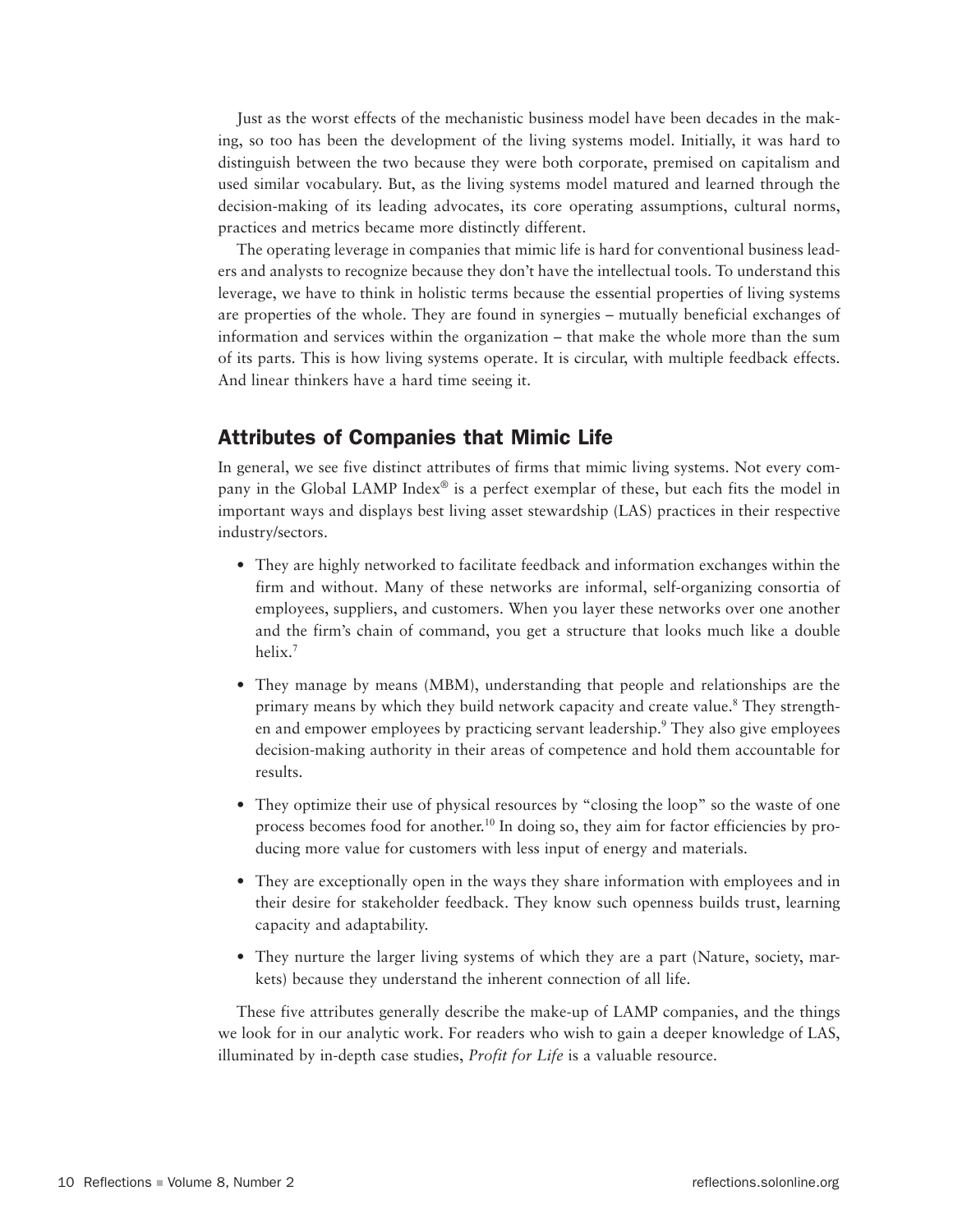Just as the worst effects of the mechanistic business model have been decades in the making, so too has been the development of the living systems model. Initially, it was hard to distinguish between the two because they were both corporate, premised on capitalism and used similar vocabulary. But, as the living systems model matured and learned through the decision-making of its leading advocates, its core operating assumptions, cultural norms, practices and metrics became more distinctly different.

The operating leverage in companies that mimic life is hard for conventional business leaders and analysts to recognize because they don't have the intellectual tools. To understand this leverage, we have to think in holistic terms because the essential properties of living systems are properties of the whole. They are found in synergies – mutually beneficial exchanges of information and services within the organization – that make the whole more than the sum of its parts. This is how living systems operate. It is circular, with multiple feedback effects. And linear thinkers have a hard time seeing it.

## Attributes of Companies that Mimic Life

In general, we see five distinct attributes of firms that mimic living systems. Not every company in the Global LAMP Index® is a perfect exemplar of these, but each fits the model in important ways and displays best living asset stewardship (LAS) practices in their respective industry/sectors.

- They are highly networked to facilitate feedback and information exchanges within the firm and without. Many of these networks are informal, self-organizing consortia of employees, suppliers, and customers. When you layer these networks over one another and the firm's chain of command, you get a structure that looks much like a double helix.[7]
- They manage by means (MBM), understanding that people and relationships are the primary means by which they build network capacity and create value.[8] They strengthen and empower employees by practicing servant leadership.[9] They also give employees decision-making authority in their areas of competence and hold them accountable for results.
- They optimize their use of physical resources by "closing the loop" so the waste of one process becomes food for another.[10] In doing so, they aim for factor efficiencies by producing more value for customers with less input of energy and materials.
- They are exceptionally open in the ways they share information with employees and in their desire for stakeholder feedback. They know such openness builds trust, learning capacity and adaptability.
- They nurture the larger living systems of which they are a part (Nature, society, markets) because they understand the inherent connection of all life.

These five attributes generally describe the make-up of LAMP companies, and the things we look for in our analytic work. For readers who wish to gain a deeper knowledge of LAS, illuminated by in-depth case studies, *Profit for Life* is a valuable resource.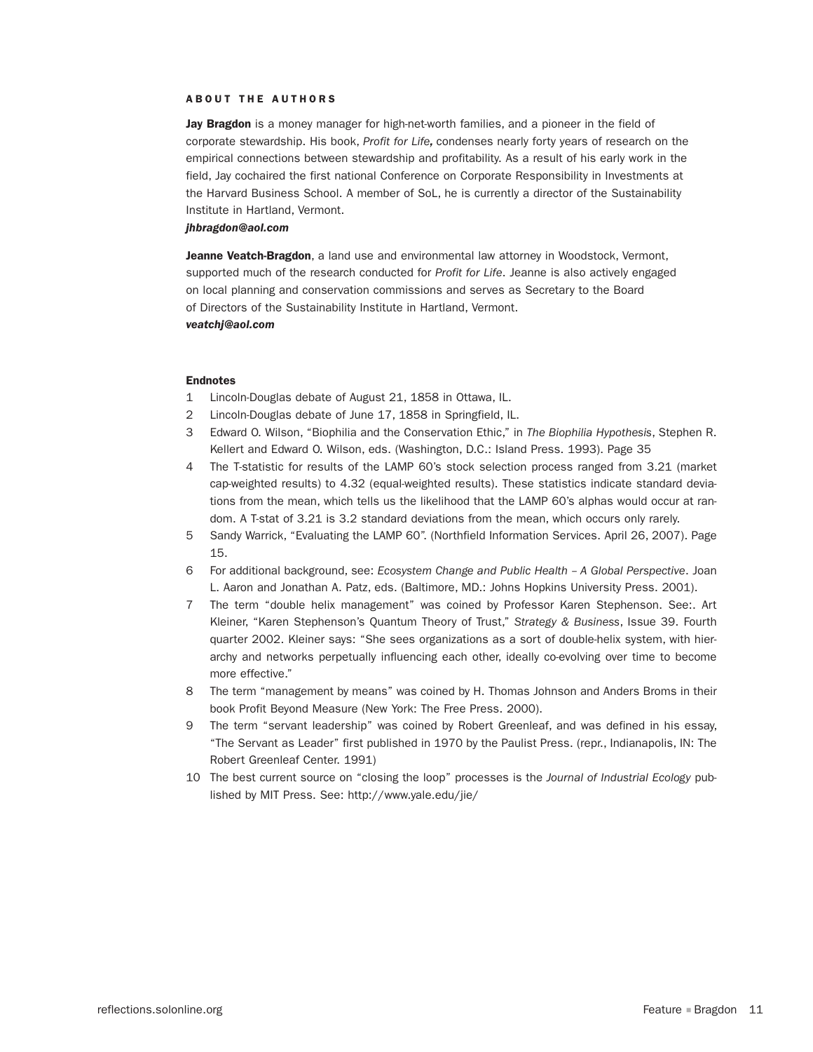## ABOUT THE AUTHORS

**Jay Bragdon** is a money manager for high-net-worth families, and a pioneer in the field of corporate stewardship. His book, *Profit for Life,* condenses nearly forty years of research on the empirical connections between stewardship and profitability. As a result of his early work in the field, Jay cochaired the first national Conference on Corporate Responsibility in Investments at the Harvard Business School. A member of SoL, he is currently a director of the Sustainability Institute in Hartland, Vermont.
***jhbragdon@aol.com***

**Jeanne Veatch-Bragdon**, a land use and environmental law attorney in Woodstock, Vermont, supported much of the research conducted for *Profit for Life*. Jeanne is also actively engaged on local planning and conservation commissions and serves as Secretary to the Board of Directors of the Sustainability Institute in Hartland, Vermont.
***veatchj@aol.com***

### Endnotes

1. Lincoln-Douglas debate of August 21, 1858 in Ottawa, IL.
2. Lincoln-Douglas debate of June 17, 1858 in Springfield, IL.
3. Edward O. Wilson, "Biophilia and the Conservation Ethic," in *The Biophilia Hypothesis*, Stephen R. Kellert and Edward O. Wilson, eds. (Washington, D.C.: Island Press. 1993). Page 35
4. The T-statistic for results of the LAMP 60's stock selection process ranged from 3.21 (market cap-weighted results) to 4.32 (equal-weighted results). These statistics indicate standard deviations from the mean, which tells us the likelihood that the LAMP 60's alphas would occur at random. A T-stat of 3.21 is 3.2 standard deviations from the mean, which occurs only rarely.
5. Sandy Warrick, "Evaluating the LAMP 60". (Northfield Information Services. April 26, 2007). Page 15.
6. For additional background, see: *Ecosystem Change and Public Health – A Global Perspective*. Joan L. Aaron and Jonathan A. Patz, eds. (Baltimore, MD.: Johns Hopkins University Press. 2001).
7. The term "double helix management" was coined by Professor Karen Stephenson. See:. Art Kleiner, "Karen Stephenson's Quantum Theory of Trust," *Strategy & Business*, Issue 39. Fourth quarter 2002. Kleiner says: "She sees organizations as a sort of double-helix system, with hierarchy and networks perpetually influencing each other, ideally co-evolving over time to become more effective."
8. The term "management by means" was coined by H. Thomas Johnson and Anders Broms in their book Profit Beyond Measure (New York: The Free Press. 2000).
9. The term "servant leadership" was coined by Robert Greenleaf, and was defined in his essay, "The Servant as Leader" first published in 1970 by the Paulist Press. (repr., Indianapolis, IN: The Robert Greenleaf Center. 1991)
10. The best current source on "closing the loop" processes is the *Journal of Industrial Ecology* published by MIT Press. See: http://www.yale.edu/jie/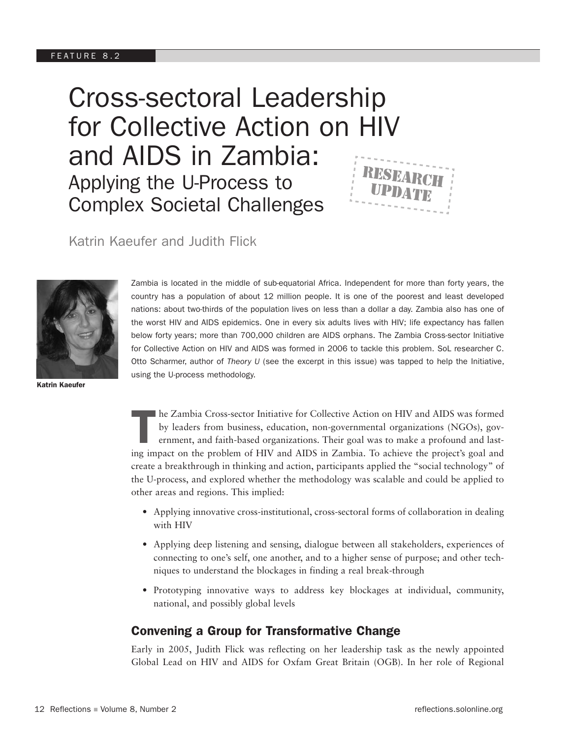# Cross-sectoral Leadership for Collective Action on HIV and AIDS in Zambia:

## Applying the U-Process to Complex Societal Challenges

RESEARCH UPDATE

Katrin Kaeufer and Judith Flick

**Katrin Kaeufer**

Zambia is located in the middle of sub-equatorial Africa. Independent for more than forty years, the country has a population of about 12 million people. It is one of the poorest and least developed nations: about two-thirds of the population lives on less than a dollar a day. Zambia also has one of the worst HIV and AIDS epidemics. One in every six adults lives with HIV; life expectancy has fallen below forty years; more than 700,000 children are AIDS orphans. The Zambia Cross-sector Initiative for Collective Action on HIV and AIDS was formed in 2006 to tackle this problem. SoL researcher C. Otto Scharmer, author of *Theory U* (see the excerpt in this issue) was tapped to help the Initiative, using the U-process methodology.

The Zambia Cross-sector Initiative for Collective Action on HIV and AIDS was formed by leaders from business, education, non-governmental organizations (NGOs), government, and faith-based organizations. Their goal was to make a profound and lasting impact on the problem of HIV and AIDS in Zambia. To achieve the project's goal and create a breakthrough in thinking and action, participants applied the "social technology" of the U-process, and explored whether the methodology was scalable and could be applied to other areas and regions. This implied:

- Applying innovative cross-institutional, cross-sectoral forms of collaboration in dealing with HIV
- Applying deep listening and sensing, dialogue between all stakeholders, experiences of connecting to one's self, one another, and to a higher sense of purpose; and other techniques to understand the blockages in finding a real break-through
- Prototyping innovative ways to address key blockages at individual, community, national, and possibly global levels

### Convening a Group for Transformative Change

Early in 2005, Judith Flick was reflecting on her leadership task as the newly appointed Global Lead on HIV and AIDS for Oxfam Great Britain (OGB). In her role of Regional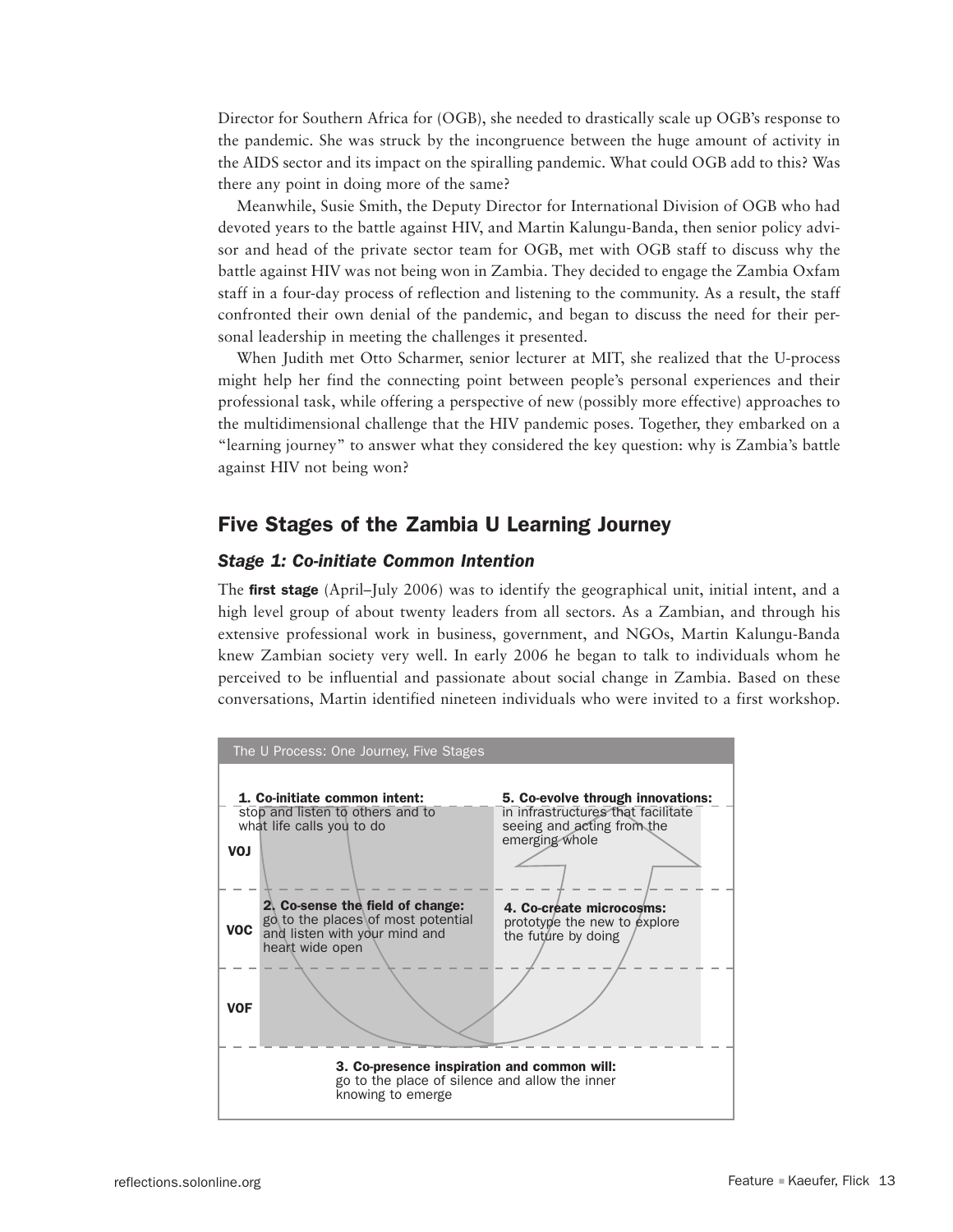Director for Southern Africa for (OGB), she needed to drastically scale up OGB's response to the pandemic. She was struck by the incongruence between the huge amount of activity in the AIDS sector and its impact on the spiralling pandemic. What could OGB add to this? Was there any point in doing more of the same?

Meanwhile, Susie Smith, the Deputy Director for International Division of OGB who had devoted years to the battle against HIV, and Martin Kalungu-Banda, then senior policy advisor and head of the private sector team for OGB, met with OGB staff to discuss why the battle against HIV was not being won in Zambia. They decided to engage the Zambia Oxfam staff in a four-day process of reflection and listening to the community. As a result, the staff confronted their own denial of the pandemic, and began to discuss the need for their personal leadership in meeting the challenges it presented.

When Judith met Otto Scharmer, senior lecturer at MIT, she realized that the U-process might help her find the connecting point between people's personal experiences and their professional task, while offering a perspective of new (possibly more effective) approaches to the multidimensional challenge that the HIV pandemic poses. Together, they embarked on a "learning journey" to answer what they considered the key question: why is Zambia's battle against HIV not being won?

## Five Stages of the Zambia U Learning Journey

### *Stage 1: Co-initiate Common Intention*

The **first stage** (April–July 2006) was to identify the geographical unit, initial intent, and a high level group of about twenty leaders from all sectors. As a Zambian, and through his extensive professional work in business, government, and NGOs, Martin Kalungu-Banda knew Zambian society very well. In early 2006 he began to talk to individuals whom he perceived to be influential and passionate about social change in Zambia. Based on these conversations, Martin identified nineteen individuals who were invited to a first workshop.

The U Process: One Journey, Five Stages

VOJ

**1. Co-initiate common intent:** stop and listen to others and to what life calls you to do

**5. Co-evolve through innovations:** in infrastructures that facilitate seeing and acting from the emerging whole

VOC

**2. Co-sense the field of change:** go to the places of most potential and listen with your mind and heart wide open

**4. Co-create microcosms:** prototype the new to explore the future by doing

VOF

**3. Co-presence inspiration and common will:** go to the place of silence and allow the inner knowing to emerge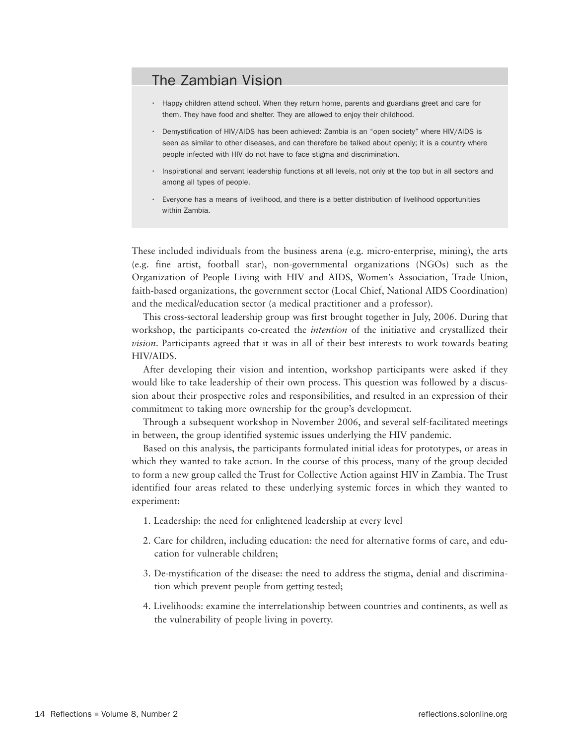## The Zambian Vision

- Happy children attend school. When they return home, parents and guardians greet and care for them. They have food and shelter. They are allowed to enjoy their childhood.
- Demystification of HIV/AIDS has been achieved: Zambia is an "open society" where HIV/AIDS is seen as similar to other diseases, and can therefore be talked about openly; it is a country where people infected with HIV do not have to face stigma and discrimination.
- Inspirational and servant leadership functions at all levels, not only at the top but in all sectors and among all types of people.
- Everyone has a means of livelihood, and there is a better distribution of livelihood opportunities within Zambia.

These included individuals from the business arena (e.g. micro-enterprise, mining), the arts (e.g. fine artist, football star), non-governmental organizations (NGOs) such as the Organization of People Living with HIV and AIDS, Women's Association, Trade Union, faith-based organizations, the government sector (Local Chief, National AIDS Coordination) and the medical/education sector (a medical practitioner and a professor).

This cross-sectoral leadership group was first brought together in July, 2006. During that workshop, the participants co-created the *intention* of the initiative and crystallized their *vision*. Participants agreed that it was in all of their best interests to work towards beating HIV/AIDS.

After developing their vision and intention, workshop participants were asked if they would like to take leadership of their own process. This question was followed by a discussion about their prospective roles and responsibilities, and resulted in an expression of their commitment to taking more ownership for the group's development.

Through a subsequent workshop in November 2006, and several self-facilitated meetings in between, the group identified systemic issues underlying the HIV pandemic.

Based on this analysis, the participants formulated initial ideas for prototypes, or areas in which they wanted to take action. In the course of this process, many of the group decided to form a new group called the Trust for Collective Action against HIV in Zambia. The Trust identified four areas related to these underlying systemic forces in which they wanted to experiment:

1. Leadership: the need for enlightened leadership at every level
2. Care for children, including education: the need for alternative forms of care, and education for vulnerable children;
3. De-mystification of the disease: the need to address the stigma, denial and discrimination which prevent people from getting tested;
4. Livelihoods: examine the interrelationship between countries and continents, as well as the vulnerability of people living in poverty.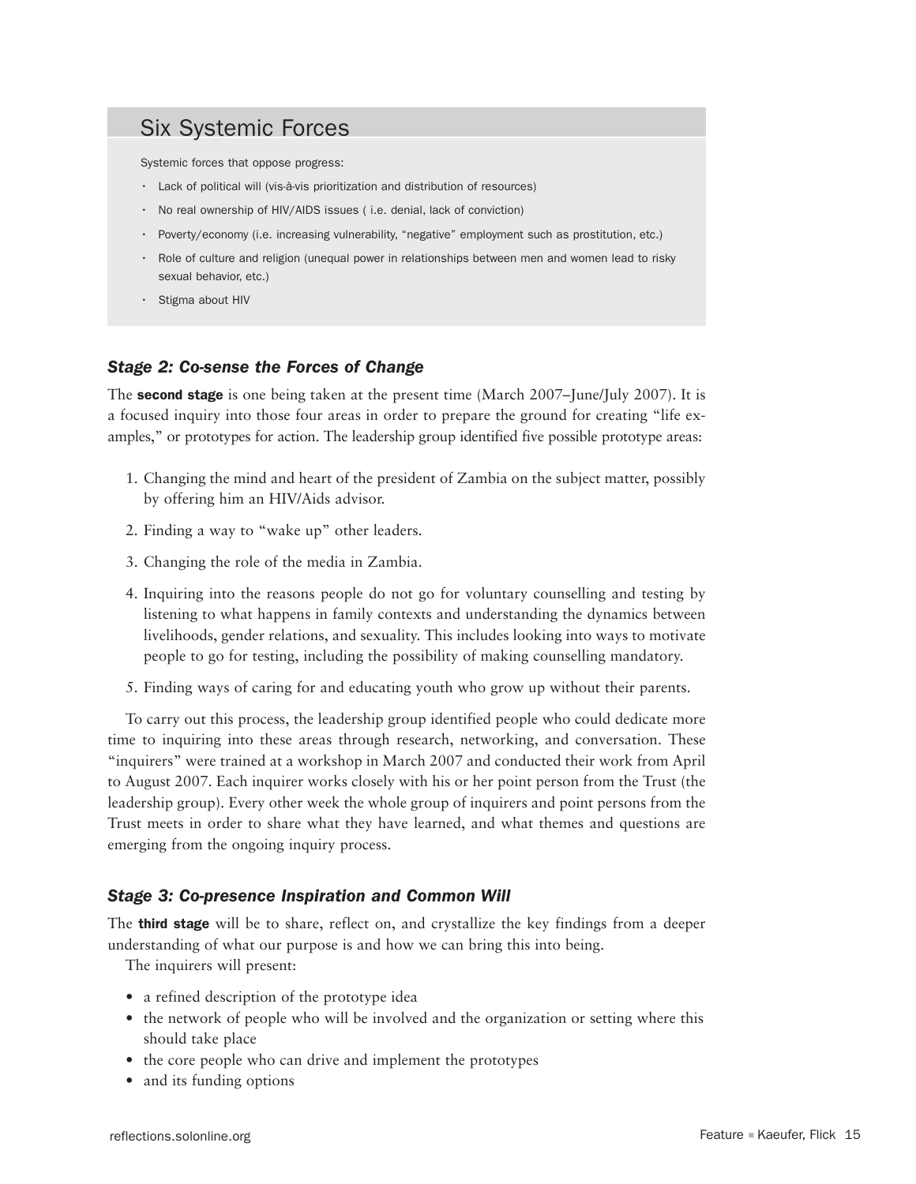## Six Systemic Forces

Systemic forces that oppose progress:

- Lack of political will (vis-à-vis prioritization and distribution of resources)
- No real ownership of HIV/AIDS issues ( i.e. denial, lack of conviction)
- Poverty/economy (i.e. increasing vulnerability, "negative" employment such as prostitution, etc.)
- Role of culture and religion (unequal power in relationships between men and women lead to risky sexual behavior, etc.)
- Stigma about HIV

### *Stage 2: Co-sense the Forces of Change*

The **second stage** is one being taken at the present time (March 2007–June/July 2007). It is a focused inquiry into those four areas in order to prepare the ground for creating "life examples," or prototypes for action. The leadership group identified five possible prototype areas:

1. Changing the mind and heart of the president of Zambia on the subject matter, possibly by offering him an HIV/Aids advisor.
2. Finding a way to "wake up" other leaders.
3. Changing the role of the media in Zambia.
4. Inquiring into the reasons people do not go for voluntary counselling and testing by listening to what happens in family contexts and understanding the dynamics between livelihoods, gender relations, and sexuality. This includes looking into ways to motivate people to go for testing, including the possibility of making counselling mandatory.
5. Finding ways of caring for and educating youth who grow up without their parents.

To carry out this process, the leadership group identified people who could dedicate more time to inquiring into these areas through research, networking, and conversation. These "inquirers" were trained at a workshop in March 2007 and conducted their work from April to August 2007. Each inquirer works closely with his or her point person from the Trust (the leadership group). Every other week the whole group of inquirers and point persons from the Trust meets in order to share what they have learned, and what themes and questions are emerging from the ongoing inquiry process.

### *Stage 3: Co-presence Inspiration and Common Will*

The **third stage** will be to share, reflect on, and crystallize the key findings from a deeper understanding of what our purpose is and how we can bring this into being.

The inquirers will present:

- a refined description of the prototype idea
- the network of people who will be involved and the organization or setting where this should take place
- the core people who can drive and implement the prototypes
- and its funding options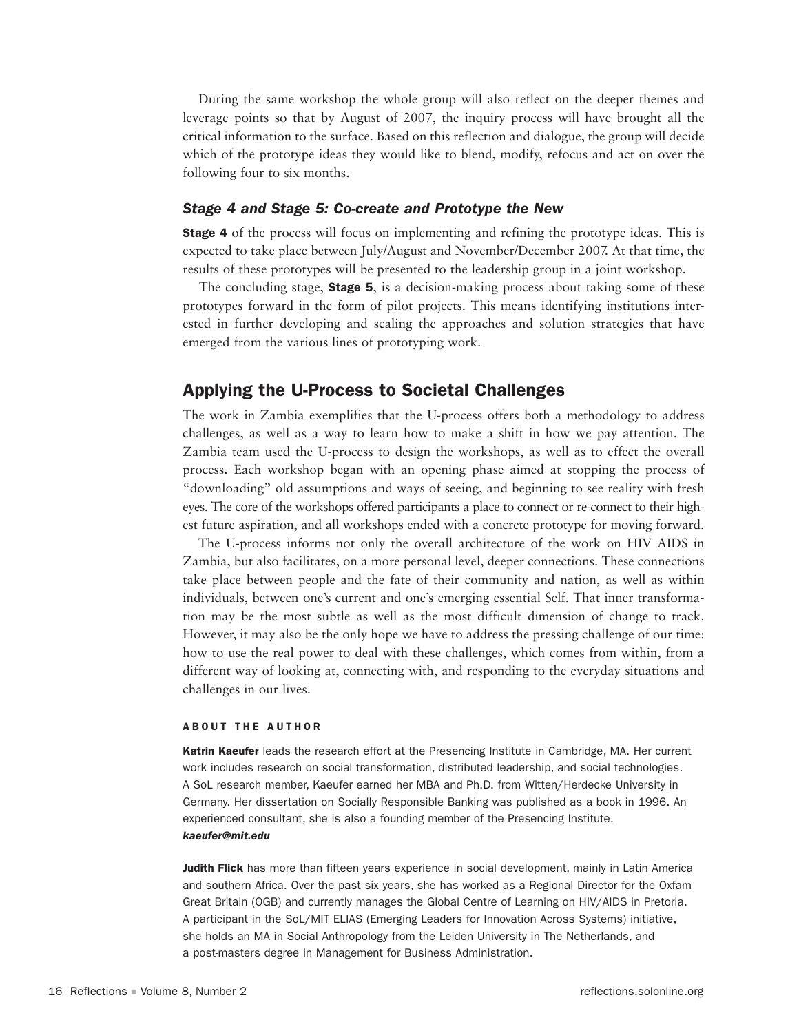During the same workshop the whole group will also reflect on the deeper themes and leverage points so that by August of 2007, the inquiry process will have brought all the critical information to the surface. Based on this reflection and dialogue, the group will decide which of the prototype ideas they would like to blend, modify, refocus and act on over the following four to six months.

### *Stage 4 and Stage 5: Co-create and Prototype the New*

**Stage 4** of the process will focus on implementing and refining the prototype ideas. This is expected to take place between July/August and November/December 2007. At that time, the results of these prototypes will be presented to the leadership group in a joint workshop.

The concluding stage, **Stage 5**, is a decision-making process about taking some of these prototypes forward in the form of pilot projects. This means identifying institutions interested in further developing and scaling the approaches and solution strategies that have emerged from the various lines of prototyping work.

## Applying the U-Process to Societal Challenges

The work in Zambia exemplifies that the U-process offers both a methodology to address challenges, as well as a way to learn how to make a shift in how we pay attention. The Zambia team used the U-process to design the workshops, as well as to effect the overall process. Each workshop began with an opening phase aimed at stopping the process of "downloading" old assumptions and ways of seeing, and beginning to see reality with fresh eyes. The core of the workshops offered participants a place to connect or re-connect to their highest future aspiration, and all workshops ended with a concrete prototype for moving forward.

The U-process informs not only the overall architecture of the work on HIV AIDS in Zambia, but also facilitates, on a more personal level, deeper connections. These connections take place between people and the fate of their community and nation, as well as within individuals, between one's current and one's emerging essential Self. That inner transformation may be the most subtle as well as the most difficult dimension of change to track. However, it may also be the only hope we have to address the pressing challenge of our time: how to use the real power to deal with these challenges, which comes from within, from a different way of looking at, connecting with, and responding to the everyday situations and challenges in our lives.

#### ABOUT THE AUTHOR

**Katrin Kaeufer** leads the research effort at the Presencing Institute in Cambridge, MA. Her current work includes research on social transformation, distributed leadership, and social technologies. A SoL research member, Kaeufer earned her MBA and Ph.D. from Witten/Herdecke University in Germany. Her dissertation on Socially Responsible Banking was published as a book in 1996. An experienced consultant, she is also a founding member of the Presencing Institute. ***kaeufer@mit.edu***

**Judith Flick** has more than fifteen years experience in social development, mainly in Latin America and southern Africa. Over the past six years, she has worked as a Regional Director for the Oxfam Great Britain (OGB) and currently manages the Global Centre of Learning on HIV/AIDS in Pretoria. A participant in the SoL/MIT ELIAS (Emerging Leaders for Innovation Across Systems) initiative, she holds an MA in Social Anthropology from the Leiden University in The Netherlands, and a post-masters degree in Management for Business Administration.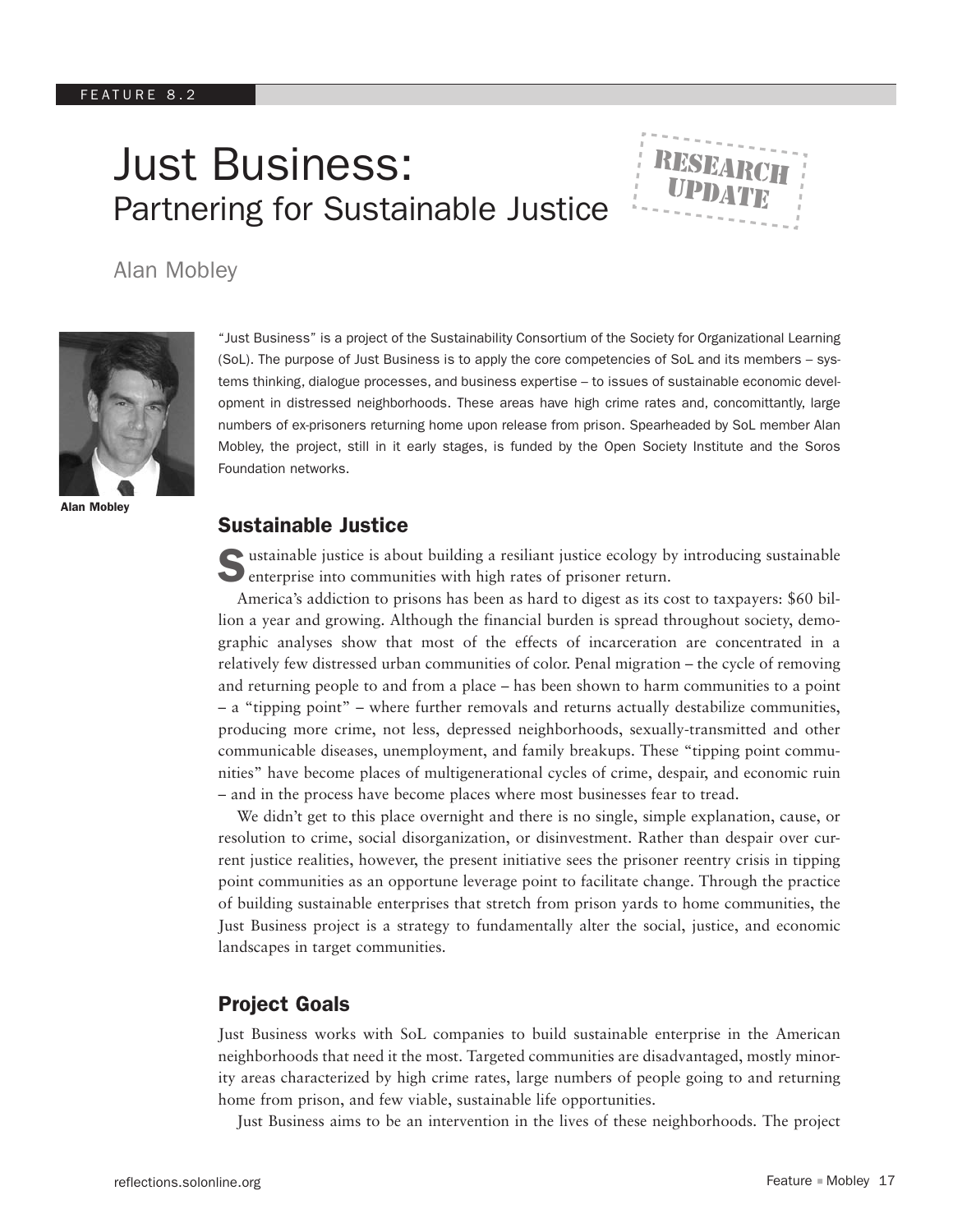FEATURE 8.2

# Just Business: Partnering for Sustainable Justice

RESEARCH UPDATE

Alan Mobley

Alan Mobley

"Just Business" is a project of the Sustainability Consortium of the Society for Organizational Learning (SoL). The purpose of Just Business is to apply the core competencies of SoL and its members – systems thinking, dialogue processes, and business expertise – to issues of sustainable economic development in distressed neighborhoods. These areas have high crime rates and, concomittantly, large numbers of ex-prisoners returning home upon release from prison. Spearheaded by SoL member Alan Mobley, the project, still in it early stages, is funded by the Open Society Institute and the Soros Foundation networks.

## Sustainable Justice

Sustainable justice is about building a resiliant justice ecology by introducing sustainable enterprise into communities with high rates of prisoner return.

America's addiction to prisons has been as hard to digest as its cost to taxpayers: $60 billion a year and growing. Although the financial burden is spread throughout society, demographic analyses show that most of the effects of incarceration are concentrated in a relatively few distressed urban communities of color. Penal migration – the cycle of removing and returning people to and from a place – has been shown to harm communities to a point – a "tipping point" – where further removals and returns actually destabilize communities, producing more crime, not less, depressed neighborhoods, sexually-transmitted and other communicable diseases, unemployment, and family breakups. These "tipping point communities" have become places of multigenerational cycles of crime, despair, and economic ruin – and in the process have become places where most businesses fear to tread.

We didn't get to this place overnight and there is no single, simple explanation, cause, or resolution to crime, social disorganization, or disinvestment. Rather than despair over current justice realities, however, the present initiative sees the prisoner reentry crisis in tipping point communities as an opportune leverage point to facilitate change. Through the practice of building sustainable enterprises that stretch from prison yards to home communities, the Just Business project is a strategy to fundamentally alter the social, justice, and economic landscapes in target communities.

## Project Goals

Just Business works with SoL companies to build sustainable enterprise in the American neighborhoods that need it the most. Targeted communities are disadvantaged, mostly minority areas characterized by high crime rates, large numbers of people going to and returning home from prison, and few viable, sustainable life opportunities.

Just Business aims to be an intervention in the lives of these neighborhoods. The project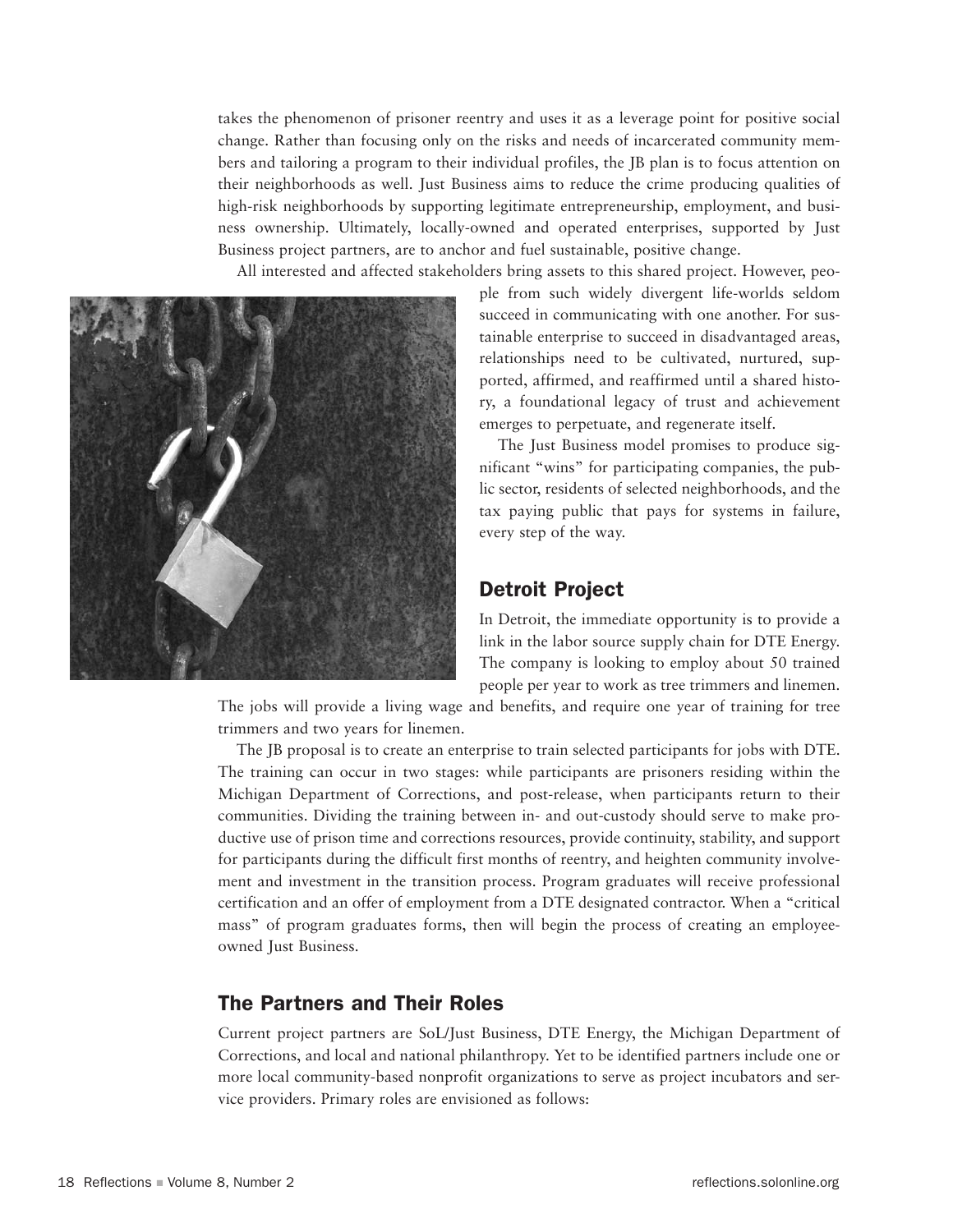takes the phenomenon of prisoner reentry and uses it as a leverage point for positive social change. Rather than focusing only on the risks and needs of incarcerated community members and tailoring a program to their individual profiles, the JB plan is to focus attention on their neighborhoods as well. Just Business aims to reduce the crime producing qualities of high-risk neighborhoods by supporting legitimate entrepreneurship, employment, and business ownership. Ultimately, locally-owned and operated enterprises, supported by Just Business project partners, are to anchor and fuel sustainable, positive change.

All interested and affected stakeholders bring assets to this shared project. However, people from such widely divergent life-worlds seldom succeed in communicating with one another. For sustainable enterprise to succeed in disadvantaged areas, relationships need to be cultivated, nurtured, supported, affirmed, and reaffirmed until a shared history, a foundational legacy of trust and achievement emerges to perpetuate, and regenerate itself.

The Just Business model promises to produce significant "wins" for participating companies, the public sector, residents of selected neighborhoods, and the tax paying public that pays for systems in failure, every step of the way.

## Detroit Project

In Detroit, the immediate opportunity is to provide a link in the labor source supply chain for DTE Energy. The company is looking to employ about 50 trained people per year to work as tree trimmers and linemen. The jobs will provide a living wage and benefits, and require one year of training for tree trimmers and two years for linemen.

The JB proposal is to create an enterprise to train selected participants for jobs with DTE. The training can occur in two stages: while participants are prisoners residing within the Michigan Department of Corrections, and post-release, when participants return to their communities. Dividing the training between in- and out-custody should serve to make productive use of prison time and corrections resources, provide continuity, stability, and support for participants during the difficult first months of reentry, and heighten community involvement and investment in the transition process. Program graduates will receive professional certification and an offer of employment from a DTE designated contractor. When a "critical mass" of program graduates forms, then will begin the process of creating an employee-owned Just Business.

## The Partners and Their Roles

Current project partners are SoL/Just Business, DTE Energy, the Michigan Department of Corrections, and local and national philanthropy. Yet to be identified partners include one or more local community-based nonprofit organizations to serve as project incubators and service providers. Primary roles are envisioned as follows: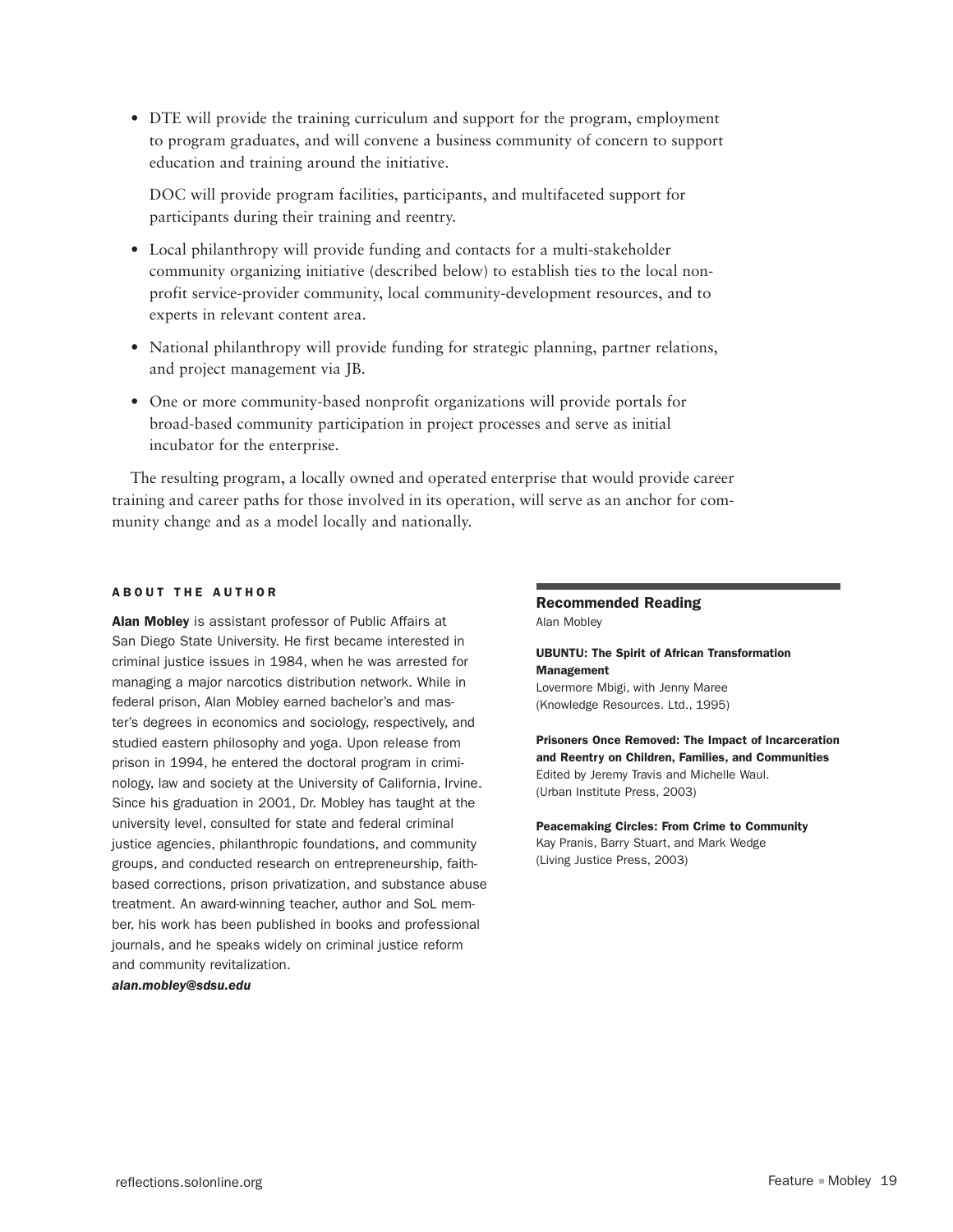- DTE will provide the training curriculum and support for the program, employment to program graduates, and will convene a business community of concern to support education and training around the initiative.

  DOC will provide program facilities, participants, and multifaceted support for participants during their training and reentry.

- Local philanthropy will provide funding and contacts for a multi-stakeholder community organizing initiative (described below) to establish ties to the local nonprofit service-provider community, local community-development resources, and to experts in relevant content area.

- National philanthropy will provide funding for strategic planning, partner relations, and project management via JB.

- One or more community-based nonprofit organizations will provide portals for broad-based community participation in project processes and serve as initial incubator for the enterprise.

The resulting program, a locally owned and operated enterprise that would provide career training and career paths for those involved in its operation, will serve as an anchor for community change and as a model locally and nationally.

#### ABOUT THE AUTHOR

**Alan Mobley** is assistant professor of Public Affairs at San Diego State University. He first became interested in criminal justice issues in 1984, when he was arrested for managing a major narcotics distribution network. While in federal prison, Alan Mobley earned bachelor's and master's degrees in economics and sociology, respectively, and studied eastern philosophy and yoga. Upon release from prison in 1994, he entered the doctoral program in criminology, law and society at the University of California, Irvine. Since his graduation in 2001, Dr. Mobley has taught at the university level, consulted for state and federal criminal justice agencies, philanthropic foundations, and community groups, and conducted research on entrepreneurship, faith-based corrections, prison privatization, and substance abuse treatment. An award-winning teacher, author and SoL member, his work has been published in books and professional journals, and he speaks widely on criminal justice reform and community revitalization.
***alan.mobley@sdsu.edu***

#### Recommended Reading

Alan Mobley

**UBUNTU: The Spirit of African Transformation Management**
Lovermore Mbigi, with Jenny Maree
(Knowledge Resources. Ltd., 1995)

**Prisoners Once Removed: The Impact of Incarceration and Reentry on Children, Families, and Communities**
Edited by Jeremy Travis and Michelle Waul.
(Urban Institute Press, 2003)

**Peacemaking Circles: From Crime to Community**
Kay Pranis, Barry Stuart, and Mark Wedge
(Living Justice Press, 2003)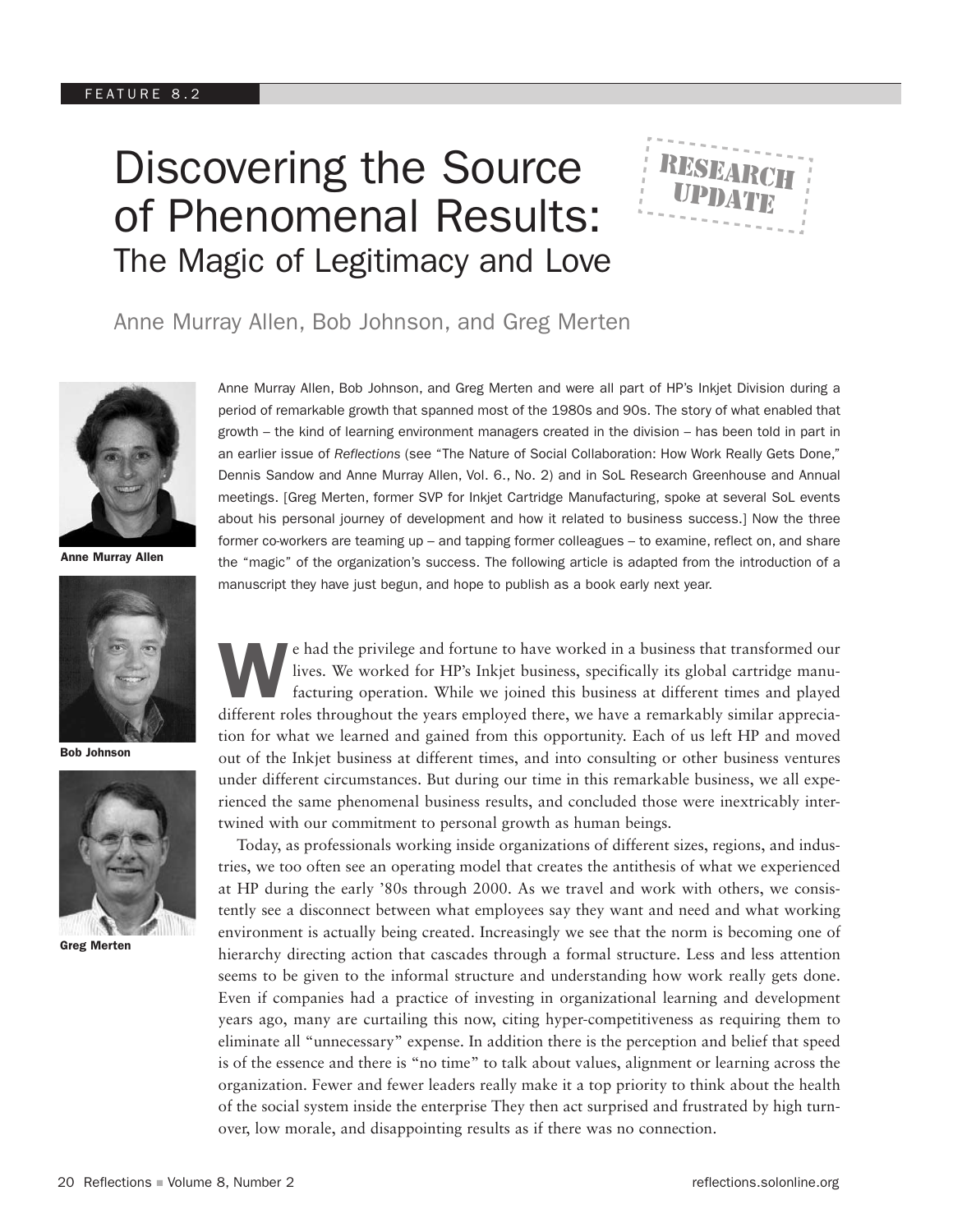FEATURE 8.2

# Discovering the Source of Phenomenal Results:
## The Magic of Legitimacy and Love

RESEARCH UPDATE

Anne Murray Allen, Bob Johnson, and Greg Merten

**Anne Murray Allen**

**Bob Johnson**

**Greg Merten**

Anne Murray Allen, Bob Johnson, and Greg Merten and were all part of HP's Inkjet Division during a period of remarkable growth that spanned most of the 1980s and 90s. The story of what enabled that growth – the kind of learning environment managers created in the division – has been told in part in an earlier issue of *Reflections* (see "The Nature of Social Collaboration: How Work Really Gets Done," Dennis Sandow and Anne Murray Allen, Vol. 6., No. 2) and in SoL Research Greenhouse and Annual meetings. [Greg Merten, former SVP for Inkjet Cartridge Manufacturing, spoke at several SoL events about his personal journey of development and how it related to business success.] Now the three former co-workers are teaming up – and tapping former colleagues – to examine, reflect on, and share the "magic" of the organization's success. The following article is adapted from the introduction of a manuscript they have just begun, and hope to publish as a book early next year.

We had the privilege and fortune to have worked in a business that transformed our lives. We worked for HP's Inkjet business, specifically its global cartridge manufacturing operation. While we joined this business at different times and played different roles throughout the years employed there, we have a remarkably similar appreciation for what we learned and gained from this opportunity. Each of us left HP and moved out of the Inkjet business at different times, and into consulting or other business ventures under different circumstances. But during our time in this remarkable business, we all experienced the same phenomenal business results, and concluded those were inextricably intertwined with our commitment to personal growth as human beings.

Today, as professionals working inside organizations of different sizes, regions, and industries, we too often see an operating model that creates the antithesis of what we experienced at HP during the early '80s through 2000. As we travel and work with others, we consistently see a disconnect between what employees say they want and need and what working environment is actually being created. Increasingly we see that the norm is becoming one of hierarchy directing action that cascades through a formal structure. Less and less attention seems to be given to the informal structure and understanding how work really gets done. Even if companies had a practice of investing in organizational learning and development years ago, many are curtailing this now, citing hyper-competitiveness as requiring them to eliminate all "unnecessary" expense. In addition there is the perception and belief that speed is of the essence and there is "no time" to talk about values, alignment or learning across the organization. Fewer and fewer leaders really make it a top priority to think about the health of the social system inside the enterprise They then act surprised and frustrated by high turnover, low morale, and disappointing results as if there was no connection.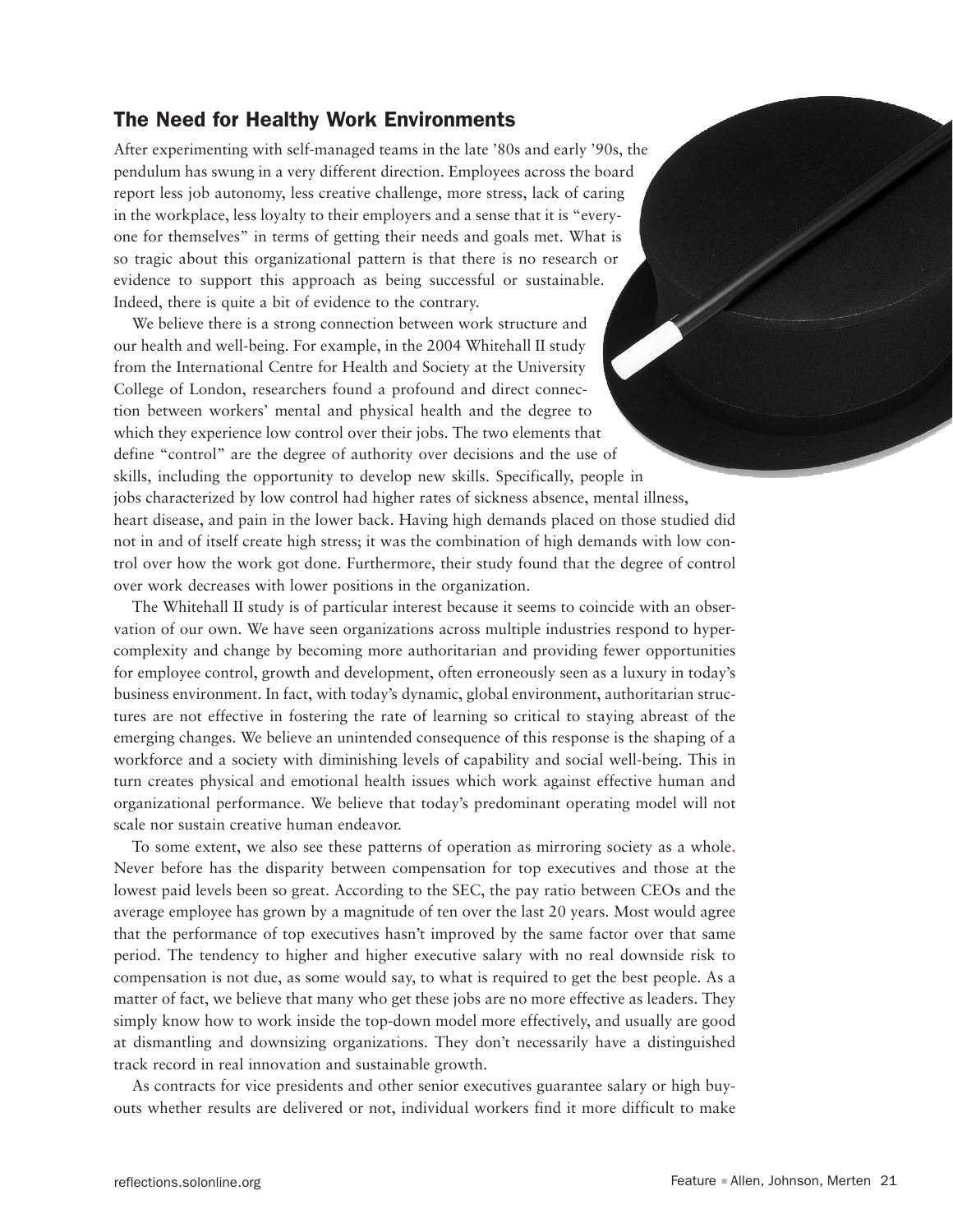## The Need for Healthy Work Environments

After experimenting with self-managed teams in the late '80s and early '90s, the pendulum has swung in a very different direction. Employees across the board report less job autonomy, less creative challenge, more stress, lack of caring in the workplace, less loyalty to their employers and a sense that it is "everyone for themselves" in terms of getting their needs and goals met. What is so tragic about this organizational pattern is that there is no research or evidence to support this approach as being successful or sustainable. Indeed, there is quite a bit of evidence to the contrary.

We believe there is a strong connection between work structure and our health and well-being. For example, in the 2004 Whitehall II study from the International Centre for Health and Society at the University College of London, researchers found a profound and direct connection between workers' mental and physical health and the degree to which they experience low control over their jobs. The two elements that define "control" are the degree of authority over decisions and the use of skills, including the opportunity to develop new skills. Specifically, people in jobs characterized by low control had higher rates of sickness absence, mental illness, heart disease, and pain in the lower back. Having high demands placed on those studied did not in and of itself create high stress; it was the combination of high demands with low control over how the work got done. Furthermore, their study found that the degree of control over work decreases with lower positions in the organization.

The Whitehall II study is of particular interest because it seems to coincide with an observation of our own. We have seen organizations across multiple industries respond to hypercomplexity and change by becoming more authoritarian and providing fewer opportunities for employee control, growth and development, often erroneously seen as a luxury in today's business environment. In fact, with today's dynamic, global environment, authoritarian structures are not effective in fostering the rate of learning so critical to staying abreast of the emerging changes. We believe an unintended consequence of this response is the shaping of a workforce and a society with diminishing levels of capability and social well-being. This in turn creates physical and emotional health issues which work against effective human and organizational performance. We believe that today's predominant operating model will not scale nor sustain creative human endeavor.

To some extent, we also see these patterns of operation as mirroring society as a whole. Never before has the disparity between compensation for top executives and those at the lowest paid levels been so great. According to the SEC, the pay ratio between CEOs and the average employee has grown by a magnitude of ten over the last 20 years. Most would agree that the performance of top executives hasn't improved by the same factor over that same period. The tendency to higher and higher executive salary with no real downside risk to compensation is not due, as some would say, to what is required to get the best people. As a matter of fact, we believe that many who get these jobs are no more effective as leaders. They simply know how to work inside the top-down model more effectively, and usually are good at dismantling and downsizing organizations. They don't necessarily have a distinguished track record in real innovation and sustainable growth.

As contracts for vice presidents and other senior executives guarantee salary or high buyouts whether results are delivered or not, individual workers find it more difficult to make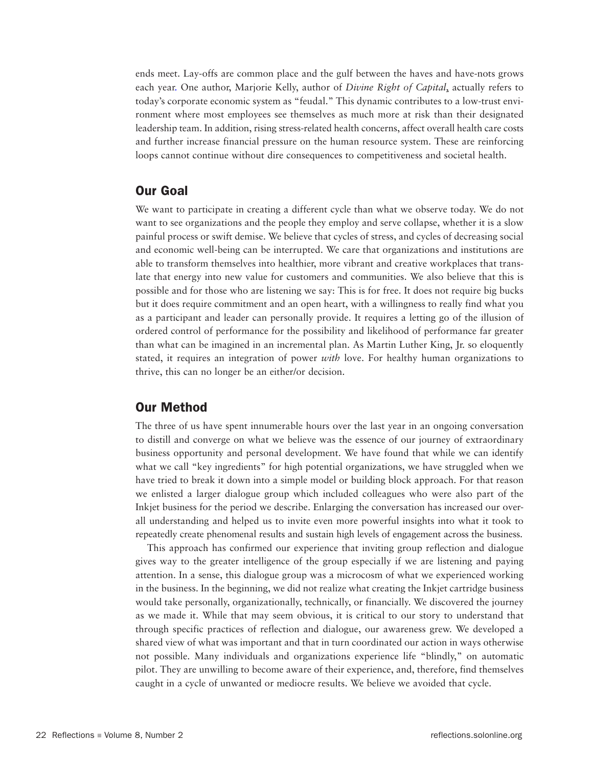ends meet. Lay-offs are common place and the gulf between the haves and have-nots grows each year. One author, Marjorie Kelly, author of *Divine Right of Capital*, actually refers to today's corporate economic system as "feudal." This dynamic contributes to a low-trust environment where most employees see themselves as much more at risk than their designated leadership team. In addition, rising stress-related health concerns, affect overall health care costs and further increase financial pressure on the human resource system. These are reinforcing loops cannot continue without dire consequences to competitiveness and societal health.

## Our Goal

We want to participate in creating a different cycle than what we observe today. We do not want to see organizations and the people they employ and serve collapse, whether it is a slow painful process or swift demise. We believe that cycles of stress, and cycles of decreasing social and economic well-being can be interrupted. We care that organizations and institutions are able to transform themselves into healthier, more vibrant and creative workplaces that translate that energy into new value for customers and communities. We also believe that this is possible and for those who are listening we say: This is for free. It does not require big bucks but it does require commitment and an open heart, with a willingness to really find what you as a participant and leader can personally provide. It requires a letting go of the illusion of ordered control of performance for the possibility and likelihood of performance far greater than what can be imagined in an incremental plan. As Martin Luther King, Jr. so eloquently stated, it requires an integration of power *with* love. For healthy human organizations to thrive, this can no longer be an either/or decision.

## Our Method

The three of us have spent innumerable hours over the last year in an ongoing conversation to distill and converge on what we believe was the essence of our journey of extraordinary business opportunity and personal development. We have found that while we can identify what we call "key ingredients" for high potential organizations, we have struggled when we have tried to break it down into a simple model or building block approach. For that reason we enlisted a larger dialogue group which included colleagues who were also part of the Inkjet business for the period we describe. Enlarging the conversation has increased our overall understanding and helped us to invite even more powerful insights into what it took to repeatedly create phenomenal results and sustain high levels of engagement across the business.

This approach has confirmed our experience that inviting group reflection and dialogue gives way to the greater intelligence of the group especially if we are listening and paying attention. In a sense, this dialogue group was a microcosm of what we experienced working in the business. In the beginning, we did not realize what creating the Inkjet cartridge business would take personally, organizationally, technically, or financially. We discovered the journey as we made it. While that may seem obvious, it is critical to our story to understand that through specific practices of reflection and dialogue, our awareness grew. We developed a shared view of what was important and that in turn coordinated our action in ways otherwise not possible. Many individuals and organizations experience life "blindly," on automatic pilot. They are unwilling to become aware of their experience, and, therefore, find themselves caught in a cycle of unwanted or mediocre results. We believe we avoided that cycle.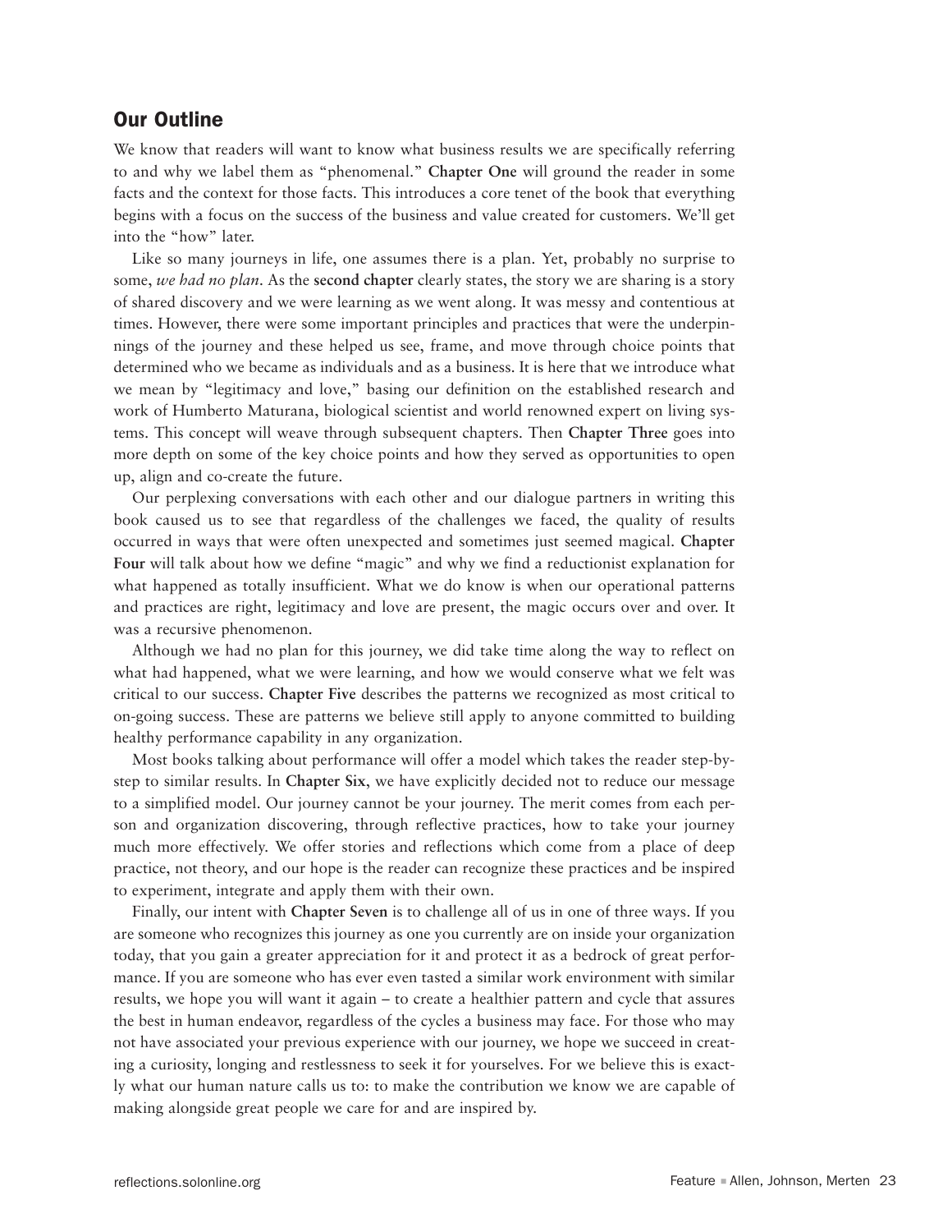## Our Outline

We know that readers will want to know what business results we are specifically referring to and why we label them as "phenomenal." **Chapter One** will ground the reader in some facts and the context for those facts. This introduces a core tenet of the book that everything begins with a focus on the success of the business and value created for customers. We'll get into the "how" later.

Like so many journeys in life, one assumes there is a plan. Yet, probably no surprise to some, *we had no plan*. As the **second chapter** clearly states, the story we are sharing is a story of shared discovery and we were learning as we went along. It was messy and contentious at times. However, there were some important principles and practices that were the underpinnings of the journey and these helped us see, frame, and move through choice points that determined who we became as individuals and as a business. It is here that we introduce what we mean by "legitimacy and love," basing our definition on the established research and work of Humberto Maturana, biological scientist and world renowned expert on living systems. This concept will weave through subsequent chapters. Then **Chapter Three** goes into more depth on some of the key choice points and how they served as opportunities to open up, align and co-create the future.

Our perplexing conversations with each other and our dialogue partners in writing this book caused us to see that regardless of the challenges we faced, the quality of results occurred in ways that were often unexpected and sometimes just seemed magical. **Chapter Four** will talk about how we define "magic" and why we find a reductionist explanation for what happened as totally insufficient. What we do know is when our operational patterns and practices are right, legitimacy and love are present, the magic occurs over and over. It was a recursive phenomenon.

Although we had no plan for this journey, we did take time along the way to reflect on what had happened, what we were learning, and how we would conserve what we felt was critical to our success. **Chapter Five** describes the patterns we recognized as most critical to on-going success. These are patterns we believe still apply to anyone committed to building healthy performance capability in any organization.

Most books talking about performance will offer a model which takes the reader step-by-step to similar results. In **Chapter Six**, we have explicitly decided not to reduce our message to a simplified model. Our journey cannot be your journey. The merit comes from each person and organization discovering, through reflective practices, how to take your journey much more effectively. We offer stories and reflections which come from a place of deep practice, not theory, and our hope is the reader can recognize these practices and be inspired to experiment, integrate and apply them with their own.

Finally, our intent with **Chapter Seven** is to challenge all of us in one of three ways. If you are someone who recognizes this journey as one you currently are on inside your organization today, that you gain a greater appreciation for it and protect it as a bedrock of great performance. If you are someone who has ever even tasted a similar work environment with similar results, we hope you will want it again – to create a healthier pattern and cycle that assures the best in human endeavor, regardless of the cycles a business may face. For those who may not have associated your previous experience with our journey, we hope we succeed in creating a curiosity, longing and restlessness to seek it for yourselves. For we believe this is exactly what our human nature calls us to: to make the contribution we know we are capable of making alongside great people we care for and are inspired by.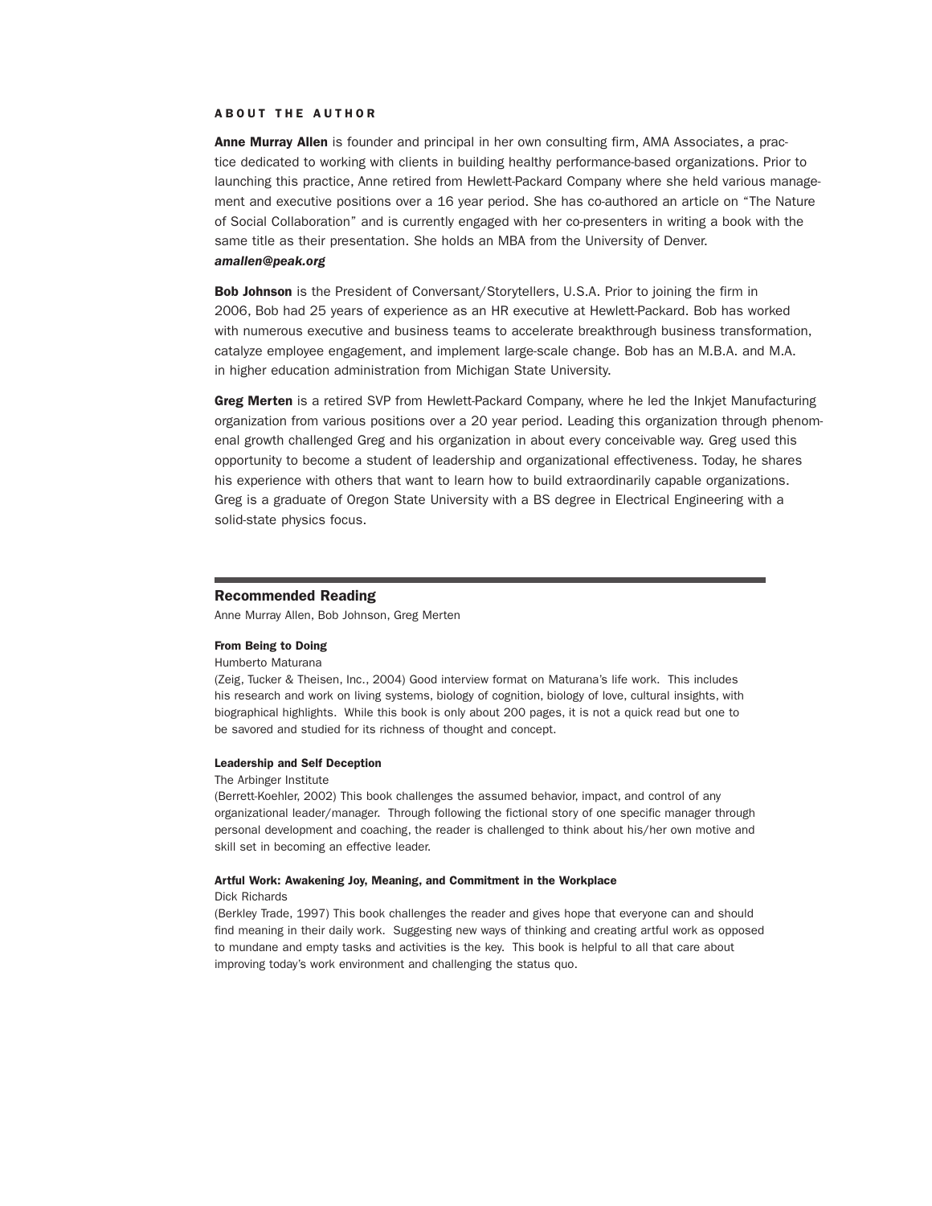## ABOUT THE AUTHOR

**Anne Murray Allen** is founder and principal in her own consulting firm, AMA Associates, a practice dedicated to working with clients in building healthy performance-based organizations. Prior to launching this practice, Anne retired from Hewlett-Packard Company where she held various management and executive positions over a 16 year period. She has co-authored an article on "The Nature of Social Collaboration" and is currently engaged with her co-presenters in writing a book with the same title as their presentation. She holds an MBA from the University of Denver.
***amallen@peak.org***

**Bob Johnson** is the President of Conversant/Storytellers, U.S.A. Prior to joining the firm in 2006, Bob had 25 years of experience as an HR executive at Hewlett-Packard. Bob has worked with numerous executive and business teams to accelerate breakthrough business transformation, catalyze employee engagement, and implement large-scale change. Bob has an M.B.A. and M.A. in higher education administration from Michigan State University.

**Greg Merten** is a retired SVP from Hewlett-Packard Company, where he led the Inkjet Manufacturing organization from various positions over a 20 year period. Leading this organization through phenomenal growth challenged Greg and his organization in about every conceivable way. Greg used this opportunity to become a student of leadership and organizational effectiveness. Today, he shares his experience with others that want to learn how to build extraordinarily capable organizations. Greg is a graduate of Oregon State University with a BS degree in Electrical Engineering with a solid-state physics focus.

## Recommended Reading

Anne Murray Allen, Bob Johnson, Greg Merten

**From Being to Doing**
Humberto Maturana
(Zeig, Tucker & Theisen, Inc., 2004) Good interview format on Maturana's life work. This includes his research and work on living systems, biology of cognition, biology of love, cultural insights, with biographical highlights. While this book is only about 200 pages, it is not a quick read but one to be savored and studied for its richness of thought and concept.

**Leadership and Self Deception**
The Arbinger Institute
(Berrett-Koehler, 2002) This book challenges the assumed behavior, impact, and control of any organizational leader/manager. Through following the fictional story of one specific manager through personal development and coaching, the reader is challenged to think about his/her own motive and skill set in becoming an effective leader.

**Artful Work: Awakening Joy, Meaning, and Commitment in the Workplace**
Dick Richards
(Berkley Trade, 1997) This book challenges the reader and gives hope that everyone can and should find meaning in their daily work. Suggesting new ways of thinking and creating artful work as opposed to mundane and empty tasks and activities is the key. This book is helpful to all that care about improving today's work environment and challenging the status quo.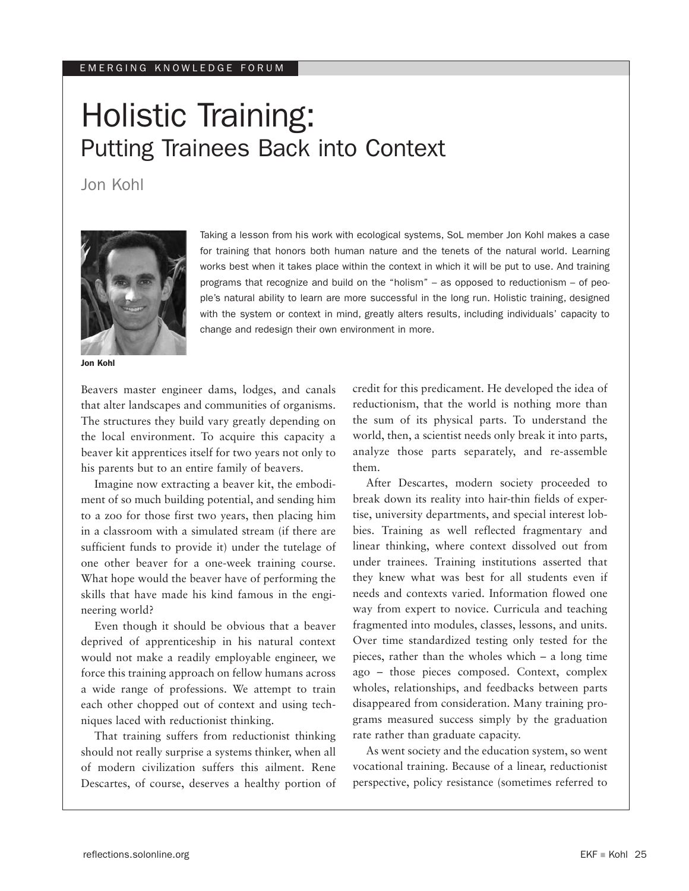EMERGING KNOWLEDGE FORUM

# Holistic Training:
## Putting Trainees Back into Context

Jon Kohl

Jon Kohl

Taking a lesson from his work with ecological systems, SoL member Jon Kohl makes a case for training that honors both human nature and the tenets of the natural world. Learning works best when it takes place within the context in which it will be put to use. And training programs that recognize and build on the "holism" – as opposed to reductionism – of people's natural ability to learn are more successful in the long run. Holistic training, designed with the system or context in mind, greatly alters results, including individuals' capacity to change and redesign their own environment in more.

Beavers master engineer dams, lodges, and canals that alter landscapes and communities of organisms. The structures they build vary greatly depending on the local environment. To acquire this capacity a beaver kit apprentices itself for two years not only to his parents but to an entire family of beavers.

Imagine now extracting a beaver kit, the embodiment of so much building potential, and sending him to a zoo for those first two years, then placing him in a classroom with a simulated stream (if there are sufficient funds to provide it) under the tutelage of one other beaver for a one-week training course. What hope would the beaver have of performing the skills that have made his kind famous in the engineering world?

Even though it should be obvious that a beaver deprived of apprenticeship in his natural context would not make a readily employable engineer, we force this training approach on fellow humans across a wide range of professions. We attempt to train each other chopped out of context and using techniques laced with reductionist thinking.

That training suffers from reductionist thinking should not really surprise a systems thinker, when all of modern civilization suffers this ailment. Rene Descartes, of course, deserves a healthy portion of credit for this predicament. He developed the idea of reductionism, that the world is nothing more than the sum of its physical parts. To understand the world, then, a scientist needs only break it into parts, analyze those parts separately, and re-assemble them.

After Descartes, modern society proceeded to break down its reality into hair-thin fields of expertise, university departments, and special interest lobbies. Training as well reflected fragmentary and linear thinking, where context dissolved out from under trainees. Training institutions asserted that they knew what was best for all students even if needs and contexts varied. Information flowed one way from expert to novice. Curricula and teaching fragmented into modules, classes, lessons, and units. Over time standardized testing only tested for the pieces, rather than the wholes which – a long time ago – those pieces composed. Context, complex wholes, relationships, and feedbacks between parts disappeared from consideration. Many training programs measured success simply by the graduation rate rather than graduate capacity.

As went society and the education system, so went vocational training. Because of a linear, reductionist perspective, policy resistance (sometimes referred to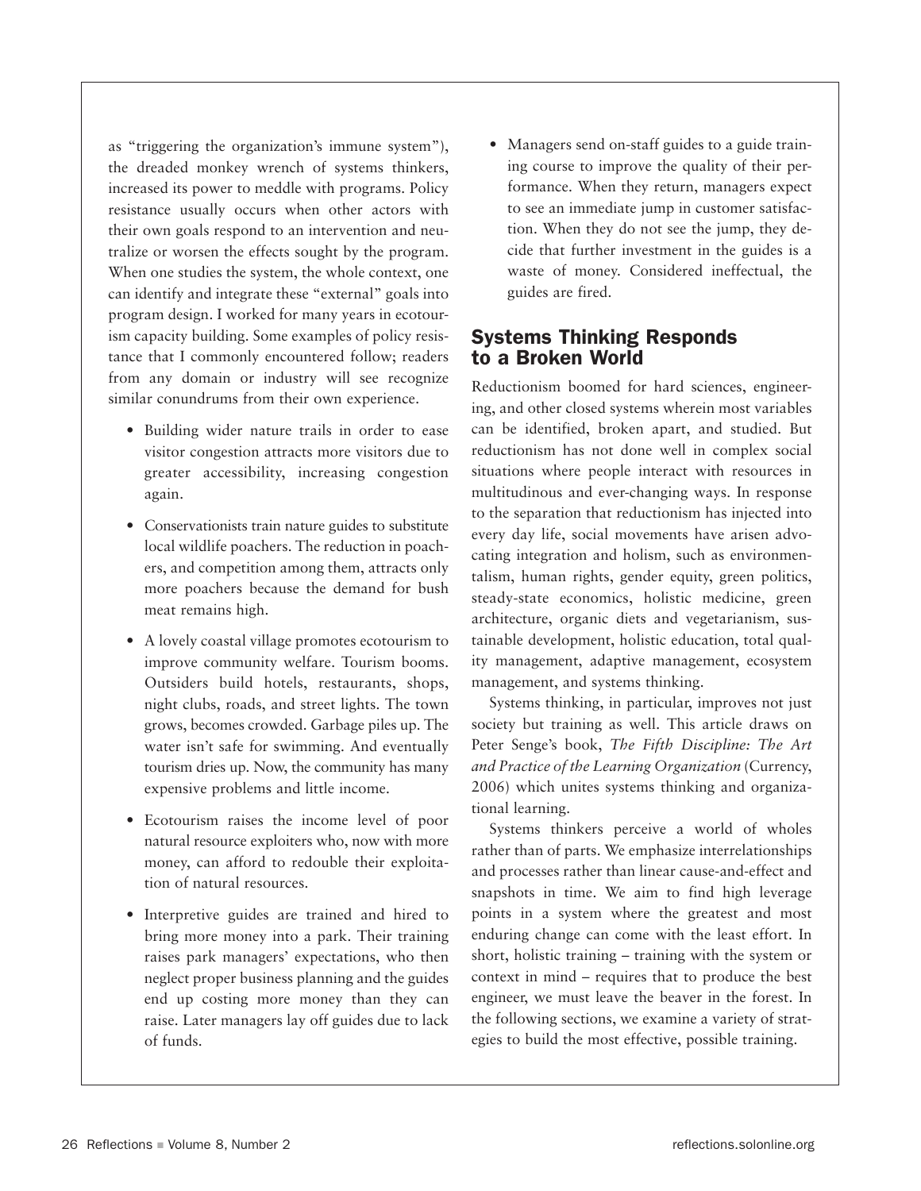as "triggering the organization's immune system"), the dreaded monkey wrench of systems thinkers, increased its power to meddle with programs. Policy resistance usually occurs when other actors with their own goals respond to an intervention and neutralize or worsen the effects sought by the program. When one studies the system, the whole context, one can identify and integrate these "external" goals into program design. I worked for many years in ecotourism capacity building. Some examples of policy resistance that I commonly encountered follow; readers from any domain or industry will see recognize similar conundrums from their own experience.

- Building wider nature trails in order to ease visitor congestion attracts more visitors due to greater accessibility, increasing congestion again.
- Conservationists train nature guides to substitute local wildlife poachers. The reduction in poachers, and competition among them, attracts only more poachers because the demand for bush meat remains high.
- A lovely coastal village promotes ecotourism to improve community welfare. Tourism booms. Outsiders build hotels, restaurants, shops, night clubs, roads, and street lights. The town grows, becomes crowded. Garbage piles up. The water isn't safe for swimming. And eventually tourism dries up. Now, the community has many expensive problems and little income.
- Ecotourism raises the income level of poor natural resource exploiters who, now with more money, can afford to redouble their exploitation of natural resources.
- Interpretive guides are trained and hired to bring more money into a park. Their training raises park managers' expectations, who then neglect proper business planning and the guides end up costing more money than they can raise. Later managers lay off guides due to lack of funds.
- Managers send on-staff guides to a guide training course to improve the quality of their performance. When they return, managers expect to see an immediate jump in customer satisfaction. When they do not see the jump, they decide that further investment in the guides is a waste of money. Considered ineffectual, the guides are fired.

## Systems Thinking Responds to a Broken World

Reductionism boomed for hard sciences, engineering, and other closed systems wherein most variables can be identified, broken apart, and studied. But reductionism has not done well in complex social situations where people interact with resources in multitudinous and ever-changing ways. In response to the separation that reductionism has injected into every day life, social movements have arisen advocating integration and holism, such as environmentalism, human rights, gender equity, green politics, steady-state economics, holistic medicine, green architecture, organic diets and vegetarianism, sustainable development, holistic education, total quality management, adaptive management, ecosystem management, and systems thinking.

Systems thinking, in particular, improves not just society but training as well. This article draws on Peter Senge's book, *The Fifth Discipline: The Art and Practice of the Learning Organization* (Currency, 2006) which unites systems thinking and organizational learning.

Systems thinkers perceive a world of wholes rather than of parts. We emphasize interrelationships and processes rather than linear cause-and-effect and snapshots in time. We aim to find high leverage points in a system where the greatest and most enduring change can come with the least effort. In short, holistic training – training with the system or context in mind – requires that to produce the best engineer, we must leave the beaver in the forest. In the following sections, we examine a variety of strategies to build the most effective, possible training.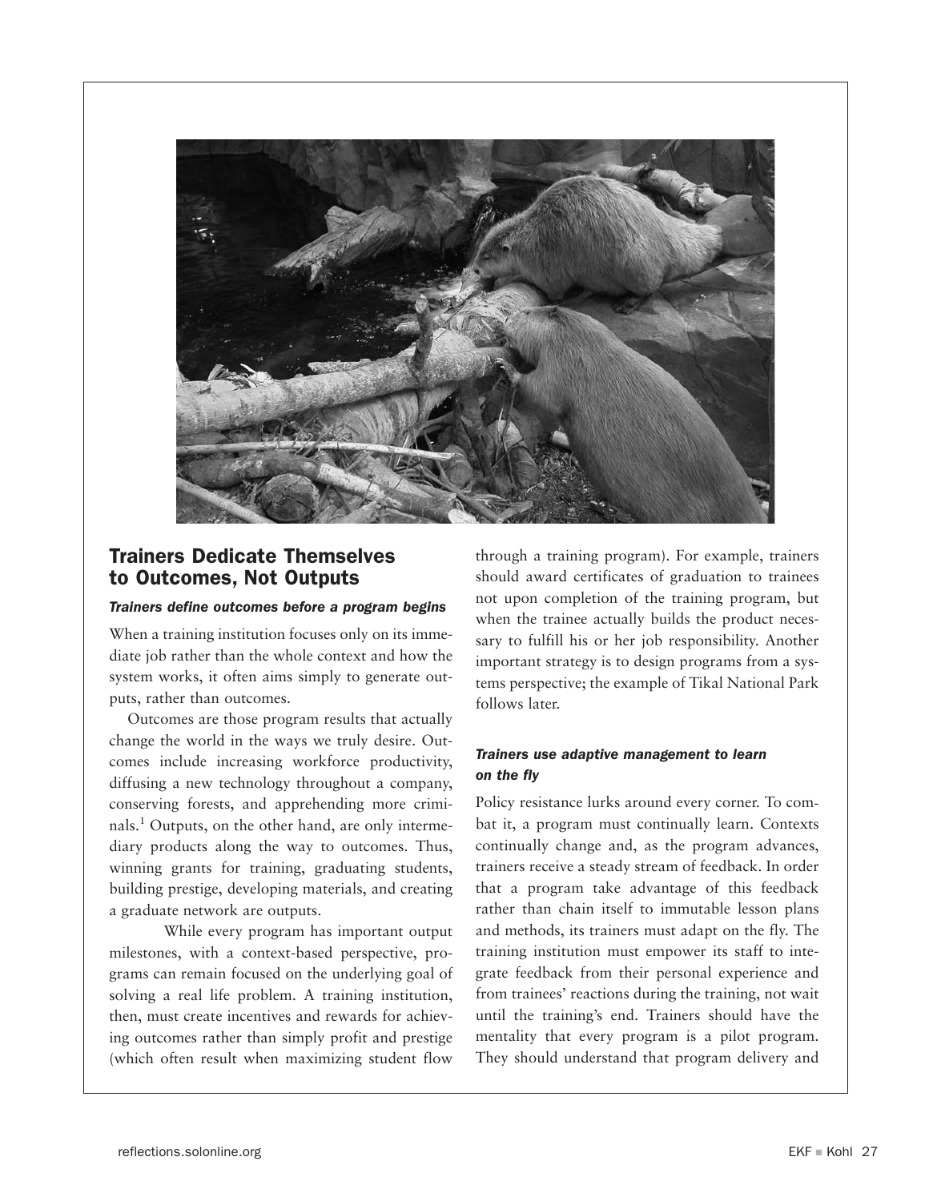## Trainers Dedicate Themselves to Outcomes, Not Outputs

### *Trainers define outcomes before a program begins*

When a training institution focuses only on its immediate job rather than the whole context and how the system works, it often aims simply to generate outputs, rather than outcomes.

Outcomes are those program results that actually change the world in the ways we truly desire. Outcomes include increasing workforce productivity, diffusing a new technology throughout a company, conserving forests, and apprehending more criminals.[1] Outputs, on the other hand, are only intermediary products along the way to outcomes. Thus, winning grants for training, graduating students, building prestige, developing materials, and creating a graduate network are outputs.

While every program has important output milestones, with a context-based perspective, programs can remain focused on the underlying goal of solving a real life problem. A training institution, then, must create incentives and rewards for achieving outcomes rather than simply profit and prestige (which often result when maximizing student flow through a training program). For example, trainers should award certificates of graduation to trainees not upon completion of the training program, but when the trainee actually builds the product necessary to fulfill his or her job responsibility. Another important strategy is to design programs from a systems perspective; the example of Tikal National Park follows later.

### *Trainers use adaptive management to learn on the fly*

Policy resistance lurks around every corner. To combat it, a program must continually learn. Contexts continually change and, as the program advances, trainers receive a steady stream of feedback. In order that a program take advantage of this feedback rather than chain itself to immutable lesson plans and methods, its trainers must adapt on the fly. The training institution must empower its staff to integrate feedback from their personal experience and from trainees' reactions during the training, not wait until the training's end. Trainers should have the mentality that every program is a pilot program. They should understand that program delivery and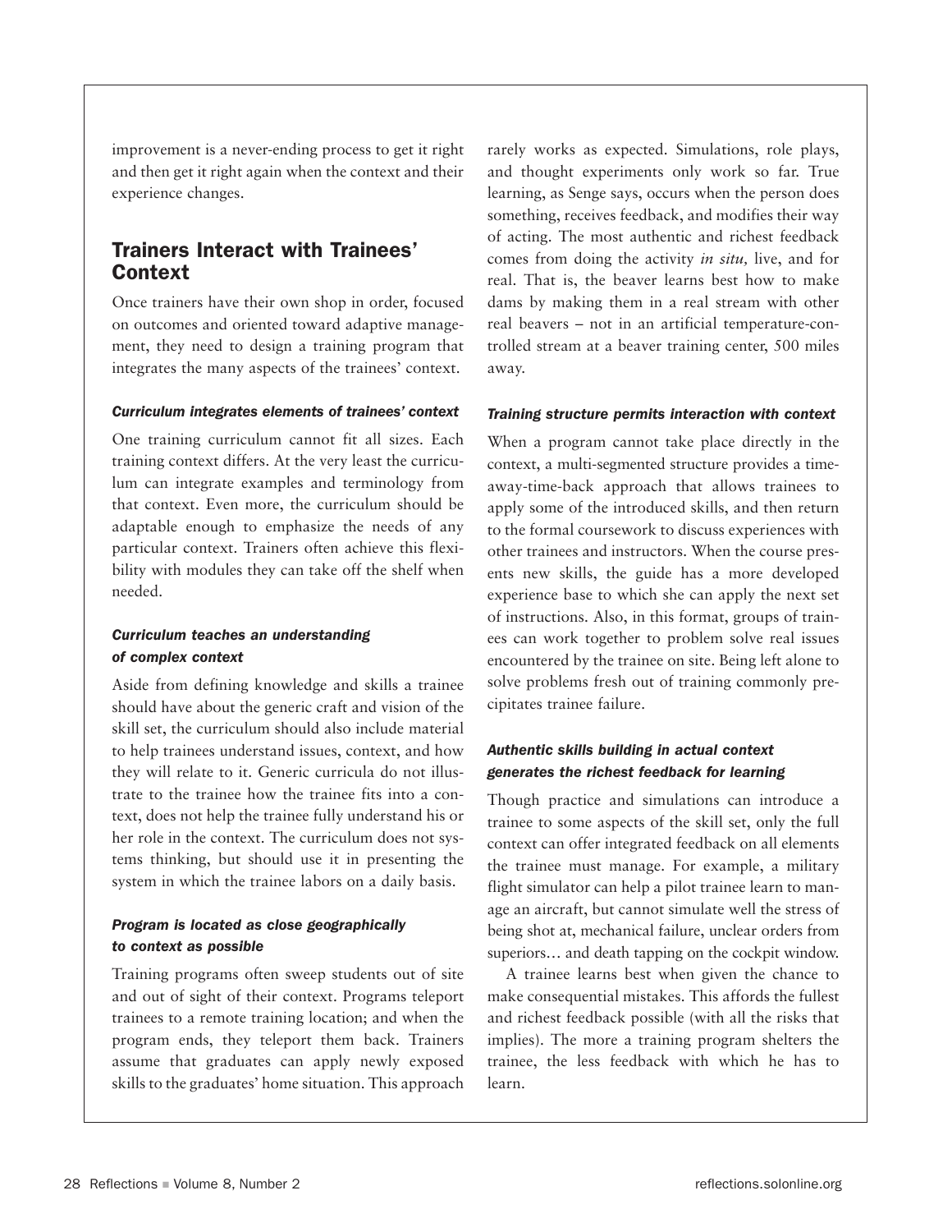improvement is a never-ending process to get it right and then get it right again when the context and their experience changes.

## Trainers Interact with Trainees' Context

Once trainers have their own shop in order, focused on outcomes and oriented toward adaptive management, they need to design a training program that integrates the many aspects of the trainees' context.

#### *Curriculum integrates elements of trainees' context*

One training curriculum cannot fit all sizes. Each training context differs. At the very least the curriculum can integrate examples and terminology from that context. Even more, the curriculum should be adaptable enough to emphasize the needs of any particular context. Trainers often achieve this flexibility with modules they can take off the shelf when needed.

#### *Curriculum teaches an understanding of complex context*

Aside from defining knowledge and skills a trainee should have about the generic craft and vision of the skill set, the curriculum should also include material to help trainees understand issues, context, and how they will relate to it. Generic curricula do not illustrate to the trainee how the trainee fits into a context, does not help the trainee fully understand his or her role in the context. The curriculum does not systems thinking, but should use it in presenting the system in which the trainee labors on a daily basis.

#### *Program is located as close geographically to context as possible*

Training programs often sweep students out of site and out of sight of their context. Programs teleport trainees to a remote training location; and when the program ends, they teleport them back. Trainers assume that graduates can apply newly exposed skills to the graduates' home situation. This approach rarely works as expected. Simulations, role plays, and thought experiments only work so far. True learning, as Senge says, occurs when the person does something, receives feedback, and modifies their way of acting. The most authentic and richest feedback comes from doing the activity *in situ,* live, and for real. That is, the beaver learns best how to make dams by making them in a real stream with other real beavers – not in an artificial temperature-controlled stream at a beaver training center, 500 miles away.

#### *Training structure permits interaction with context*

When a program cannot take place directly in the context, a multi-segmented structure provides a time-away-time-back approach that allows trainees to apply some of the introduced skills, and then return to the formal coursework to discuss experiences with other trainees and instructors. When the course presents new skills, the guide has a more developed experience base to which she can apply the next set of instructions. Also, in this format, groups of trainees can work together to problem solve real issues encountered by the trainee on site. Being left alone to solve problems fresh out of training commonly precipitates trainee failure.

#### *Authentic skills building in actual context generates the richest feedback for learning*

Though practice and simulations can introduce a trainee to some aspects of the skill set, only the full context can offer integrated feedback on all elements the trainee must manage. For example, a military flight simulator can help a pilot trainee learn to manage an aircraft, but cannot simulate well the stress of being shot at, mechanical failure, unclear orders from superiors… and death tapping on the cockpit window.

A trainee learns best when given the chance to make consequential mistakes. This affords the fullest and richest feedback possible (with all the risks that implies). The more a training program shelters the trainee, the less feedback with which he has to learn.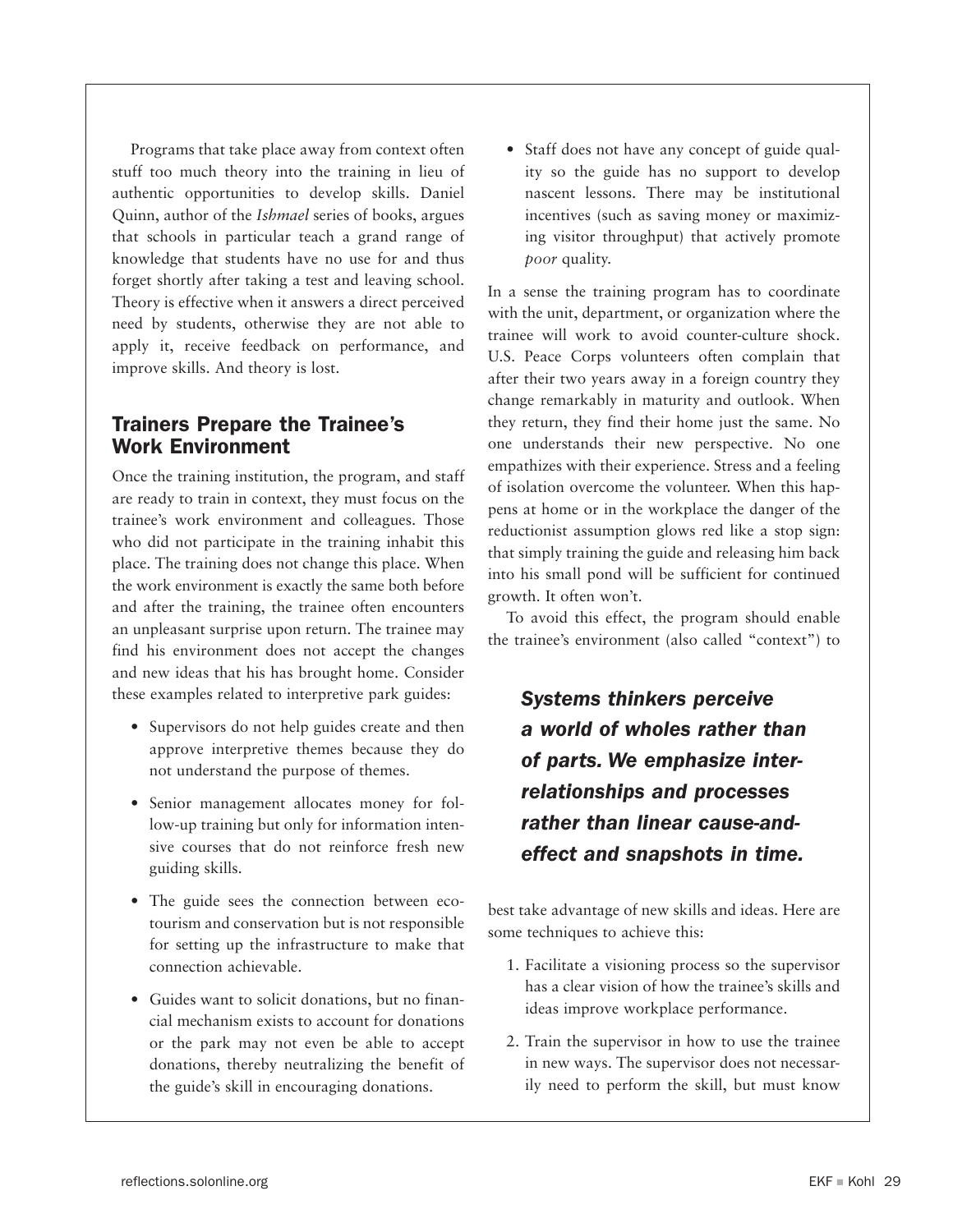Programs that take place away from context often stuff too much theory into the training in lieu of authentic opportunities to develop skills. Daniel Quinn, author of the *Ishmael* series of books, argues that schools in particular teach a grand range of knowledge that students have no use for and thus forget shortly after taking a test and leaving school. Theory is effective when it answers a direct perceived need by students, otherwise they are not able to apply it, receive feedback on performance, and improve skills. And theory is lost.

## Trainers Prepare the Trainee's Work Environment

Once the training institution, the program, and staff are ready to train in context, they must focus on the trainee's work environment and colleagues. Those who did not participate in the training inhabit this place. The training does not change this place. When the work environment is exactly the same both before and after the training, the trainee often encounters an unpleasant surprise upon return. The trainee may find his environment does not accept the changes and new ideas that his has brought home. Consider these examples related to interpretive park guides:

- Supervisors do not help guides create and then approve interpretive themes because they do not understand the purpose of themes.
- Senior management allocates money for follow-up training but only for information intensive courses that do not reinforce fresh new guiding skills.
- The guide sees the connection between ecotourism and conservation but is not responsible for setting up the infrastructure to make that connection achievable.
- Guides want to solicit donations, but no financial mechanism exists to account for donations or the park may not even be able to accept donations, thereby neutralizing the benefit of the guide's skill in encouraging donations.
- Staff does not have any concept of guide quality so the guide has no support to develop nascent lessons. There may be institutional incentives (such as saving money or maximizing visitor throughput) that actively promote *poor* quality.

In a sense the training program has to coordinate with the unit, department, or organization where the trainee will work to avoid counter-culture shock. U.S. Peace Corps volunteers often complain that after their two years away in a foreign country they change remarkably in maturity and outlook. When they return, they find their home just the same. No one understands their new perspective. No one empathizes with their experience. Stress and a feeling of isolation overcome the volunteer. When this happens at home or in the workplace the danger of the reductionist assumption glows red like a stop sign: that simply training the guide and releasing him back into his small pond will be sufficient for continued growth. It often won't.

To avoid this effect, the program should enable the trainee's environment (also called "context") to best take advantage of new skills and ideas. Here are some techniques to achieve this:

> ***Systems thinkers perceive a world of wholes rather than of parts. We emphasize interrelationships and processes rather than linear cause-and-effect and snapshots in time.***

1. Facilitate a visioning process so the supervisor has a clear vision of how the trainee's skills and ideas improve workplace performance.
2. Train the supervisor in how to use the trainee in new ways. The supervisor does not necessarily need to perform the skill, but must know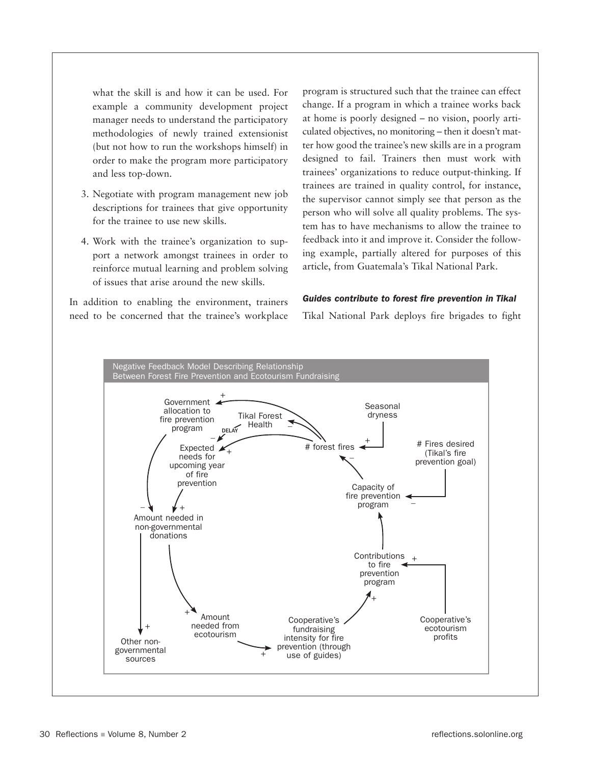what the skill is and how it can be used. For example a community development project manager needs to understand the participatory methodologies of newly trained extensionist (but not how to run the workshops himself) in order to make the program more participatory and less top-down.

3. Negotiate with program management new job descriptions for trainees that give opportunity for the trainee to use new skills.

4. Work with the trainee's organization to support a network amongst trainees in order to reinforce mutual learning and problem solving of issues that arise around the new skills.

In addition to enabling the environment, trainers need to be concerned that the trainee's workplace program is structured such that the trainee can effect change. If a program in which a trainee works back at home is poorly designed – no vision, poorly articulated objectives, no monitoring – then it doesn't matter how good the trainee's new skills are in a program designed to fail. Trainers then must work with trainees' organizations to reduce output-thinking. If trainees are trained in quality control, for instance, the supervisor cannot simply see that person as the person who will solve all quality problems. The system has to have mechanisms to allow the trainee to feedback into it and improve it. Consider the following example, partially altered for purposes of this article, from Guatemala's Tikal National Park.

***Guides contribute to forest fire prevention in Tikal***

Tikal National Park deploys fire brigades to fight

Negative Feedback Model Describing Relationship Between Forest Fire Prevention and Ecotourism Fundraising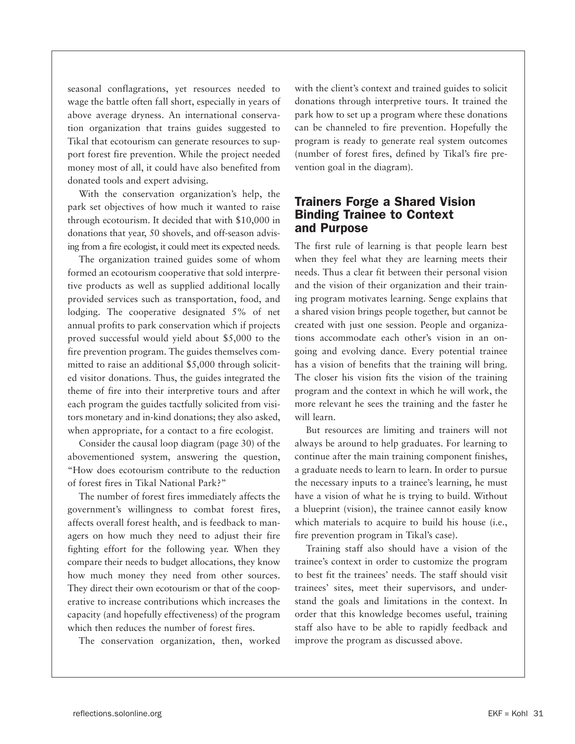seasonal conflagrations, yet resources needed to wage the battle often fall short, especially in years of above average dryness. An international conservation organization that trains guides suggested to Tikal that ecotourism can generate resources to support forest fire prevention. While the project needed money most of all, it could have also benefited from donated tools and expert advising.

With the conservation organization's help, the park set objectives of how much it wanted to raise through ecotourism. It decided that with $10,000 in donations that year, 50 shovels, and off-season advising from a fire ecologist, it could meet its expected needs.

The organization trained guides some of whom formed an ecotourism cooperative that sold interpretive products as well as supplied additional locally provided services such as transportation, food, and lodging. The cooperative designated 5% of net annual profits to park conservation which if projects proved successful would yield about $5,000 to the fire prevention program. The guides themselves committed to raise an additional $5,000 through solicited visitor donations. Thus, the guides integrated the theme of fire into their interpretive tours and after each program the guides tactfully solicited from visitors monetary and in-kind donations; they also asked, when appropriate, for a contact to a fire ecologist.

Consider the causal loop diagram (page 30) of the abovementioned system, answering the question, "How does ecotourism contribute to the reduction of forest fires in Tikal National Park?"

The number of forest fires immediately affects the government's willingness to combat forest fires, affects overall forest health, and is feedback to managers on how much they need to adjust their fire fighting effort for the following year. When they compare their needs to budget allocations, they know how much money they need from other sources. They direct their own ecotourism or that of the cooperative to increase contributions which increases the capacity (and hopefully effectiveness) of the program which then reduces the number of forest fires.

The conservation organization, then, worked with the client's context and trained guides to solicit donations through interpretive tours. It trained the park how to set up a program where these donations can be channeled to fire prevention. Hopefully the program is ready to generate real system outcomes (number of forest fires, defined by Tikal's fire prevention goal in the diagram).

## Trainers Forge a Shared Vision Binding Trainee to Context and Purpose

The first rule of learning is that people learn best when they feel what they are learning meets their needs. Thus a clear fit between their personal vision and the vision of their organization and their training program motivates learning. Senge explains that a shared vision brings people together, but cannot be created with just one session. People and organizations accommodate each other's vision in an ongoing and evolving dance. Every potential trainee has a vision of benefits that the training will bring. The closer his vision fits the vision of the training program and the context in which he will work, the more relevant he sees the training and the faster he will learn.

But resources are limiting and trainers will not always be around to help graduates. For learning to continue after the main training component finishes, a graduate needs to learn to learn. In order to pursue the necessary inputs to a trainee's learning, he must have a vision of what he is trying to build. Without a blueprint (vision), the trainee cannot easily know which materials to acquire to build his house (i.e., fire prevention program in Tikal's case).

Training staff also should have a vision of the trainee's context in order to customize the program to best fit the trainees' needs. The staff should visit trainees' sites, meet their supervisors, and understand the goals and limitations in the context. In order that this knowledge becomes useful, training staff also have to be able to rapidly feedback and improve the program as discussed above.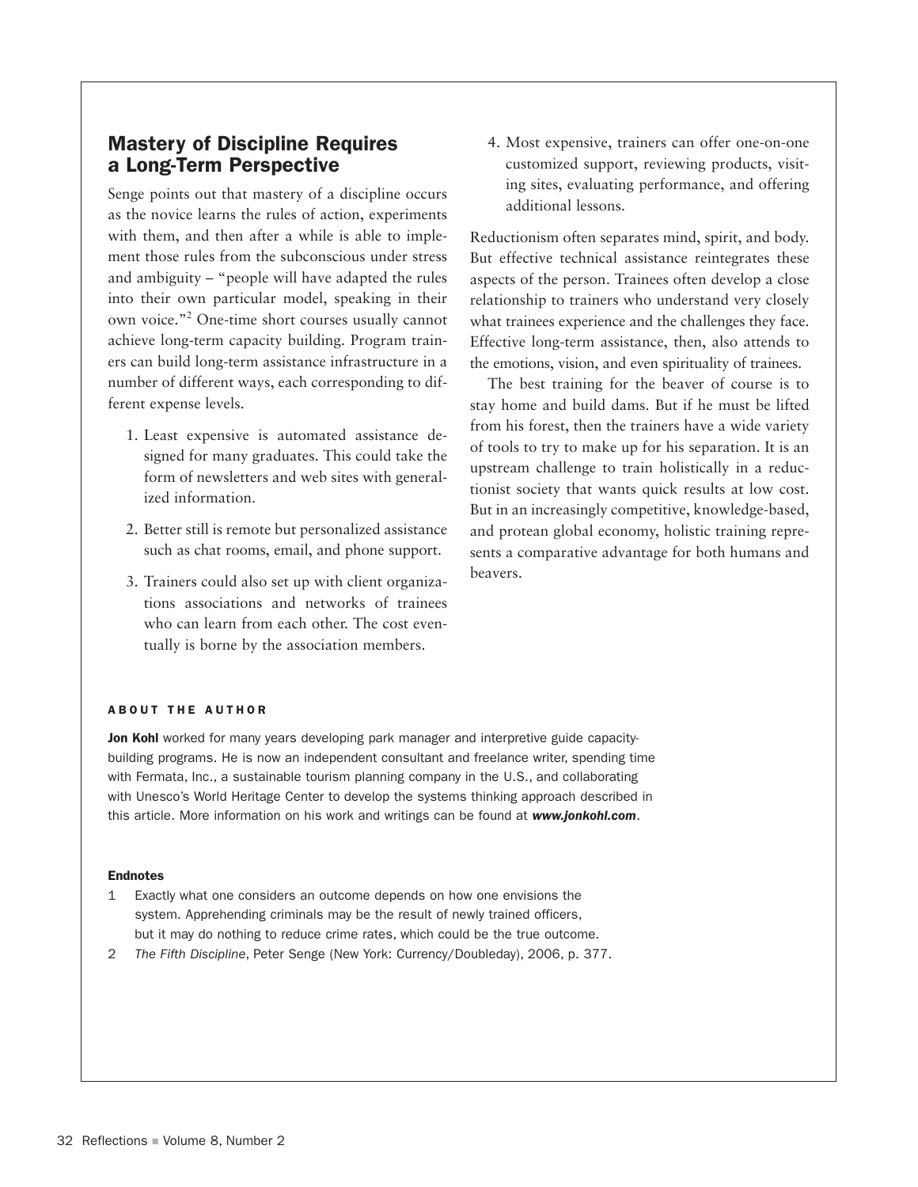## Mastery of Discipline Requires a Long-Term Perspective

Senge points out that mastery of a discipline occurs as the novice learns the rules of action, experiments with them, and then after a while is able to implement those rules from the subconscious under stress and ambiguity – "people will have adapted the rules into their own particular model, speaking in their own voice."[2] One-time short courses usually cannot achieve long-term capacity building. Program trainers can build long-term assistance infrastructure in a number of different ways, each corresponding to different expense levels.

1. Least expensive is automated assistance designed for many graduates. This could take the form of newsletters and web sites with generalized information.

2. Better still is remote but personalized assistance such as chat rooms, email, and phone support.

3. Trainers could also set up with client organizations associations and networks of trainees who can learn from each other. The cost eventually is borne by the association members.

4. Most expensive, trainers can offer one-on-one customized support, reviewing products, visiting sites, evaluating performance, and offering additional lessons.

Reductionism often separates mind, spirit, and body. But effective technical assistance reintegrates these aspects of the person. Trainees often develop a close relationship to trainers who understand very closely what trainees experience and the challenges they face. Effective long-term assistance, then, also attends to the emotions, vision, and even spirituality of trainees.

The best training for the beaver of course is to stay home and build dams. But if he must be lifted from his forest, then the trainers have a wide variety of tools to try to make up for his separation. It is an upstream challenge to train holistically in a reductionist society that wants quick results at low cost. But in an increasingly competitive, knowledge-based, and protean global economy, holistic training represents a comparative advantage for both humans and beavers.

#### ABOUT THE AUTHOR

**Jon Kohl** worked for many years developing park manager and interpretive guide capacity-building programs. He is now an independent consultant and freelance writer, spending time with Fermata, Inc., a sustainable tourism planning company in the U.S., and collaborating with Unesco's World Heritage Center to develop the systems thinking approach described in this article. More information on his work and writings can be found at ***www.jonkohl.com***.

#### Endnotes

1 Exactly what one considers an outcome depends on how one envisions the system. Apprehending criminals may be the result of newly trained officers, but it may do nothing to reduce crime rates, which could be the true outcome.

2 *The Fifth Discipline*, Peter Senge (New York: Currency/Doubleday), 2006, p. 377.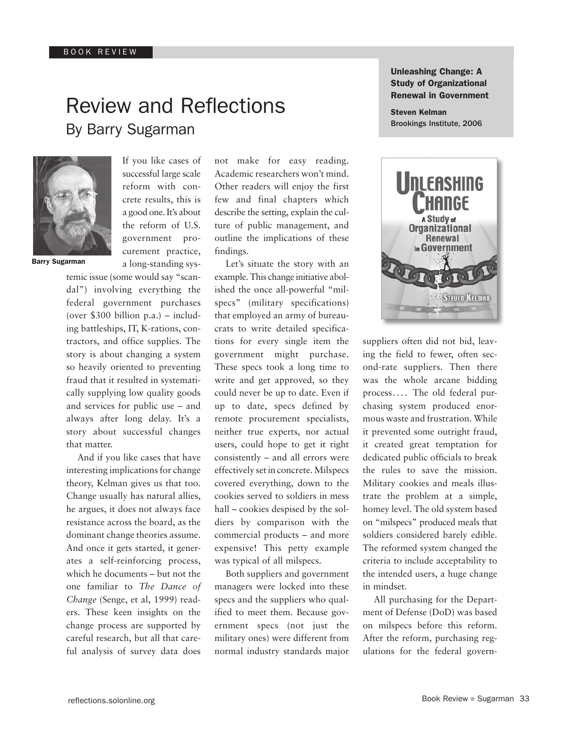BOOK REVIEW

# Review and Reflections

## By Barry Sugarman

**Unleashing Change: A Study of Organizational Renewal in Government**

**Steven Kelman**
Brookings Institute, 2006

Barry Sugarman

If you like cases of successful large scale reform with concrete results, this is a good one. It's about the reform of U.S. government procurement practice, a long-standing systemic issue (some would say "scandal") involving everything the federal government purchases (over $300 billion p.a.) – including battleships, IT, K-rations, contractors, and office supplies. The story is about changing a system so heavily oriented to preventing fraud that it resulted in systematically supplying low quality goods and services for public use – and always after long delay. It's a story about successful changes that matter.

And if you like cases that have interesting implications for change theory, Kelman gives us that too. Change usually has natural allies, he argues, it does not always face resistance across the board, as the dominant change theories assume. And once it gets started, it generates a self-reinforcing process, which he documents – but not the one familiar to *The Dance of Change* (Senge, et al, 1999) readers. These keen insights on the change process are supported by careful research, but all that careful analysis of survey data does not make for easy reading. Academic researchers won't mind. Other readers will enjoy the first few and final chapters which describe the setting, explain the culture of public management, and outline the implications of these findings.

Let's situate the story with an example. This change initiative abolished the once all-powerful "milspecs" (military specifications) that employed an army of bureaucrats to write detailed specifications for every single item the government might purchase. These specs took a long time to write and get approved, so they could never be up to date. Even if up to date, specs defined by remote procurement specialists, neither true experts, nor actual users, could hope to get it right consistently – and all errors were effectively set in concrete. Milspecs covered everything, down to the cookies served to soldiers in mess hall – cookies despised by the soldiers by comparison with the commercial products – and more expensive! This petty example was typical of all milspecs.

Both suppliers and government managers were locked into these specs and the suppliers who qualified to meet them. Because government specs (not just the military ones) were different from normal industry standards major suppliers often did not bid, leaving the field to fewer, often second-rate suppliers. Then there was the whole arcane bidding process.... The old federal purchasing system produced enormous waste and frustration. While it prevented some outright fraud, it created great temptation for dedicated public officials to break the rules to save the mission. Military cookies and meals illustrate the problem at a simple, homey level. The old system based on "milspecs" produced meals that soldiers considered barely edible. The reformed system changed the criteria to include acceptability to the intended users, a huge change in mindset.

All purchasing for the Department of Defense (DoD) was based on milspecs before this reform. After the reform, purchasing regulations for the federal govern-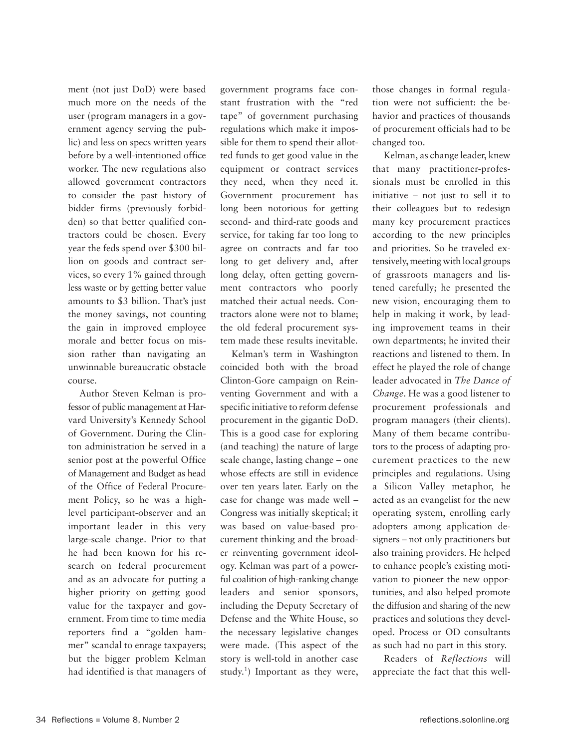ment (not just DoD) were based much more on the needs of the user (program managers in a government agency serving the public) and less on specs written years before by a well-intentioned office worker. The new regulations also allowed government contractors to consider the past history of bidder firms (previously forbidden) so that better qualified contractors could be chosen. Every year the feds spend over $300 billion on goods and contract services, so every 1% gained through less waste or by getting better value amounts to $3 billion. That's just the money savings, not counting the gain in improved employee morale and better focus on mission rather than navigating an unwinnable bureaucratic obstacle course.

Author Steven Kelman is professor of public management at Harvard University's Kennedy School of Government. During the Clinton administration he served in a senior post at the powerful Office of Management and Budget as head of the Office of Federal Procurement Policy, so he was a high-level participant-observer and an important leader in this very large-scale change. Prior to that he had been known for his research on federal procurement and as an advocate for putting a higher priority on getting good value for the taxpayer and government. From time to time media reporters find a "golden hammer" scandal to enrage taxpayers; but the bigger problem Kelman had identified is that managers of government programs face constant frustration with the "red tape" of government purchasing regulations which make it impossible for them to spend their allotted funds to get good value in the equipment or contract services they need, when they need it. Government procurement has long been notorious for getting second- and third-rate goods and service, for taking far too long to agree on contracts and far too long to get delivery and, after long delay, often getting government contractors who poorly matched their actual needs. Contractors alone were not to blame; the old federal procurement system made these results inevitable.

Kelman's term in Washington coincided both with the broad Clinton-Gore campaign on Reinventing Government and with a specific initiative to reform defense procurement in the gigantic DoD. This is a good case for exploring (and teaching) the nature of large scale change, lasting change – one whose effects are still in evidence over ten years later. Early on the case for change was made well – Congress was initially skeptical; it was based on value-based procurement thinking and the broader reinventing government ideology. Kelman was part of a powerful coalition of high-ranking change leaders and senior sponsors, including the Deputy Secretary of Defense and the White House, so the necessary legislative changes were made. (This aspect of the story is well-told in another case study.[1]) Important as they were, those changes in formal regulation were not sufficient: the behavior and practices of thousands of procurement officials had to be changed too.

Kelman, as change leader, knew that many practitioner-professionals must be enrolled in this initiative – not just to sell it to their colleagues but to redesign many key procurement practices according to the new principles and priorities. So he traveled extensively, meeting with local groups of grassroots managers and listened carefully; he presented the new vision, encouraging them to help in making it work, by leading improvement teams in their own departments; he invited their reactions and listened to them. In effect he played the role of change leader advocated in *The Dance of Change*. He was a good listener to procurement professionals and program managers (their clients). Many of them became contributors to the process of adapting procurement practices to the new principles and regulations. Using a Silicon Valley metaphor, he acted as an evangelist for the new operating system, enrolling early adopters among application designers – not only practitioners but also training providers. He helped to enhance people's existing motivation to pioneer the new opportunities, and also helped promote the diffusion and sharing of the new practices and solutions they developed. Process or OD consultants as such had no part in this story.

Readers of *Reflections* will appreciate the fact that this well-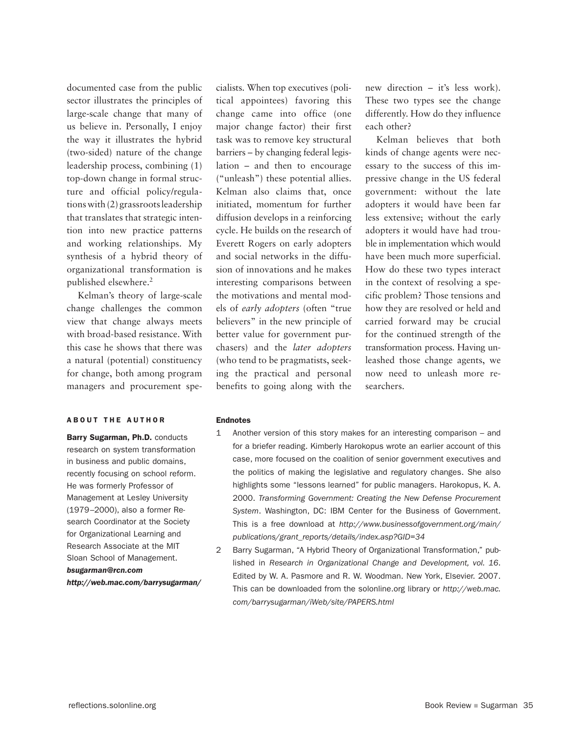documented case from the public sector illustrates the principles of large-scale change that many of us believe in. Personally, I enjoy the way it illustrates the hybrid (two-sided) nature of the change leadership process, combining (1) top-down change in formal structure and official policy/regulations with (2) grassroots leadership that translates that strategic intention into new practice patterns and working relationships. My synthesis of a hybrid theory of organizational transformation is published elsewhere.[2]

Kelman's theory of large-scale change challenges the common view that change always meets with broad-based resistance. With this case he shows that there was a natural (potential) constituency for change, both among program managers and procurement specialists. When top executives (political appointees) favoring this change came into office (one major change factor) their first task was to remove key structural barriers – by changing federal legislation – and then to encourage ("unleash") these potential allies. Kelman also claims that, once initiated, momentum for further diffusion develops in a reinforcing cycle. He builds on the research of Everett Rogers on early adopters and social networks in the diffusion of innovations and he makes interesting comparisons between the motivations and mental models of *early adopters* (often "true believers" in the new principle of better value for government purchasers) and the *later adopters* (who tend to be pragmatists, seeking the practical and personal benefits to going along with the new direction – it's less work). These two types see the change differently. How do they influence each other?

Kelman believes that both kinds of change agents were necessary to the success of this impressive change in the US federal government: without the late adopters it would have been far less extensive; without the early adopters it would have had trouble in implementation which would have been much more superficial. How do these two types interact in the context of resolving a specific problem? Those tensions and how they are resolved or held and carried forward may be crucial for the continued strength of the transformation process. Having unleashed those change agents, we now need to unleash more researchers.

#### ABOUT THE AUTHOR

**Barry Sugarman, Ph.D.** conducts research on system transformation in business and public domains, recently focusing on school reform. He was formerly Professor of Management at Lesley University (1979–2000), also a former Research Coordinator at the Society for Organizational Learning and Research Associate at the MIT Sloan School of Management.
***bsugarman@rcn.com***
***http://web.mac.com/barrysugarman/***

#### Endnotes

1. Another version of this story makes for an interesting comparison – and for a briefer reading. Kimberly Harokopus wrote an earlier account of this case, more focused on the coalition of senior government executives and the politics of making the legislative and regulatory changes. She also highlights some "lessons learned" for public managers. Harokopus, K. A. 2000. *Transforming Government: Creating the New Defense Procurement System*. Washington, DC: IBM Center for the Business of Government. This is a free download at *http://www.businessofgovernment.org/main/publications/grant_reports/details/index.asp?GID=34*
2. Barry Sugarman, "A Hybrid Theory of Organizational Transformation," published in *Research in Organizational Change and Development, vol. 16*. Edited by W. A. Pasmore and R. W. Woodman. New York, Elsevier. 2007. This can be downloaded from the solonline.org library or *http://web.mac.com/barrysugarman/iWeb/site/PAPERS.html*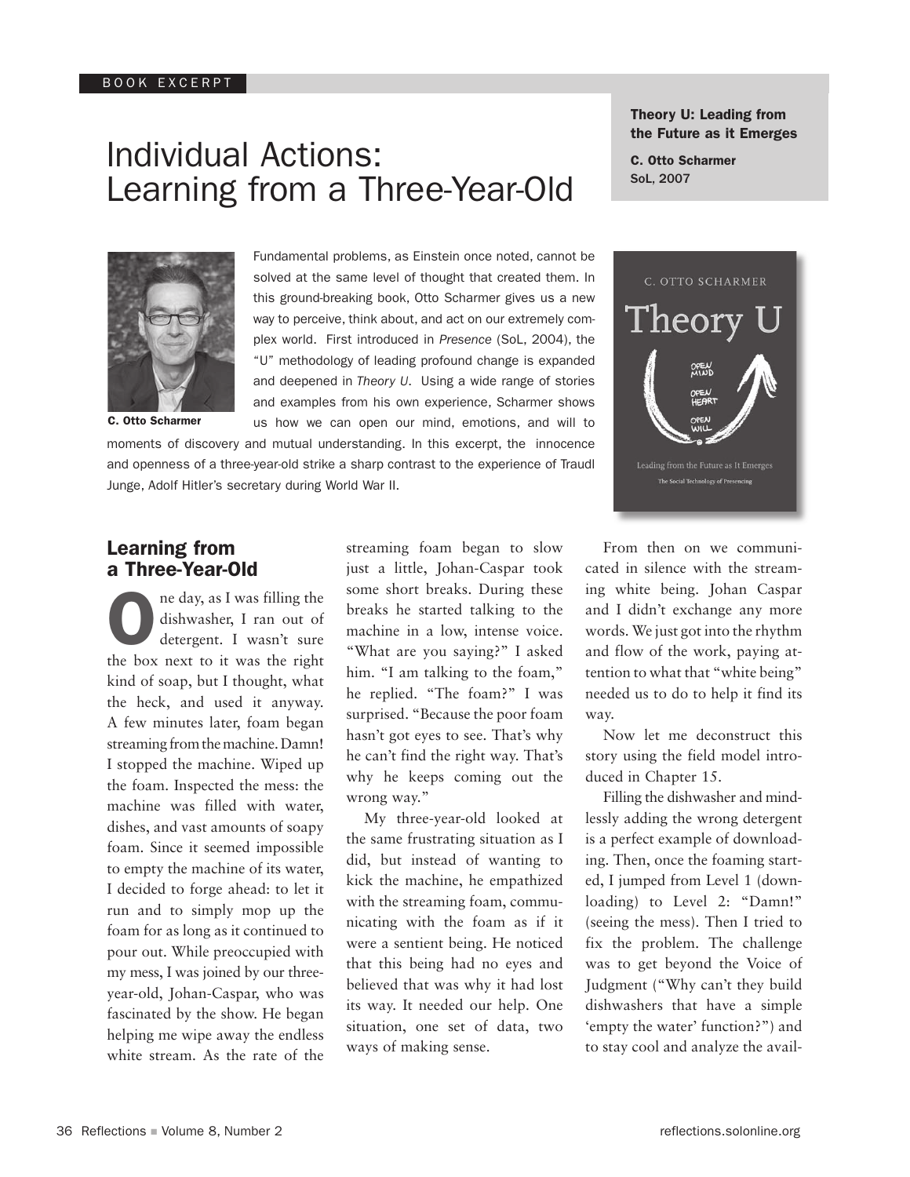BOOK EXCERPT

# Individual Actions: Learning from a Three-Year-Old

**Theory U: Leading from the Future as it Emerges**

**C. Otto Scharmer**
SoL, 2007

**C. Otto Scharmer**

Fundamental problems, as Einstein once noted, cannot be solved at the same level of thought that created them. In this ground-breaking book, Otto Scharmer gives us a new way to perceive, think about, and act on our extremely complex world. First introduced in *Presence* (SoL, 2004), the "U" methodology of leading profound change is expanded and deepened in *Theory U*. Using a wide range of stories and examples from his own experience, Scharmer shows us how we can open our mind, emotions, and will to moments of discovery and mutual understanding. In this excerpt, the innocence and openness of a three-year-old strike a sharp contrast to the experience of Traudl Junge, Adolf Hitler's secretary during World War II.

## Learning from a Three-Year-Old

One day, as I was filling the dishwasher, I ran out of detergent. I wasn't sure the box next to it was the right kind of soap, but I thought, what the heck, and used it anyway. A few minutes later, foam began streaming from the machine. Damn! I stopped the machine. Wiped up the foam. Inspected the mess: the machine was filled with water, dishes, and vast amounts of soapy foam. Since it seemed impossible to empty the machine of its water, I decided to forge ahead: to let it run and to simply mop up the foam for as long as it continued to pour out. While preoccupied with my mess, I was joined by our three-year-old, Johan-Caspar, who was fascinated by the show. He began helping me wipe away the endless white stream. As the rate of the streaming foam began to slow just a little, Johan-Caspar took some short breaks. During these breaks he started talking to the machine in a low, intense voice. "What are you saying?" I asked him. "I am talking to the foam," he replied. "The foam?" I was surprised. "Because the poor foam hasn't got eyes to see. That's why he can't find the right way. That's why he keeps coming out the wrong way."

My three-year-old looked at the same frustrating situation as I did, but instead of wanting to kick the machine, he empathized with the streaming foam, communicating with the foam as if it were a sentient being. He noticed that this being had no eyes and believed that was why it had lost its way. It needed our help. One situation, one set of data, two ways of making sense.

From then on we communicated in silence with the streaming white being. Johan Caspar and I didn't exchange any more words. We just got into the rhythm and flow of the work, paying attention to what that "white being" needed us to do to help it find its way.

Now let me deconstruct this story using the field model introduced in Chapter 15.

Filling the dishwasher and mindlessly adding the wrong detergent is a perfect example of downloading. Then, once the foaming started, I jumped from Level 1 (downloading) to Level 2: "Damn!" (seeing the mess). Then I tried to fix the problem. The challenge was to get beyond the Voice of Judgment ("Why can't they build dishwashers that have a simple 'empty the water' function?") and to stay cool and analyze the avail-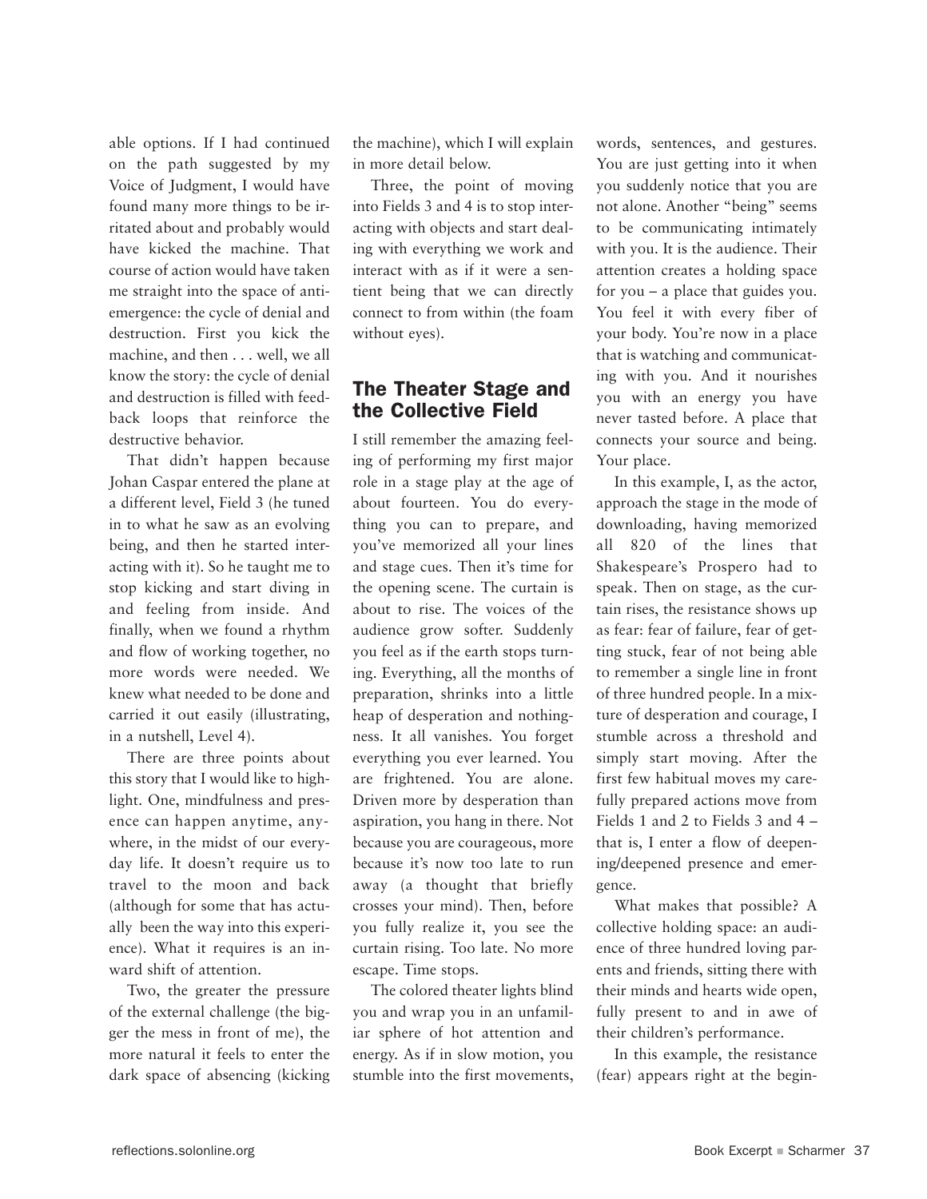able options. If I had continued on the path suggested by my Voice of Judgment, I would have found many more things to be irritated about and probably would have kicked the machine. That course of action would have taken me straight into the space of anti-emergence: the cycle of denial and destruction. First you kick the machine, and then . . . well, we all know the story: the cycle of denial and destruction is filled with feedback loops that reinforce the destructive behavior.

That didn't happen because Johan Caspar entered the plane at a different level, Field 3 (he tuned in to what he saw as an evolving being, and then he started interacting with it). So he taught me to stop kicking and start diving in and feeling from inside. And finally, when we found a rhythm and flow of working together, no more words were needed. We knew what needed to be done and carried it out easily (illustrating, in a nutshell, Level 4).

There are three points about this story that I would like to highlight. One, mindfulness and presence can happen anytime, anywhere, in the midst of our everyday life. It doesn't require us to travel to the moon and back (although for some that has actually been the way into this experience). What it requires is an inward shift of attention.

Two, the greater the pressure of the external challenge (the bigger the mess in front of me), the more natural it feels to enter the dark space of absencing (kicking the machine), which I will explain in more detail below.

Three, the point of moving into Fields 3 and 4 is to stop interacting with objects and start dealing with everything we work and interact with as if it were a sentient being that we can directly connect to from within (the foam without eyes).

## The Theater Stage and the Collective Field

I still remember the amazing feeling of performing my first major role in a stage play at the age of about fourteen. You do everything you can to prepare, and you've memorized all your lines and stage cues. Then it's time for the opening scene. The curtain is about to rise. The voices of the audience grow softer. Suddenly you feel as if the earth stops turning. Everything, all the months of preparation, shrinks into a little heap of desperation and nothingness. It all vanishes. You forget everything you ever learned. You are frightened. You are alone. Driven more by desperation than aspiration, you hang in there. Not because you are courageous, more because it's now too late to run away (a thought that briefly crosses your mind). Then, before you fully realize it, you see the curtain rising. Too late. No more escape. Time stops.

The colored theater lights blind you and wrap you in an unfamiliar sphere of hot attention and energy. As if in slow motion, you stumble into the first movements, words, sentences, and gestures. You are just getting into it when you suddenly notice that you are not alone. Another "being" seems to be communicating intimately with you. It is the audience. Their attention creates a holding space for you – a place that guides you. You feel it with every fiber of your body. You're now in a place that is watching and communicating with you. And it nourishes you with an energy you have never tasted before. A place that connects your source and being. Your place.

In this example, I, as the actor, approach the stage in the mode of downloading, having memorized all 820 of the lines that Shakespeare's Prospero had to speak. Then on stage, as the curtain rises, the resistance shows up as fear: fear of failure, fear of getting stuck, fear of not being able to remember a single line in front of three hundred people. In a mixture of desperation and courage, I stumble across a threshold and simply start moving. After the first few habitual moves my carefully prepared actions move from Fields 1 and 2 to Fields 3 and 4 – that is, I enter a flow of deepening/deepened presence and emergence.

What makes that possible? A collective holding space: an audience of three hundred loving parents and friends, sitting there with their minds and hearts wide open, fully present to and in awe of their children's performance.

In this example, the resistance (fear) appears right at the begin-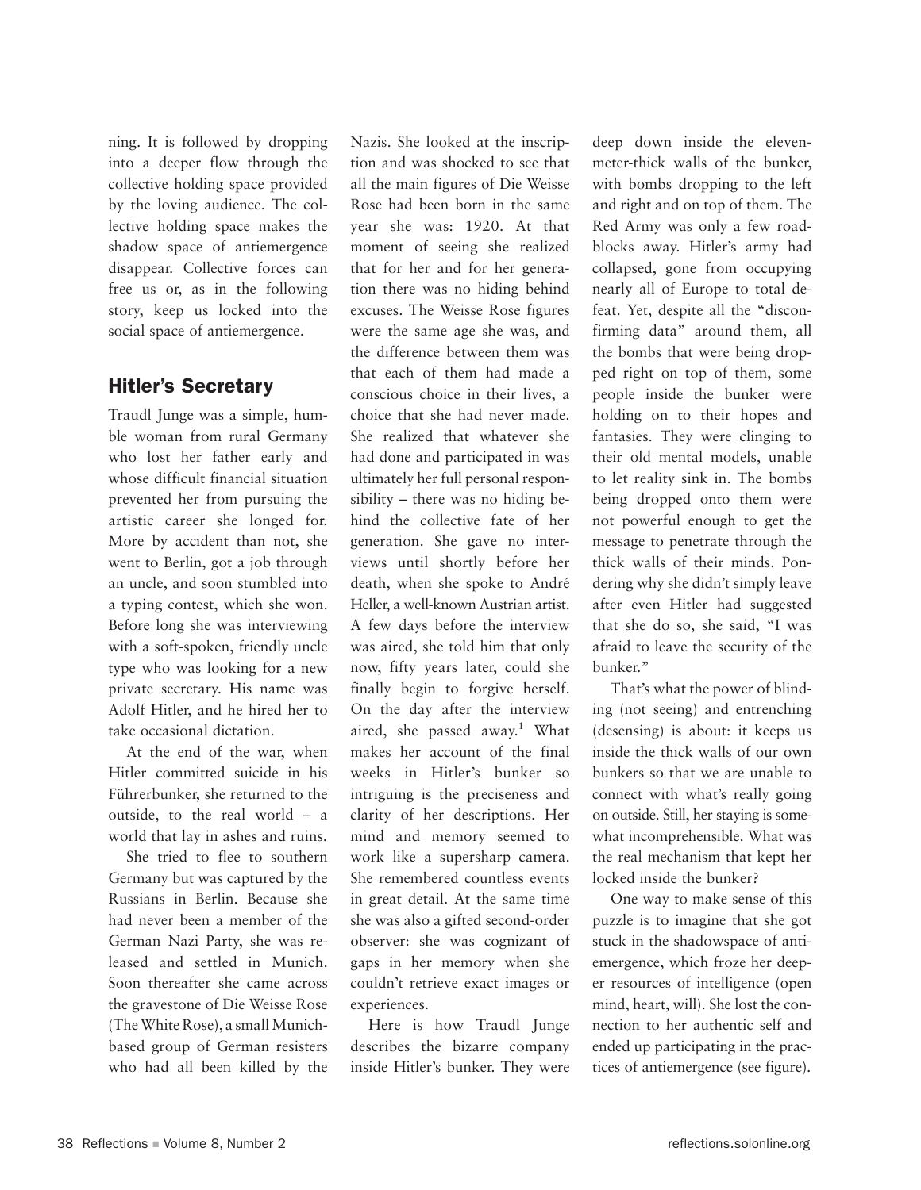ning. It is followed by dropping into a deeper flow through the collective holding space provided by the loving audience. The collective holding space makes the shadow space of antiemergence disappear. Collective forces can free us or, as in the following story, keep us locked into the social space of antiemergence.

## Hitler's Secretary

Traudl Junge was a simple, humble woman from rural Germany who lost her father early and whose difficult financial situation prevented her from pursuing the artistic career she longed for. More by accident than not, she went to Berlin, got a job through an uncle, and soon stumbled into a typing contest, which she won. Before long she was interviewing with a soft-spoken, friendly uncle type who was looking for a new private secretary. His name was Adolf Hitler, and he hired her to take occasional dictation.

At the end of the war, when Hitler committed suicide in his Führerbunker, she returned to the outside, to the real world – a world that lay in ashes and ruins.

She tried to flee to southern Germany but was captured by the Russians in Berlin. Because she had never been a member of the German Nazi Party, she was released and settled in Munich. Soon thereafter she came across the gravestone of Die Weisse Rose (The White Rose), a small Munich-based group of German resisters who had all been killed by the Nazis. She looked at the inscription and was shocked to see that all the main figures of Die Weisse Rose had been born in the same year she was: 1920. At that moment of seeing she realized that for her and for her generation there was no hiding behind excuses. The Weisse Rose figures were the same age she was, and the difference between them was that each of them had made a conscious choice in their lives, a choice that she had never made. She realized that whatever she had done and participated in was ultimately her full personal responsibility – there was no hiding behind the collective fate of her generation. She gave no interviews until shortly before her death, when she spoke to André Heller, a well-known Austrian artist. A few days before the interview was aired, she told him that only now, fifty years later, could she finally begin to forgive herself. On the day after the interview aired, she passed away.[1] What makes her account of the final weeks in Hitler's bunker so intriguing is the preciseness and clarity of her descriptions. Her mind and memory seemed to work like a supersharp camera. She remembered countless events in great detail. At the same time she was also a gifted second-order observer: she was cognizant of gaps in her memory when she couldn't retrieve exact images or experiences.

Here is how Traudl Junge describes the bizarre company inside Hitler's bunker. They were deep down inside the eleven-meter-thick walls of the bunker, with bombs dropping to the left and right and on top of them. The Red Army was only a few roadblocks away. Hitler's army had collapsed, gone from occupying nearly all of Europe to total defeat. Yet, despite all the "disconfirming data" around them, all the bombs that were being dropped right on top of them, some people inside the bunker were holding on to their hopes and fantasies. They were clinging to their old mental models, unable to let reality sink in. The bombs being dropped onto them were not powerful enough to get the message to penetrate through the thick walls of their minds. Pondering why she didn't simply leave after even Hitler had suggested that she do so, she said, "I was afraid to leave the security of the bunker."

That's what the power of blinding (not seeing) and entrenching (desensing) is about: it keeps us inside the thick walls of our own bunkers so that we are unable to connect with what's really going on outside. Still, her staying is somewhat incomprehensible. What was the real mechanism that kept her locked inside the bunker?

One way to make sense of this puzzle is to imagine that she got stuck in the shadowspace of antiemergence, which froze her deeper resources of intelligence (open mind, heart, will). She lost the connection to her authentic self and ended up participating in the practices of antiemergence (see figure).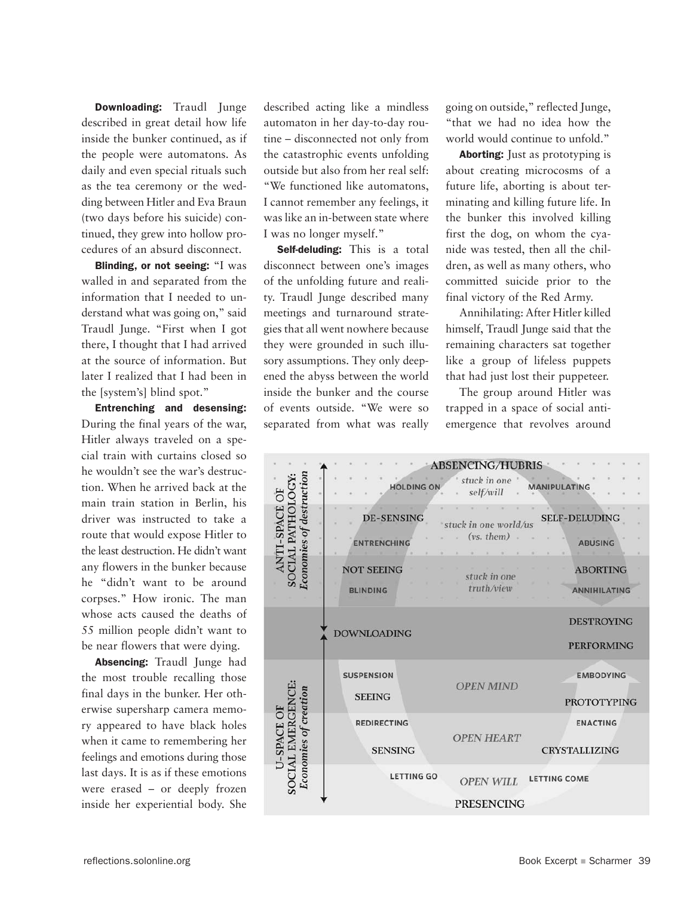**Downloading:** Traudl Junge described in great detail how life inside the bunker continued, as if the people were automatons. As daily and even special rituals such as the tea ceremony or the wedding between Hitler and Eva Braun (two days before his suicide) continued, they grew into hollow procedures of an absurd disconnect.

**Blinding, or not seeing:** "I was walled in and separated from the information that I needed to understand what was going on," said Traudl Junge. "First when I got there, I thought that I had arrived at the source of information. But later I realized that I had been in the [system's] blind spot."

**Entrenching and desensing:** During the final years of the war, Hitler always traveled on a special train with curtains closed so he wouldn't see the war's destruction. When he arrived back at the main train station in Berlin, his driver was instructed to take a route that would expose Hitler to the least destruction. He didn't want any flowers in the bunker because he "didn't want to be around corpses." How ironic. The man whose acts caused the deaths of 55 million people didn't want to be near flowers that were dying.

**Absencing:** Traudl Junge had the most trouble recalling those final days in the bunker. Her otherwise supersharp camera memory appeared to have black holes when it came to remembering her feelings and emotions during those last days. It is as if these emotions were erased – or deeply frozen inside her experiential body. She described acting like a mindless automaton in her day-to-day routine – disconnected not only from the catastrophic events unfolding outside but also from her real self: "We functioned like automatons, I cannot remember any feelings, it was like an in-between state where I was no longer myself."

**Self-deluding:** This is a total disconnect between one's images of the unfolding future and reality. Traudl Junge described many meetings and turnaround strategies that all went nowhere because they were grounded in such illusory assumptions. They only deepened the abyss between the world inside the bunker and the course of events outside. "We were so separated from what was really going on outside," reflected Junge, "that we had no idea how the world would continue to unfold."

**Aborting:** Just as prototyping is about creating microcosms of a future life, aborting is about terminating and killing future life. In the bunker this involved killing first the dog, on whom the cyanide was tested, then all the children, as well as many others, who committed suicide prior to the final victory of the Red Army.

Annihilating: After Hitler killed himself, Traudl Junge said that the remaining characters sat together like a group of lifeless puppets that had just lost their puppeteer.

The group around Hitler was trapped in a space of social anti-emergence that revolves around

ANTI-SPACE OF SOCIAL PATHOLOGY: *Economies of destruction*

ABSENCING/HUBRIS

HOLDING ON

*stuck in one self/will*

MANIPULATING

DE-SENSING

*stuck in one world/us (vs. them)*

SELF-DELUDING

ENTRENCHING

ABUSING

NOT SEEING

*stuck in one truth/view*

ABORTING

BLINDING

ANNIHILATING

DOWNLOADING

DESTROYING

PERFORMING

U-SPACE OF SOCIAL EMERGENCE: *Economies of creation*

SUSPENSION

*OPEN MIND*

EMBODYING

SEEING

PROTOTYPING

REDIRECTING

ENACTING

*OPEN HEART*

SENSING

CRYSTALLIZING

LETTING GO

*OPEN WILL*

LETTING COME

PRESENCING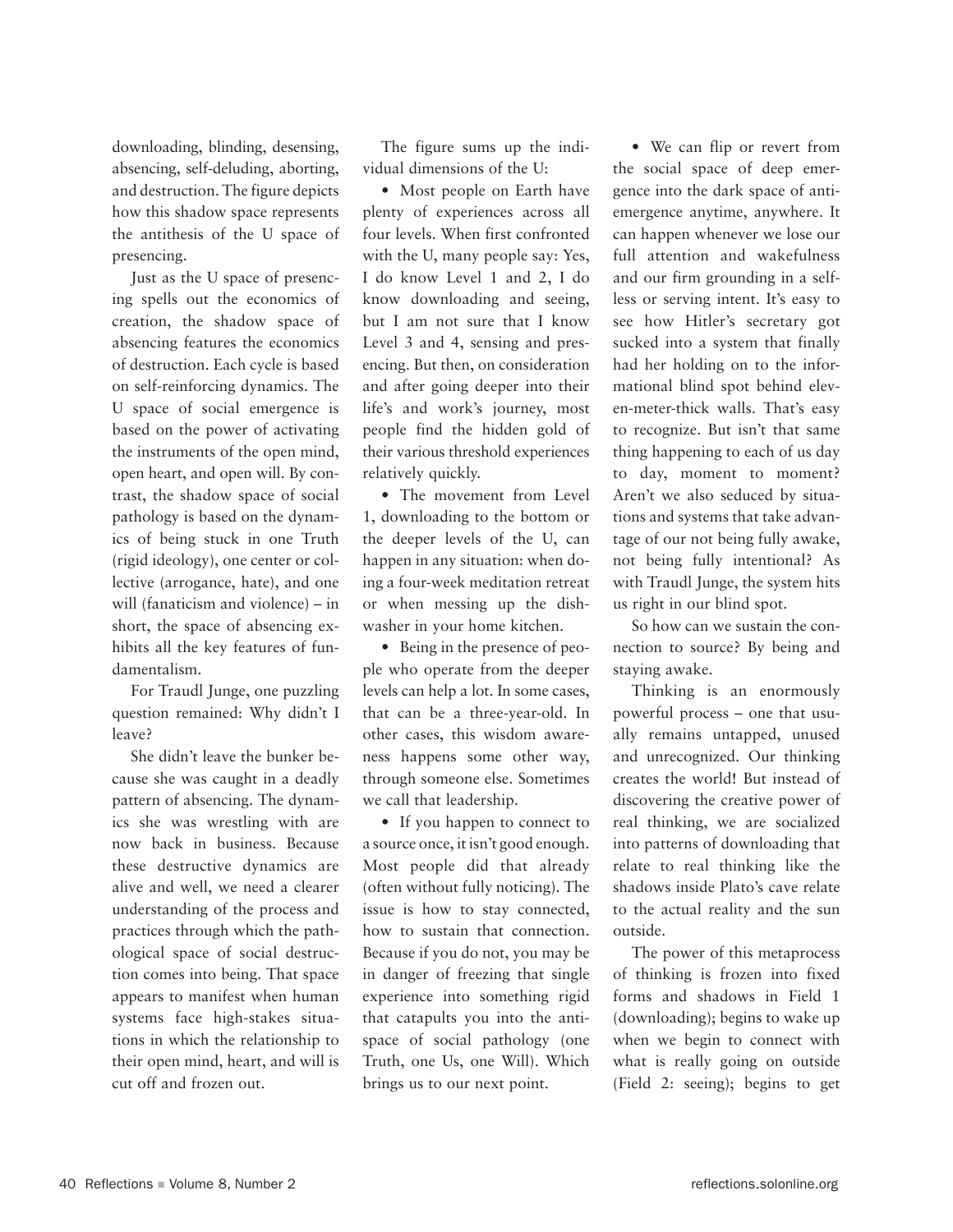downloading, blinding, desensing, absencing, self-deluding, aborting, and destruction. The figure depicts how this shadow space represents the antithesis of the U space of presencing.

Just as the U space of presencing spells out the economics of creation, the shadow space of absencing features the economics of destruction. Each cycle is based on self-reinforcing dynamics. The U space of social emergence is based on the power of activating the instruments of the open mind, open heart, and open will. By contrast, the shadow space of social pathology is based on the dynamics of being stuck in one Truth (rigid ideology), one center or collective (arrogance, hate), and one will (fanaticism and violence) – in short, the space of absencing exhibits all the key features of fundamentalism.

For Traudl Junge, one puzzling question remained: Why didn't I leave?

She didn't leave the bunker because she was caught in a deadly pattern of absencing. The dynamics she was wrestling with are now back in business. Because these destructive dynamics are alive and well, we need a clearer understanding of the process and practices through which the pathological space of social destruction comes into being. That space appears to manifest when human systems face high-stakes situations in which the relationship to their open mind, heart, and will is cut off and frozen out.

The figure sums up the individual dimensions of the U:

- Most people on Earth have plenty of experiences across all four levels. When first confronted with the U, many people say: Yes, I do know Level 1 and 2, I do know downloading and seeing, but I am not sure that I know Level 3 and 4, sensing and presencing. But then, on consideration and after going deeper into their life's and work's journey, most people find the hidden gold of their various threshold experiences relatively quickly.
- The movement from Level 1, downloading to the bottom or the deeper levels of the U, can happen in any situation: when doing a four-week meditation retreat or when messing up the dishwasher in your home kitchen.
- Being in the presence of people who operate from the deeper levels can help a lot. In some cases, that can be a three-year-old. In other cases, this wisdom awareness happens some other way, through someone else. Sometimes we call that leadership.
- If you happen to connect to a source once, it isn't good enough. Most people did that already (often without fully noticing). The issue is how to stay connected, how to sustain that connection. Because if you do not, you may be in danger of freezing that single experience into something rigid that catapults you into the anti-space of social pathology (one Truth, one Us, one Will). Which brings us to our next point.
- We can flip or revert from the social space of deep emergence into the dark space of anti-emergence anytime, anywhere. It can happen whenever we lose our full attention and wakefulness and our firm grounding in a selfless or serving intent. It's easy to see how Hitler's secretary got sucked into a system that finally had her holding on to the informational blind spot behind eleven-meter-thick walls. That's easy to recognize. But isn't that same thing happening to each of us day to day, moment to moment? Aren't we also seduced by situations and systems that take advantage of our not being fully awake, not being fully intentional? As with Traudl Junge, the system hits us right in our blind spot.

So how can we sustain the connection to source? By being and staying awake.

Thinking is an enormously powerful process – one that usually remains untapped, unused and unrecognized. Our thinking creates the world! But instead of discovering the creative power of real thinking, we are socialized into patterns of downloading that relate to real thinking like the shadows inside Plato's cave relate to the actual reality and the sun outside.

The power of this metaprocess of thinking is frozen into fixed forms and shadows in Field 1 (downloading); begins to wake up when we begin to connect with what is really going on outside (Field 2: seeing); begins to get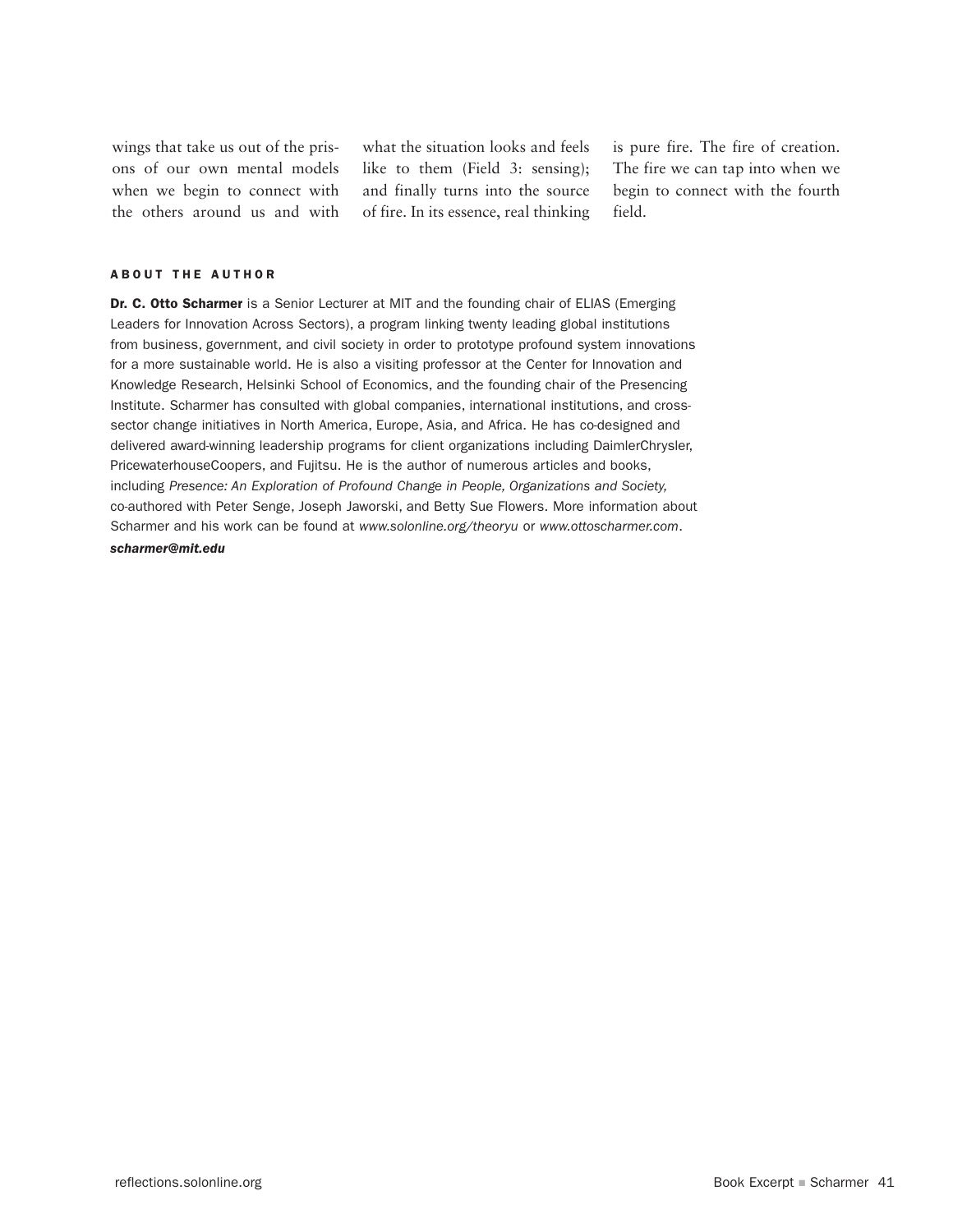wings that take us out of the prisons of our own mental models when we begin to connect with the others around us and with what the situation looks and feels like to them (Field 3: sensing); and finally turns into the source of fire. In its essence, real thinking is pure fire. The fire of creation. The fire we can tap into when we begin to connect with the fourth field.

#### ABOUT THE AUTHOR

**Dr. C. Otto Scharmer** is a Senior Lecturer at MIT and the founding chair of ELIAS (Emerging Leaders for Innovation Across Sectors), a program linking twenty leading global institutions from business, government, and civil society in order to prototype profound system innovations for a more sustainable world. He is also a visiting professor at the Center for Innovation and Knowledge Research, Helsinki School of Economics, and the founding chair of the Presencing Institute. Scharmer has consulted with global companies, international institutions, and cross-sector change initiatives in North America, Europe, Asia, and Africa. He has co-designed and delivered award-winning leadership programs for client organizations including DaimlerChrysler, PricewaterhouseCoopers, and Fujitsu. He is the author of numerous articles and books, including *Presence: An Exploration of Profound Change in People, Organizations and Society,* co-authored with Peter Senge, Joseph Jaworski, and Betty Sue Flowers. More information about Scharmer and his work can be found at *www.solonline.org/theoryu* or *www.ottoscharmer.com*.
***scharmer@mit.edu***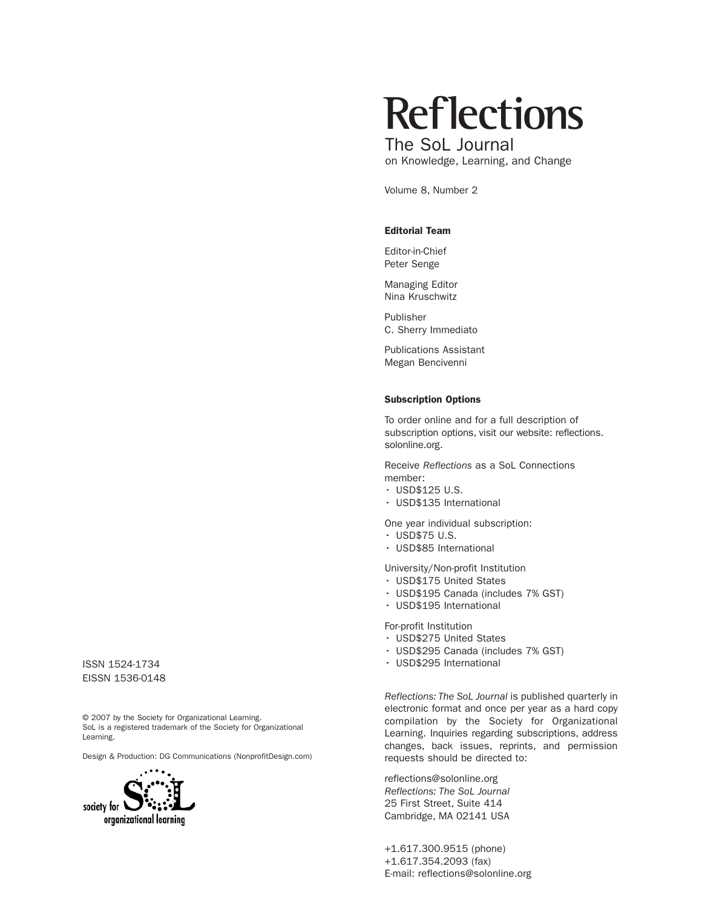# Reflections

## The SoL Journal

on Knowledge, Learning, and Change

Volume 8, Number 2

**Editorial Team**

Editor-in-Chief
Peter Senge

Managing Editor
Nina Kruschwitz

Publisher
C. Sherry Immediato

Publications Assistant
Megan Bencivenni

**Subscription Options**

To order online and for a full description of subscription options, visit our website: reflections.solonline.org.

Receive *Reflections* as a SoL Connections member:
- USD$125 U.S.
- USD$135 International

One year individual subscription:
- USD$75 U.S.
- USD$85 International

University/Non-profit Institution
- USD$175 United States
- USD$195 Canada (includes 7% GST)
- USD$195 International

For-profit Institution
- USD$275 United States
- USD$295 Canada (includes 7% GST)
- USD$295 International

*Reflections: The SoL Journal* is published quarterly in electronic format and once per year as a hard copy compilation by the Society for Organizational Learning. Inquiries regarding subscriptions, address changes, back issues, reprints, and permission requests should be directed to:

reflections@solonline.org
*Reflections: The SoL Journal*
25 First Street, Suite 414
Cambridge, MA 02141 USA

+1.617.300.9515 (phone)
+1.617.354.2093 (fax)
E-mail: reflections@solonline.org

ISSN 1524-1734
EISSN 1536-0148

© 2007 by the Society for Organizational Learning.
SoL is a registered trademark of the Society for Organizational Learning.

Design & Production: DG Communications (NonprofitDesign.com)

society for SoL organizational learning